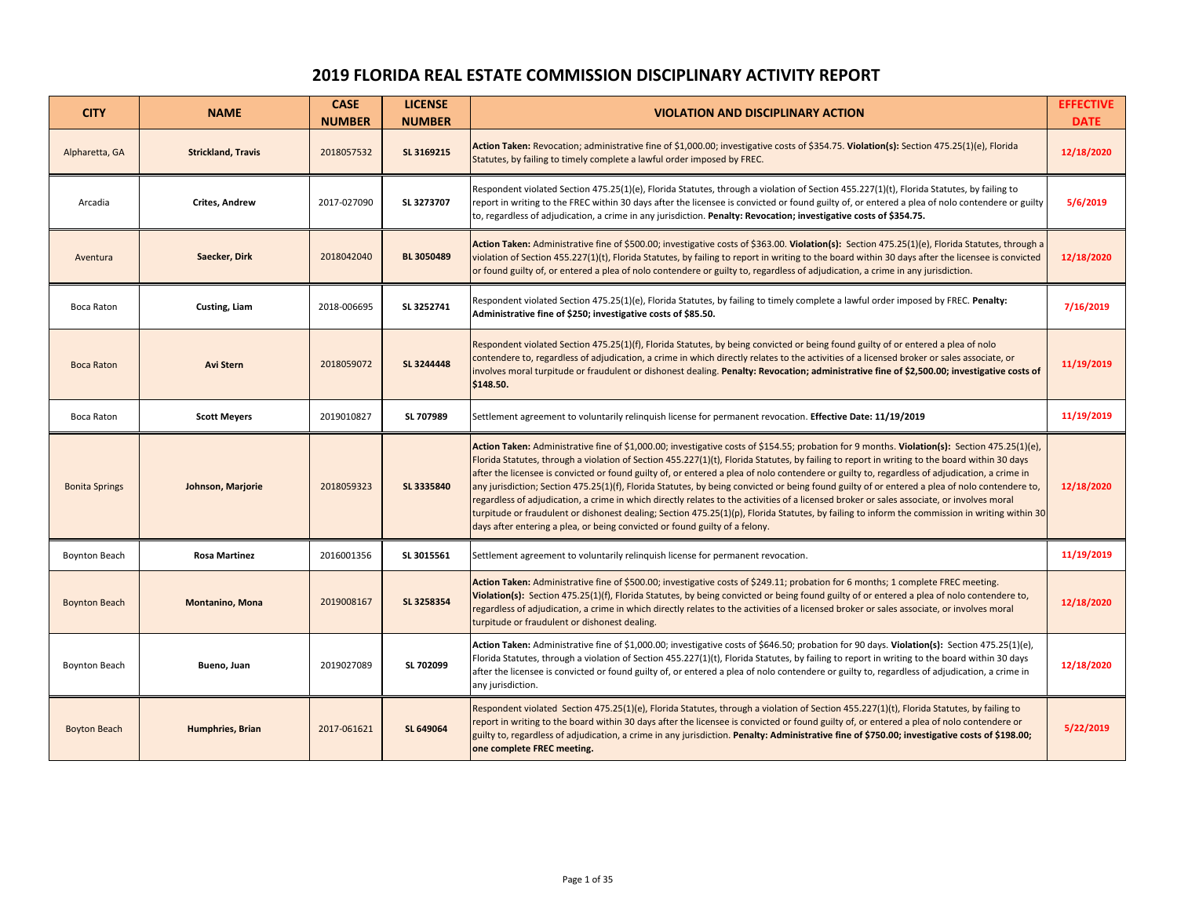# 2019 FLORIDA REAL ESTATE COMMISSION DISCIPLINARY ACTIVITY REPORT

| CITY | NAME | CASE NUMBER | LICENSE NUMBER | VIOLATION AND DISCIPLINARY ACTION | EFFECTIVE DATE |
|---|---|---|---|---|---|
| Alpharetta, GA | **Strickland, Travis** | 2018057532 | **SL 3169215** | **Action Taken:** Revocation; administrative fine of $1,000.00; investigative costs of $354.75. **Violation(s):** Section 475.25(1)(e), Florida Statutes, by failing to timely complete a lawful order imposed by FREC. | **12/18/2020** |
| Arcadia | **Crites, Andrew** | 2017-027090 | **SL 3273707** | Respondent violated Section 475.25(1)(e), Florida Statutes, through a violation of Section 455.227(1)(t), Florida Statutes, by failing to report in writing to the FREC within 30 days after the licensee is convicted or found guilty of, or entered a plea of nolo contendere or guilty to, regardless of adjudication, a crime in any jurisdiction. **Penalty: Revocation; investigative costs of $354.75.** | **5/6/2019** |
| Aventura | **Saecker, Dirk** | 2018042040 | **BL 3050489** | **Action Taken:** Administrative fine of $500.00; investigative costs of $363.00. **Violation(s):** Section 475.25(1)(e), Florida Statutes, through a violation of Section 455.227(1)(t), Florida Statutes, by failing to report in writing to the board within 30 days after the licensee is convicted or found guilty of, or entered a plea of nolo contendere or guilty to, regardless of adjudication, a crime in any jurisdiction. | **12/18/2020** |
| Boca Raton | **Custing, Liam** | 2018-006695 | **SL 3252741** | Respondent violated Section 475.25(1)(e), Florida Statutes, by failing to timely complete a lawful order imposed by FREC. **Penalty: Administrative fine of $250; investigative costs of $85.50.** | **7/16/2019** |
| Boca Raton | **Avi Stern** | 2018059072 | **SL 3244448** | Respondent violated Section 475.25(1)(f), Florida Statutes, by being convicted or being found guilty of or entered a plea of nolo contendere to, regardless of adjudication, a crime in which directly relates to the activities of a licensed broker or sales associate, or involves moral turpitude or fraudulent or dishonest dealing. **Penalty: Revocation; administrative fine of $2,500.00; investigative costs of $148.50.** | **11/19/2019** |
| Boca Raton | **Scott Meyers** | 2019010827 | **SL 707989** | Settlement agreement to voluntarily relinquish license for permanent revocation. **Effective Date: 11/19/2019** | **11/19/2019** |
| Bonita Springs | **Johnson, Marjorie** | 2018059323 | **SL 3335840** | **Action Taken:** Administrative fine of $1,000.00; investigative costs of $154.55; probation for 9 months. **Violation(s):** Section 475.25(1)(e), Florida Statutes, through a violation of Section 455.227(1)(t), Florida Statutes, by failing to report in writing to the board within 30 days after the licensee is convicted or found guilty of, or entered a plea of nolo contendere or guilty to, regardless of adjudication, a crime in any jurisdiction; Section 475.25(1)(f), Florida Statutes, by being convicted or being found guilty of or entered a plea of nolo contendere to, regardless of adjudication, a crime in which directly relates to the activities of a licensed broker or sales associate, or involves moral turpitude or fraudulent or dishonest dealing; Section 475.25(1)(p), Florida Statutes, by failing to inform the commission in writing within 30 days after entering a plea, or being convicted or found guilty of a felony. | **12/18/2020** |
| Boynton Beach | **Rosa Martinez** | 2016001356 | **SL 3015561** | Settlement agreement to voluntarily relinquish license for permanent revocation. | **11/19/2019** |
| Boynton Beach | **Montanino, Mona** | 2019008167 | **SL 3258354** | **Action Taken:** Administrative fine of $500.00; investigative costs of $249.11; probation for 6 months; 1 complete FREC meeting. **Violation(s):** Section 475.25(1)(f), Florida Statutes, by being convicted or being found guilty of or entered a plea of nolo contendere to, regardless of adjudication, a crime in which directly relates to the activities of a licensed broker or sales associate, or involves moral turpitude or fraudulent or dishonest dealing. | **12/18/2020** |
| Boynton Beach | **Bueno, Juan** | 2019027089 | **SL 702099** | **Action Taken:** Administrative fine of $1,000.00; investigative costs of $646.50; probation for 90 days. **Violation(s):** Section 475.25(1)(e), Florida Statutes, through a violation of Section 455.227(1)(t), Florida Statutes, by failing to report in writing to the board within 30 days after the licensee is convicted or found guilty of, or entered a plea of nolo contendere or guilty to, regardless of adjudication, a crime in any jurisdiction. | **12/18/2020** |
| Boyton Beach | **Humphries, Brian** | 2017-061621 | **SL 649064** | Respondent violated Section 475.25(1)(e), Florida Statutes, through a violation of Section 455.227(1)(t), Florida Statutes, by failing to report in writing to the board within 30 days after the licensee is convicted or found guilty of, or entered a plea of nolo contendere or guilty to, regardless of adjudication, a crime in any jurisdiction. **Penalty: Administrative fine of $750.00; investigative costs of $198.00; one complete FREC meeting.** | **5/22/2019** |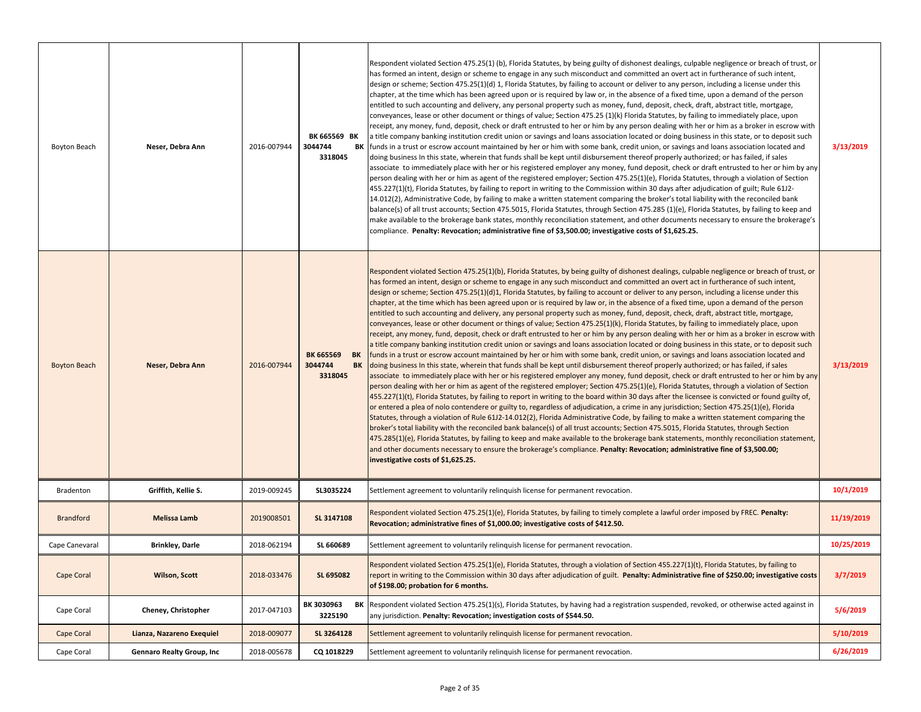| Boyton Beach | Neser, Debra Ann | 2016-007944 | BK 665569 BK 3044744 BK 3318045 | Respondent violated Section 475.25(1) (b), Florida Statutes, by being guilty of dishonest dealings, culpable negligence or breach of trust, or has formed an intent, design or scheme to engage in any such misconduct and committed an overt act in furtherance of such intent, design or scheme; Section 475.25(1)(d) 1, Florida Statutes, by failing to account or deliver to any person, including a license under this chapter, at the time which has been agreed upon or is required by law or, in the absence of a fixed time, upon a demand of the person entitled to such accounting and delivery, any personal property such as money, fund, deposit, check, draft, abstract title, mortgage, conveyances, lease or other document or things of value; Section 475.25 (1)(k) Florida Statutes, by failing to immediately place, upon receipt, any money, fund, deposit, check or draft entrusted to her or him by any person dealing with her or him as a broker in escrow with a title company banking institution credit union or savings and loans association located or doing business in this state, or to deposit such funds in a trust or escrow account maintained by her or him with some bank, credit union, or savings and loans association located and doing business In this state, wherein that funds shall be kept until disbursement thereof properly authorized; or has failed, if sales associate to immediately place with her or his registered employer any money, fund deposit, check or draft entrusted to her or him by any person dealing with her or him as agent of the registered employer; Section 475.25(1)(e), Florida Statutes, through a violation of Section 455.227(1)(t), Florida Statutes, by failing to report in writing to the Commission within 30 days after adjudication of guilt; Rule 61J2-14.012(2), Administrative Code, by failing to make a written statement comparing the broker's total liability with the reconciled bank balance(s) of all trust accounts; Section 475.5015, Florida Statutes, through Section 475.285 (1)(e), Florida Statutes, by failing to keep and make available to the brokerage bank states, monthly reconciliation statement, and other documents necessary to ensure the brokerage's compliance. **Penalty: Revocation; administrative fine of $3,500.00; investigative costs of $1,625.25.** | 3/13/2019 |
|---|---|---|---|---|---|
| Boyton Beach | Neser, Debra Ann | 2016-007944 | BK 665569 BK 3044744 BK 3318045 | Respondent violated Section 475.25(1)(b), Florida Statutes, by being guilty of dishonest dealings, culpable negligence or breach of trust, or has formed an intent, design or scheme to engage in any such misconduct and committed an overt act in furtherance of such intent, design or scheme; Section 475.25(1)(d)1, Florida Statutes, by failing to account or deliver to any person, including a license under this chapter, at the time which has been agreed upon or is required by law or, in the absence of a fixed time, upon a demand of the person entitled to such accounting and delivery, any personal property such as money, fund, deposit, check, draft, abstract title, mortgage, conveyances, lease or other document or things of value; Section 475.25(1)(k), Florida Statutes, by failing to immediately place, upon receipt, any money, fund, deposit, check or draft entrusted to her or him by any person dealing with her or him as a broker in escrow with a title company banking institution credit union or savings and loans association located or doing business in this state, or to deposit such funds in a trust or escrow account maintained by her or him with some bank, credit union, or savings and loans association located and doing business In this state, wherein that funds shall be kept until disbursement thereof properly authorized; or has failed, if sales associate to immediately place with her or his registered employer any money, fund deposit, check or draft entrusted to her or him by any person dealing with her or him as agent of the registered employer; Section 475.25(1)(e), Florida Statutes, through a violation of Section 455.227(1)(t), Florida Statutes, by failing to report in writing to the board within 30 days after the licensee is convicted or found guilty of, or entered a plea of nolo contendere or guilty to, regardless of adjudication, a crime in any jurisdiction; Section 475.25(1)(e), Florida Statutes, through a violation of Rule 61J2-14.012(2), Florida Administrative Code, by failing to make a written statement comparing the broker's total liability with the reconciled bank balance(s) of all trust accounts; Section 475.5015, Florida Statutes, through Section 475.285(1)(e), Florida Statutes, by failing to keep and make available to the brokerage bank statements, monthly reconciliation statement, and other documents necessary to ensure the brokerage's compliance. **Penalty: Revocation; administrative fine of $3,500.00; investigative costs of $1,625.25.** | 3/13/2019 |
| Bradenton | Griffith, Kellie S. | 2019-009245 | SL3035224 | Settlement agreement to voluntarily relinquish license for permanent revocation. | 10/1/2019 |
| Brandford | Melissa Lamb | 2019008501 | SL 3147108 | Respondent violated Section 475.25(1)(e), Florida Statutes, by failing to timely complete a lawful order imposed by FREC. **Penalty: Revocation; administrative fines of $1,000.00; investigative costs of $412.50.** | 11/19/2019 |
| Cape Canevaral | Brinkley, Darle | 2018-062194 | SL 660689 | Settlement agreement to voluntarily relinquish license for permanent revocation. | 10/25/2019 |
| Cape Coral | Wilson, Scott | 2018-033476 | SL 695082 | Respondent violated Section 475.25(1)(e), Florida Statutes, through a violation of Section 455.227(1)(t), Florida Statutes, by failing to report in writing to the Commission within 30 days after adjudication of guilt. **Penalty: Administrative fine of $250.00; investigative costs of $198.00; probation for 6 months.** | 3/7/2019 |
| Cape Coral | Cheney, Christopher | 2017-047103 | BK 3030963 BK 3225190 | Respondent violated Section 475.25(1)(s), Florida Statutes, by having had a registration suspended, revoked, or otherwise acted against in any jurisdiction. **Penalty: Revocation; investigation costs of $544.50.** | 5/6/2019 |
| Cape Coral | Lianza, Nazareno Exequiel | 2018-009077 | SL 3264128 | Settlement agreement to voluntarily relinquish license for permanent revocation. | 5/10/2019 |
| Cape Coral | Gennaro Realty Group, Inc | 2018-005678 | CQ 1018229 | Settlement agreement to voluntarily relinquish license for permanent revocation. | 6/26/2019 |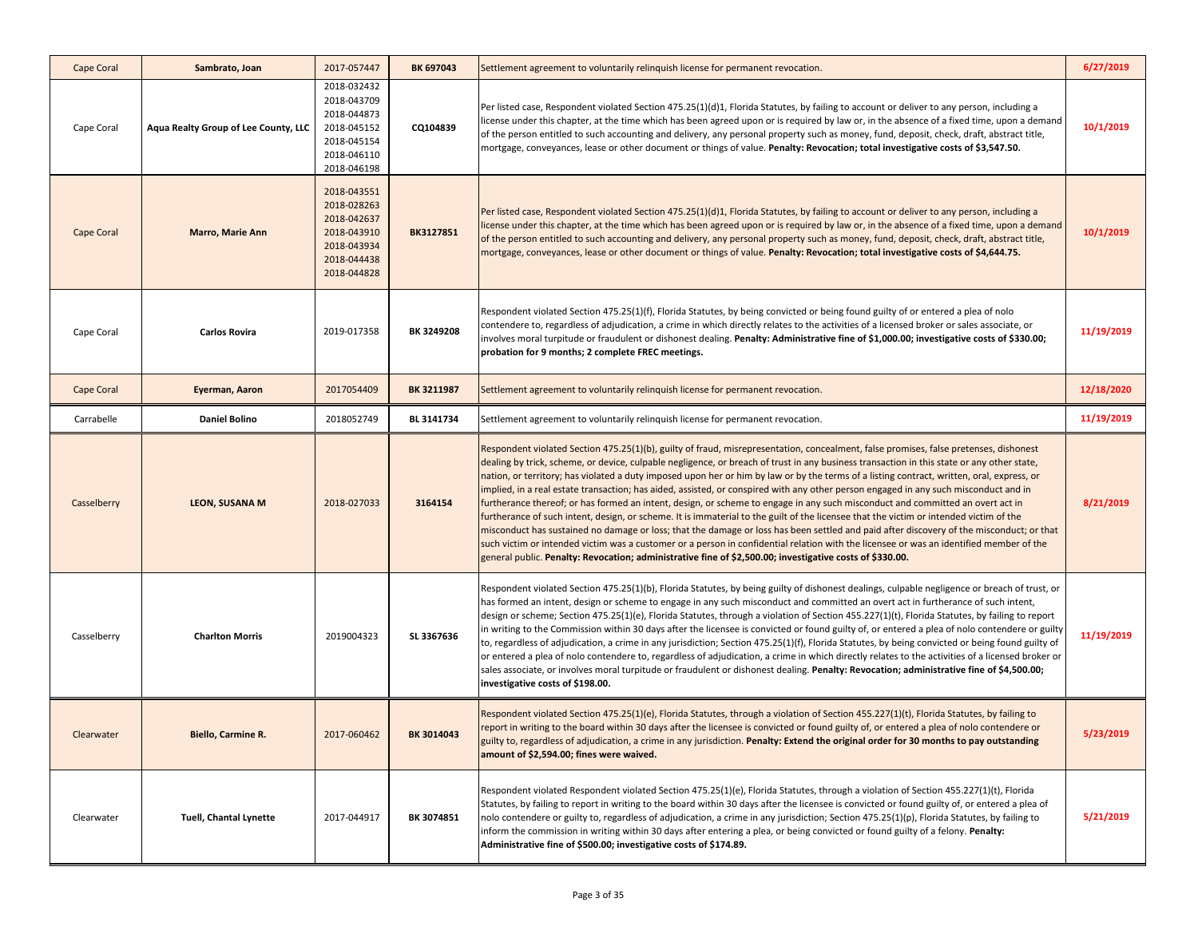| Cape Coral | Sambrato, Joan | 2017-057447 | BK 697043 | Settlement agreement to voluntarily relinquish license for permanent revocation. | 6/27/2019 |
|---|---|---|---|---|---|
| Cape Coral | Aqua Realty Group of Lee County, LLC | 2018-032432<br>2018-043709<br>2018-044873<br>2018-045152<br>2018-045154<br>2018-046110<br>2018-046198 | CQ104839 | Per listed case, Respondent violated Section 475.25(1)(d)1, Florida Statutes, by failing to account or deliver to any person, including a license under this chapter, at the time which has been agreed upon or is required by law or, in the absence of a fixed time, upon a demand of the person entitled to such accounting and delivery, any personal property such as money, fund, deposit, check, draft, abstract title, mortgage, conveyances, lease or other document or things of value. **Penalty: Revocation; total investigative costs of $3,547.50.** | 10/1/2019 |
| Cape Coral | Marro, Marie Ann | 2018-043551<br>2018-028263<br>2018-042637<br>2018-043910<br>2018-043934<br>2018-044438<br>2018-044828 | BK3127851 | Per listed case, Respondent violated Section 475.25(1)(d)1, Florida Statutes, by failing to account or deliver to any person, including a license under this chapter, at the time which has been agreed upon or is required by law or, in the absence of a fixed time, upon a demand of the person entitled to such accounting and delivery, any personal property such as money, fund, deposit, check, draft, abstract title, mortgage, conveyances, lease or other document or things of value. **Penalty: Revocation; total investigative costs of $4,644.75.** | 10/1/2019 |
| Cape Coral | Carlos Rovira | 2019-017358 | BK 3249208 | Respondent violated Section 475.25(1)(f), Florida Statutes, by being convicted or being found guilty of or entered a plea of nolo contendere to, regardless of adjudication, a crime in which directly relates to the activities of a licensed broker or sales associate, or involves moral turpitude or fraudulent or dishonest dealing. **Penalty: Administrative fine of $1,000.00; investigative costs of $330.00; probation for 9 months; 2 complete FREC meetings.** | 11/19/2019 |
| Cape Coral | Eyerman, Aaron | 2017054409 | BK 3211987 | Settlement agreement to voluntarily relinquish license for permanent revocation. | 12/18/2020 |
| Carrabelle | Daniel Bolino | 2018052749 | BL 3141734 | Settlement agreement to voluntarily relinquish license for permanent revocation. | 11/19/2019 |
| Casselberry | LEON, SUSANA M | 2018-027033 | 3164154 | Respondent violated Section 475.25(1)(b), guilty of fraud, misrepresentation, concealment, false promises, false pretenses, dishonest dealing by trick, scheme, or device, culpable negligence, or breach of trust in any business transaction in this state or any other state, nation, or territory; has violated a duty imposed upon her or him by law or by the terms of a listing contract, written, oral, express, or implied, in a real estate transaction; has aided, assisted, or conspired with any other person engaged in any such misconduct and in furtherance thereof; or has formed an intent, design, or scheme to engage in any such misconduct and committed an overt act in furtherance of such intent, design, or scheme. It is immaterial to the guilt of the licensee that the victim or intended victim of the misconduct has sustained no damage or loss; that the damage or loss has been settled and paid after discovery of the misconduct; or that such victim or intended victim was a customer or a person in confidential relation with the licensee or was an identified member of the general public. **Penalty: Revocation; administrative fine of $2,500.00; investigative costs of $330.00.** | 8/21/2019 |
| Casselberry | Charlton Morris | 2019004323 | SL 3367636 | Respondent violated Section 475.25(1)(b), Florida Statutes, by being guilty of dishonest dealings, culpable negligence or breach of trust, or has formed an intent, design or scheme to engage in any such misconduct and committed an overt act in furtherance of such intent, design or scheme; Section 475.25(1)(e), Florida Statutes, through a violation of Section 455.227(1)(t), Florida Statutes, by failing to report in writing to the Commission within 30 days after the licensee is convicted or found guilty of, or entered a plea of nolo contendere or guilty to, regardless of adjudication, a crime in any jurisdiction; Section 475.25(1)(f), Florida Statutes, by being convicted or being found guilty of or entered a plea of nolo contendere to, regardless of adjudication, a crime in which directly relates to the activities of a licensed broker or sales associate, or involves moral turpitude or fraudulent or dishonest dealing. **Penalty: Revocation; administrative fine of $4,500.00; investigative costs of $198.00.** | 11/19/2019 |
| Clearwater | Biello, Carmine R. | 2017-060462 | BK 3014043 | Respondent violated Section 475.25(1)(e), Florida Statutes, through a violation of Section 455.227(1)(t), Florida Statutes, by failing to report in writing to the board within 30 days after the licensee is convicted or found guilty of, or entered a plea of nolo contendere or guilty to, regardless of adjudication, a crime in any jurisdiction. **Penalty: Extend the original order for 30 months to pay outstanding amount of $2,594.00; fines were waived.** | 5/23/2019 |
| Clearwater | Tuell, Chantal Lynette | 2017-044917 | BK 3074851 | Respondent violated Respondent violated Section 475.25(1)(e), Florida Statutes, through a violation of Section 455.227(1)(t), Florida Statutes, by failing to report in writing to the board within 30 days after the licensee is convicted or found guilty of, or entered a plea of nolo contendere or guilty to, regardless of adjudication, a crime in any jurisdiction; Section 475.25(1)(p), Florida Statutes, by failing to inform the commission in writing within 30 days after entering a plea, or being convicted or found guilty of a felony. **Penalty: Administrative fine of $500.00; investigative costs of $174.89.** | 5/21/2019 |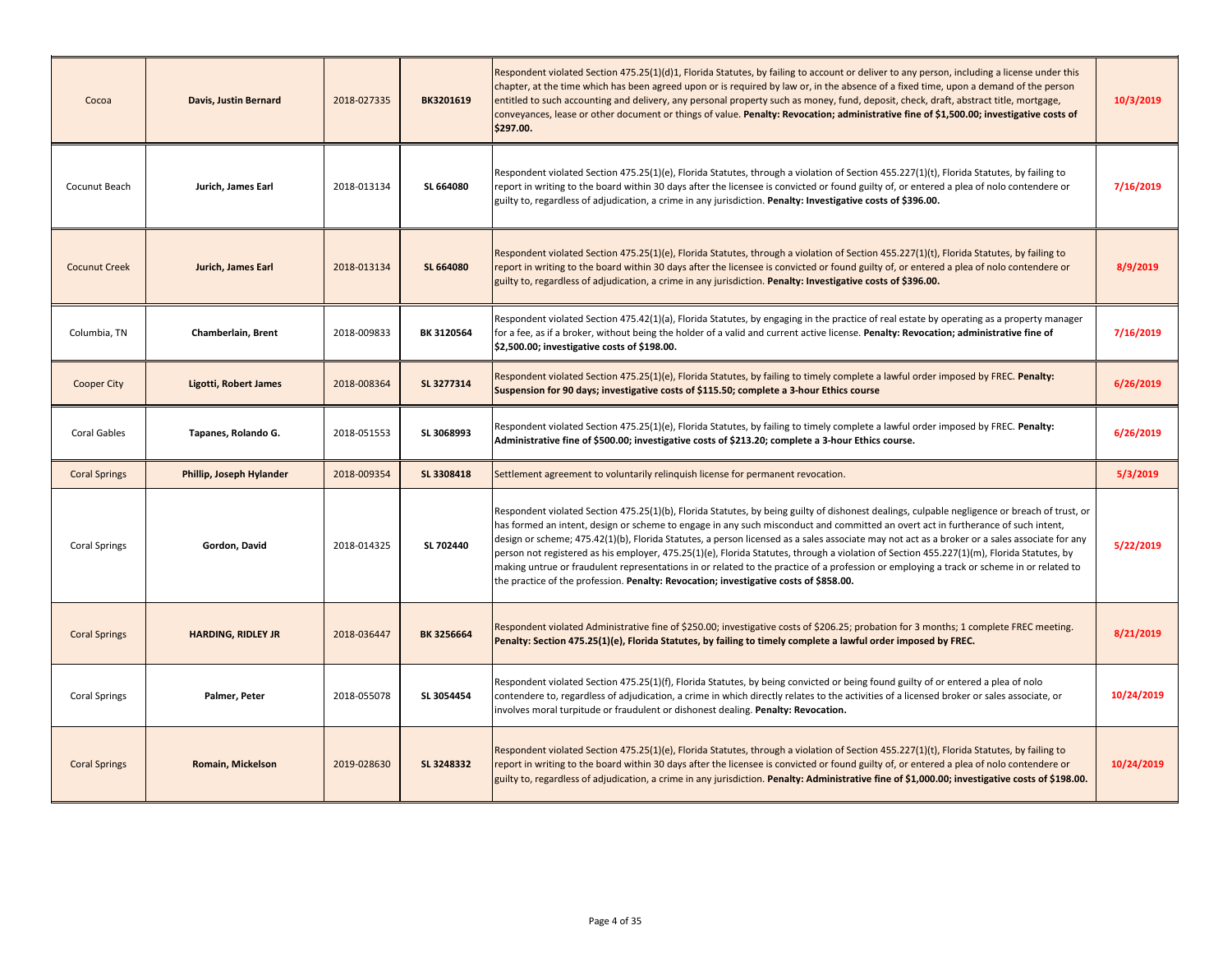| | | | | | |
|---|---|---|---|---|---|
| Cocoa | **Davis, Justin Bernard** | 2018-027335 | **BK3201619** | Respondent violated Section 475.25(1)(d)1, Florida Statutes, by failing to account or deliver to any person, including a license under this chapter, at the time which has been agreed upon or is required by law or, in the absence of a fixed time, upon a demand of the person entitled to such accounting and delivery, any personal property such as money, fund, deposit, check, draft, abstract title, mortgage, conveyances, lease or other document or things of value. **Penalty: Revocation; administrative fine of $1,500.00; investigative costs of $297.00.** | **10/3/2019** |
| Cocunut Beach | **Jurich, James Earl** | 2018-013134 | **SL 664080** | Respondent violated Section 475.25(1)(e), Florida Statutes, through a violation of Section 455.227(1)(t), Florida Statutes, by failing to report in writing to the board within 30 days after the licensee is convicted or found guilty of, or entered a plea of nolo contendere or guilty to, regardless of adjudication, a crime in any jurisdiction. **Penalty: Investigative costs of $396.00.** | **7/16/2019** |
| Cocunut Creek | **Jurich, James Earl** | 2018-013134 | **SL 664080** | Respondent violated Section 475.25(1)(e), Florida Statutes, through a violation of Section 455.227(1)(t), Florida Statutes, by failing to report in writing to the board within 30 days after the licensee is convicted or found guilty of, or entered a plea of nolo contendere or guilty to, regardless of adjudication, a crime in any jurisdiction. **Penalty: Investigative costs of $396.00.** | **8/9/2019** |
| Columbia, TN | **Chamberlain, Brent** | 2018-009833 | **BK 3120564** | Respondent violated Section 475.42(1)(a), Florida Statutes, by engaging in the practice of real estate by operating as a property manager for a fee, as if a broker, without being the holder of a valid and current active license. **Penalty: Revocation; administrative fine of $2,500.00; investigative costs of $198.00.** | **7/16/2019** |
| Cooper City | **Ligotti, Robert James** | 2018-008364 | **SL 3277314** | Respondent violated Section 475.25(1)(e), Florida Statutes, by failing to timely complete a lawful order imposed by FREC. **Penalty: Suspension for 90 days; investigative costs of $115.50; complete a 3-hour Ethics course** | **6/26/2019** |
| Coral Gables | **Tapanes, Rolando G.** | 2018-051553 | **SL 3068993** | Respondent violated Section 475.25(1)(e), Florida Statutes, by failing to timely complete a lawful order imposed by FREC. **Penalty: Administrative fine of $500.00; investigative costs of $213.20; complete a 3-hour Ethics course.** | **6/26/2019** |
| Coral Springs | **Phillip, Joseph Hylander** | 2018-009354 | **SL 3308418** | Settlement agreement to voluntarily relinquish license for permanent revocation. | **5/3/2019** |
| Coral Springs | **Gordon, David** | 2018-014325 | **SL 702440** | Respondent violated Section 475.25(1)(b), Florida Statutes, by being guilty of dishonest dealings, culpable negligence or breach of trust, or has formed an intent, design or scheme to engage in any such misconduct and committed an overt act in furtherance of such intent, design or scheme; 475.42(1)(b), Florida Statutes, a person licensed as a sales associate may not act as a broker or a sales associate for any person not registered as his employer, 475.25(1)(e), Florida Statutes, through a violation of Section 455.227(1)(m), Florida Statutes, by making untrue or fraudulent representations in or related to the practice of a profession or employing a track or scheme in or related to the practice of the profession. **Penalty: Revocation; investigative costs of $858.00.** | **5/22/2019** |
| Coral Springs | **HARDING, RIDLEY JR** | 2018-036447 | **BK 3256664** | Respondent violated Administrative fine of $250.00; investigative costs of $206.25; probation for 3 months; 1 complete FREC meeting. **Penalty: Section 475.25(1)(e), Florida Statutes, by failing to timely complete a lawful order imposed by FREC.** | **8/21/2019** |
| Coral Springs | **Palmer, Peter** | 2018-055078 | **SL 3054454** | Respondent violated Section 475.25(1)(f), Florida Statutes, by being convicted or being found guilty of or entered a plea of nolo contendere to, regardless of adjudication, a crime in which directly relates to the activities of a licensed broker or sales associate, or involves moral turpitude or fraudulent or dishonest dealing. **Penalty: Revocation.** | **10/24/2019** |
| Coral Springs | **Romain, Mickelson** | 2019-028630 | **SL 3248332** | Respondent violated Section 475.25(1)(e), Florida Statutes, through a violation of Section 455.227(1)(t), Florida Statutes, by failing to report in writing to the board within 30 days after the licensee is convicted or found guilty of, or entered a plea of nolo contendere or guilty to, regardless of adjudication, a crime in any jurisdiction. **Penalty: Administrative fine of $1,000.00; investigative costs of $198.00.** | **10/24/2019** |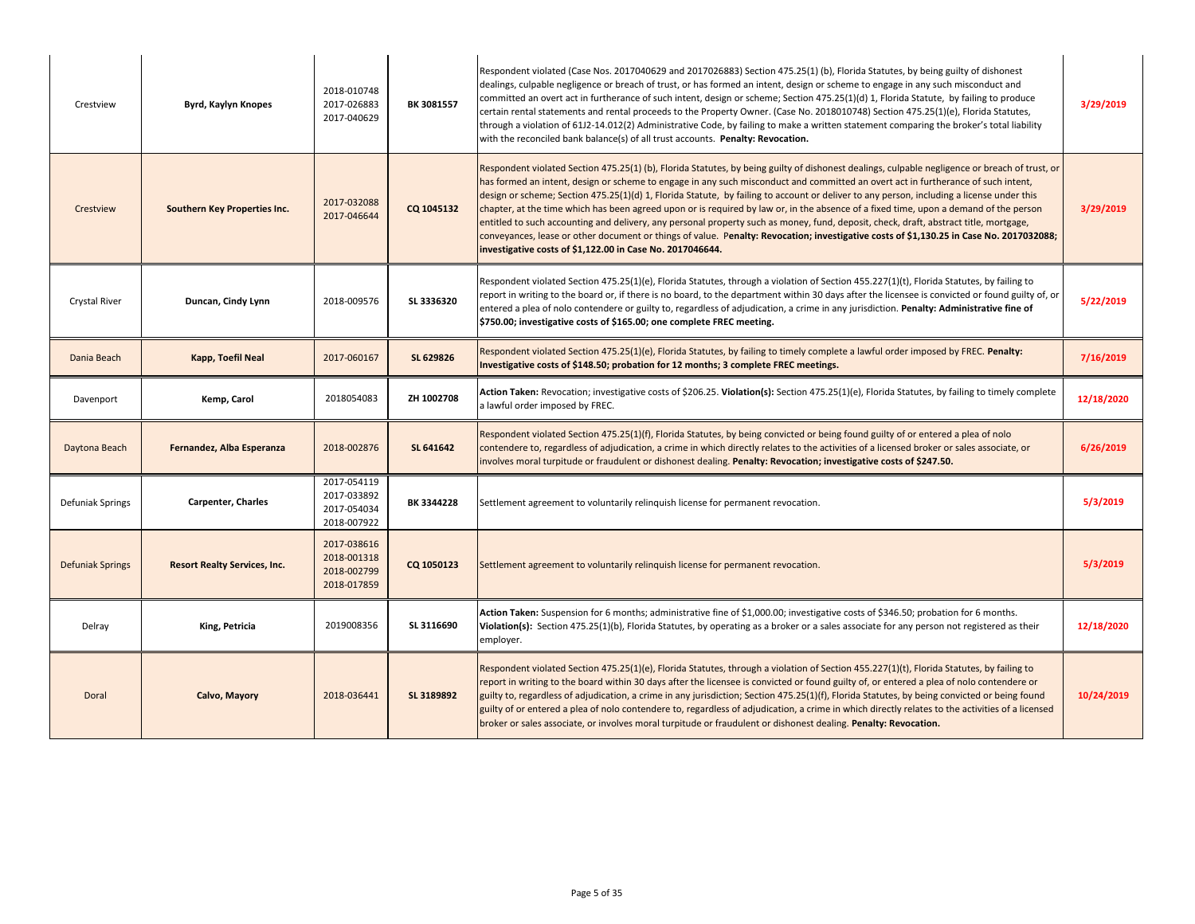| | | | | | |
|---|---|---|---|---|---|
| Crestview | **Byrd, Kaylyn Knopes** | 2018-010748<br>2017-026883<br>2017-040629 | **BK 3081557** | Respondent violated (Case Nos. 2017040629 and 2017026883) Section 475.25(1) (b), Florida Statutes, by being guilty of dishonest dealings, culpable negligence or breach of trust, or has formed an intent, design or scheme to engage in any such misconduct and committed an overt act in furtherance of such intent, design or scheme; Section 475.25(1)(d) 1, Florida Statute, by failing to produce certain rental statements and rental proceeds to the Property Owner. (Case No. 2018010748) Section 475.25(1)(e), Florida Statutes, through a violation of 61J2-14.012(2) Administrative Code, by failing to make a written statement comparing the broker's total liability with the reconciled bank balance(s) of all trust accounts. **Penalty: Revocation.** | **3/29/2019** |
| Crestview | **Southern Key Properties Inc.** | 2017-032088<br>2017-046644 | **CQ 1045132** | Respondent violated Section 475.25(1) (b), Florida Statutes, by being guilty of dishonest dealings, culpable negligence or breach of trust, or has formed an intent, design or scheme to engage in any such misconduct and committed an overt act in furtherance of such intent, design or scheme; Section 475.25(1)(d) 1, Florida Statute, by failing to account or deliver to any person, including a license under this chapter, at the time which has been agreed upon or is required by law or, in the absence of a fixed time, upon a demand of the person entitled to such accounting and delivery, any personal property such as money, fund, deposit, check, draft, abstract title, mortgage, conveyances, lease or other document or things of value. P**enalty: Revocation; investigative costs of $1,130.25 in Case No. 2017032088; investigative costs of $1,122.00 in Case No. 2017046644.** | **3/29/2019** |
| Crystal River | **Duncan, Cindy Lynn** | 2018-009576 | **SL 3336320** | Respondent violated Section 475.25(1)(e), Florida Statutes, through a violation of Section 455.227(1)(t), Florida Statutes, by failing to report in writing to the board or, if there is no board, to the department within 30 days after the licensee is convicted or found guilty of, or entered a plea of nolo contendere or guilty to, regardless of adjudication, a crime in any jurisdiction. **Penalty: Administrative fine of $750.00; investigative costs of $165.00; one complete FREC meeting.** | **5/22/2019** |
| Dania Beach | **Kapp, Toefil Neal** | 2017-060167 | **SL 629826** | Respondent violated Section 475.25(1)(e), Florida Statutes, by failing to timely complete a lawful order imposed by FREC. **Penalty: Investigative costs of $148.50; probation for 12 months; 3 complete FREC meetings.** | **7/16/2019** |
| Davenport | **Kemp, Carol** | 2018054083 | **ZH 1002708** | **Action Taken:** Revocation; investigative costs of $206.25. **Violation(s):** Section 475.25(1)(e), Florida Statutes, by failing to timely complete a lawful order imposed by FREC. | **12/18/2020** |
| Daytona Beach | **Fernandez, Alba Esperanza** | 2018-002876 | **SL 641642** | Respondent violated Section 475.25(1)(f), Florida Statutes, by being convicted or being found guilty of or entered a plea of nolo contendere to, regardless of adjudication, a crime in which directly relates to the activities of a licensed broker or sales associate, or involves moral turpitude or fraudulent or dishonest dealing. **Penalty: Revocation; investigative costs of $247.50.** | **6/26/2019** |
| Defuniak Springs | **Carpenter, Charles** | 2017-054119<br>2017-033892<br>2017-054034<br>2018-007922 | **BK 3344228** | Settlement agreement to voluntarily relinquish license for permanent revocation. | **5/3/2019** |
| Defuniak Springs | **Resort Realty Services, Inc.** | 2017-038616<br>2018-001318<br>2018-002799<br>2018-017859 | **CQ 1050123** | Settlement agreement to voluntarily relinquish license for permanent revocation. | **5/3/2019** |
| Delray | **King, Petricia** | 2019008356 | **SL 3116690** | **Action Taken:** Suspension for 6 months; administrative fine of $1,000.00; investigative costs of $346.50; probation for 6 months. **Violation(s):** Section 475.25(1)(b), Florida Statutes, by operating as a broker or a sales associate for any person not registered as their employer. | **12/18/2020** |
| Doral | **Calvo, Mayory** | 2018-036441 | **SL 3189892** | Respondent violated Section 475.25(1)(e), Florida Statutes, through a violation of Section 455.227(1)(t), Florida Statutes, by failing to report in writing to the board within 30 days after the licensee is convicted or found guilty of, or entered a plea of nolo contendere or guilty to, regardless of adjudication, a crime in any jurisdiction; Section 475.25(1)(f), Florida Statutes, by being convicted or being found guilty of or entered a plea of nolo contendere to, regardless of adjudication, a crime in which directly relates to the activities of a licensed broker or sales associate, or involves moral turpitude or fraudulent or dishonest dealing. **Penalty: Revocation.** | **10/24/2019** |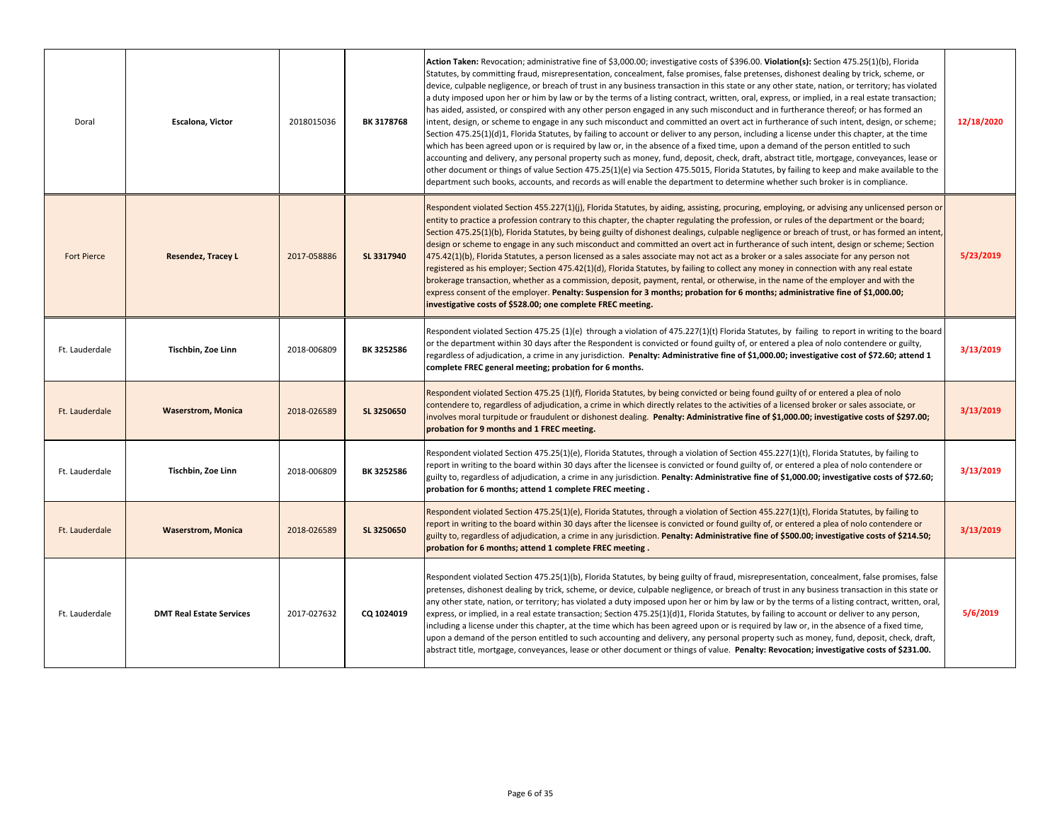| | | | | | |
|---|---|---|---|---|---|
| Doral | **Escalona, Victor** | 2018015036 | **BK 3178768** | **Action Taken:** Revocation; administrative fine of $3,000.00; investigative costs of $396.00. **Violation(s):** Section 475.25(1)(b), Florida Statutes, by committing fraud, misrepresentation, concealment, false promises, false pretenses, dishonest dealing by trick, scheme, or device, culpable negligence, or breach of trust in any business transaction in this state or any other state, nation, or territory; has violated a duty imposed upon her or him by law or by the terms of a listing contract, written, oral, express, or implied, in a real estate transaction; has aided, assisted, or conspired with any other person engaged in any such misconduct and in furtherance thereof; or has formed an intent, design, or scheme to engage in any such misconduct and committed an overt act in furtherance of such intent, design, or scheme; Section 475.25(1)(d)1, Florida Statutes, by failing to account or deliver to any person, including a license under this chapter, at the time which has been agreed upon or is required by law or, in the absence of a fixed time, upon a demand of the person entitled to such accounting and delivery, any personal property such as money, fund, deposit, check, draft, abstract title, mortgage, conveyances, lease or other document or things of value Section 475.25(1)(e) via Section 475.5015, Florida Statutes, by failing to keep and make available to the department such books, accounts, and records as will enable the department to determine whether such broker is in compliance. | **12/18/2020** |
| Fort Pierce | **Resendez, Tracey L** | 2017-058886 | **SL 3317940** | Respondent violated Section 455.227(1)(j), Florida Statutes, by aiding, assisting, procuring, employing, or advising any unlicensed person or entity to practice a profession contrary to this chapter, the chapter regulating the profession, or rules of the department or the board; Section 475.25(1)(b), Florida Statutes, by being guilty of dishonest dealings, culpable negligence or breach of trust, or has formed an intent, design or scheme to engage in any such misconduct and committed an overt act in furtherance of such intent, design or scheme; Section 475.42(1)(b), Florida Statutes, a person licensed as a sales associate may not act as a broker or a sales associate for any person not registered as his employer; Section 475.42(1)(d), Florida Statutes, by failing to collect any money in connection with any real estate brokerage transaction, whether as a commission, deposit, payment, rental, or otherwise, in the name of the employer and with the express consent of the employer. **Penalty: Suspension for 3 months; probation for 6 months; administrative fine of $1,000.00; investigative costs of $528.00; one complete FREC meeting.** | **5/23/2019** |
| Ft. Lauderdale | **Tischbin, Zoe Linn** | 2018-006809 | **BK 3252586** | Respondent violated Section 475.25 (1)(e) through a violation of 475.227(1)(t) Florida Statutes, by failing to report in writing to the board or the department within 30 days after the Respondent is convicted or found guilty of, or entered a plea of nolo contendere or guilty, regardless of adjudication, a crime in any jurisdiction. **Penalty: Administrative fine of $1,000.00; investigative cost of $72.60; attend 1 complete FREC general meeting; probation for 6 months.** | **3/13/2019** |
| Ft. Lauderdale | **Waserstrom, Monica** | 2018-026589 | **SL 3250650** | Respondent violated Section 475.25 (1)(f), Florida Statutes, by being convicted or being found guilty of or entered a plea of nolo contendere to, regardless of adjudication, a crime in which directly relates to the activities of a licensed broker or sales associate, or involves moral turpitude or fraudulent or dishonest dealing. **Penalty: Administrative fine of $1,000.00; investigative costs of $297.00; probation for 9 months and 1 FREC meeting.** | **3/13/2019** |
| Ft. Lauderdale | **Tischbin, Zoe Linn** | 2018-006809 | **BK 3252586** | Respondent violated Section 475.25(1)(e), Florida Statutes, through a violation of Section 455.227(1)(t), Florida Statutes, by failing to report in writing to the board within 30 days after the licensee is convicted or found guilty of, or entered a plea of nolo contendere or guilty to, regardless of adjudication, a crime in any jurisdiction. **Penalty: Administrative fine of $1,000.00; investigative costs of $72.60; probation for 6 months; attend 1 complete FREC meeting .** | **3/13/2019** |
| Ft. Lauderdale | **Waserstrom, Monica** | 2018-026589 | **SL 3250650** | Respondent violated Section 475.25(1)(e), Florida Statutes, through a violation of Section 455.227(1)(t), Florida Statutes, by failing to report in writing to the board within 30 days after the licensee is convicted or found guilty of, or entered a plea of nolo contendere or guilty to, regardless of adjudication, a crime in any jurisdiction. **Penalty: Administrative fine of $500.00; investigative costs of $214.50; probation for 6 months; attend 1 complete FREC meeting .** | **3/13/2019** |
| Ft. Lauderdale | **DMT Real Estate Services** | 2017-027632 | **CQ 1024019** | Respondent violated Section 475.25(1)(b), Florida Statutes, by being guilty of fraud, misrepresentation, concealment, false promises, false pretenses, dishonest dealing by trick, scheme, or device, culpable negligence, or breach of trust in any business transaction in this state or any other state, nation, or territory; has violated a duty imposed upon her or him by law or by the terms of a listing contract, written, oral, express, or implied, in a real estate transaction; Section 475.25(1)(d)1, Florida Statutes, by failing to account or deliver to any person, including a license under this chapter, at the time which has been agreed upon or is required by law or, in the absence of a fixed time, upon a demand of the person entitled to such accounting and delivery, any personal property such as money, fund, deposit, check, draft, abstract title, mortgage, conveyances, lease or other document or things of value. **Penalty: Revocation; investigative costs of $231.00.** | **5/6/2019** |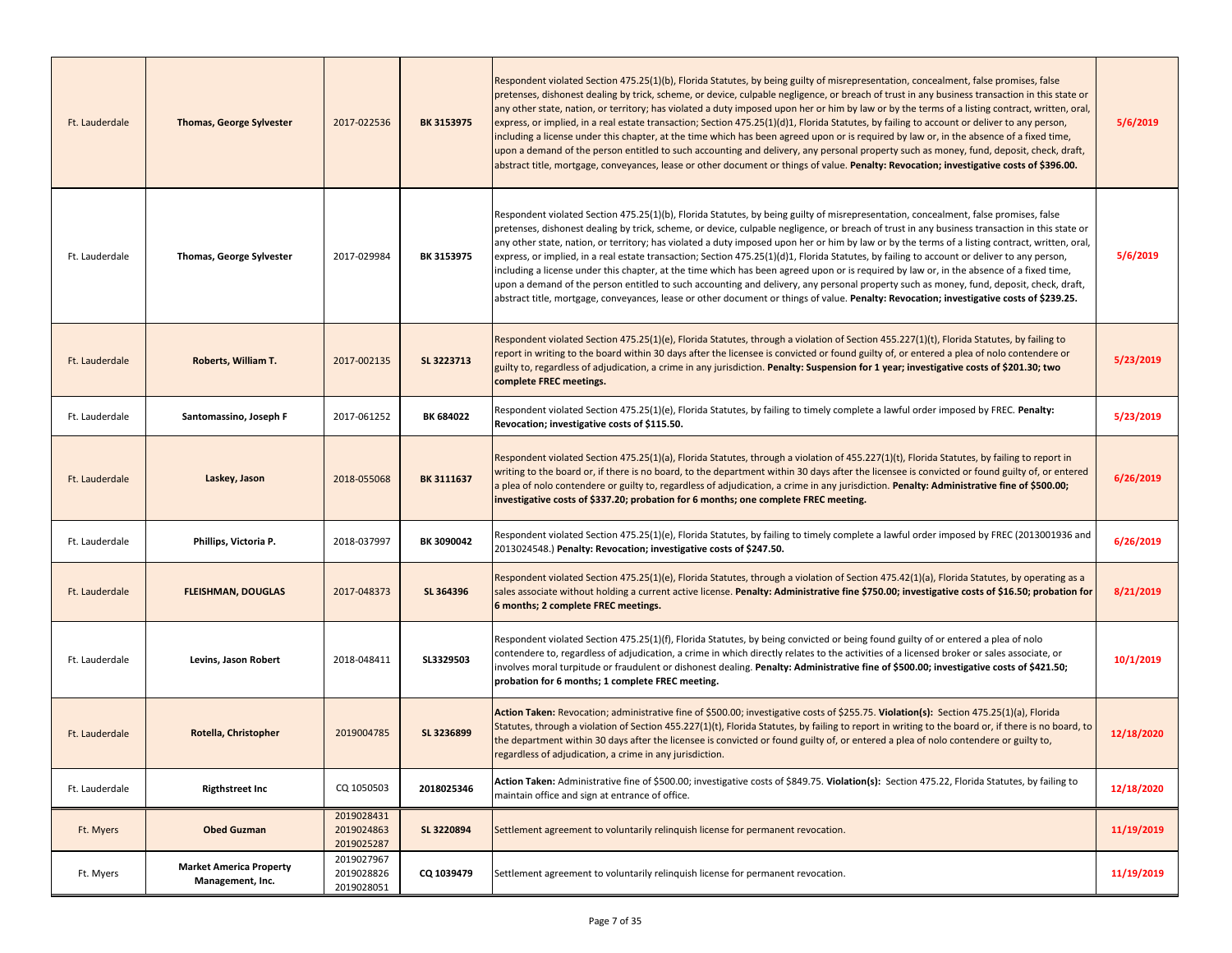| | | | | | |
|---|---|---|---|---|---|
| Ft. Lauderdale | **Thomas, George Sylvester** | 2017-022536 | **BK 3153975** | Respondent violated Section 475.25(1)(b), Florida Statutes, by being guilty of misrepresentation, concealment, false promises, false pretenses, dishonest dealing by trick, scheme, or device, culpable negligence, or breach of trust in any business transaction in this state or any other state, nation, or territory; has violated a duty imposed upon her or him by law or by the terms of a listing contract, written, oral, express, or implied, in a real estate transaction; Section 475.25(1)(d)1, Florida Statutes, by failing to account or deliver to any person, including a license under this chapter, at the time which has been agreed upon or is required by law or, in the absence of a fixed time, upon a demand of the person entitled to such accounting and delivery, any personal property such as money, fund, deposit, check, draft, abstract title, mortgage, conveyances, lease or other document or things of value. **Penalty: Revocation; investigative costs of $396.00.** | **5/6/2019** |
| Ft. Lauderdale | **Thomas, George Sylvester** | 2017-029984 | **BK 3153975** | Respondent violated Section 475.25(1)(b), Florida Statutes, by being guilty of misrepresentation, concealment, false promises, false pretenses, dishonest dealing by trick, scheme, or device, culpable negligence, or breach of trust in any business transaction in this state or any other state, nation, or territory; has violated a duty imposed upon her or him by law or by the terms of a listing contract, written, oral, express, or implied, in a real estate transaction; Section 475.25(1)(d)1, Florida Statutes, by failing to account or deliver to any person, including a license under this chapter, at the time which has been agreed upon or is required by law or, in the absence of a fixed time, upon a demand of the person entitled to such accounting and delivery, any personal property such as money, fund, deposit, check, draft, abstract title, mortgage, conveyances, lease or other document or things of value. **Penalty: Revocation; investigative costs of $239.25.** | **5/6/2019** |
| Ft. Lauderdale | **Roberts, William T.** | 2017-002135 | **SL 3223713** | Respondent violated Section 475.25(1)(e), Florida Statutes, through a violation of Section 455.227(1)(t), Florida Statutes, by failing to report in writing to the board within 30 days after the licensee is convicted or found guilty of, or entered a plea of nolo contendere or guilty to, regardless of adjudication, a crime in any jurisdiction. **Penalty: Suspension for 1 year; investigative costs of $201.30; two complete FREC meetings.** | **5/23/2019** |
| Ft. Lauderdale | **Santomassino, Joseph F** | 2017-061252 | **BK 684022** | Respondent violated Section 475.25(1)(e), Florida Statutes, by failing to timely complete a lawful order imposed by FREC. **Penalty: Revocation; investigative costs of $115.50.** | **5/23/2019** |
| Ft. Lauderdale | **Laskey, Jason** | 2018-055068 | **BK 3111637** | Respondent violated Section 475.25(1)(a), Florida Statutes, through a violation of 455.227(1)(t), Florida Statutes, by failing to report in writing to the board or, if there is no board, to the department within 30 days after the licensee is convicted or found guilty of, or entered a plea of nolo contendere or guilty to, regardless of adjudication, a crime in any jurisdiction. **Penalty: Administrative fine of $500.00; investigative costs of $337.20; probation for 6 months; one complete FREC meeting.** | **6/26/2019** |
| Ft. Lauderdale | **Phillips, Victoria P.** | 2018-037997 | **BK 3090042** | Respondent violated Section 475.25(1)(e), Florida Statutes, by failing to timely complete a lawful order imposed by FREC (2013001936 and 2013024548.) **Penalty: Revocation; investigative costs of $247.50.** | **6/26/2019** |
| Ft. Lauderdale | **FLEISHMAN, DOUGLAS** | 2017-048373 | **SL 364396** | Respondent violated Section 475.25(1)(e), Florida Statutes, through a violation of Section 475.42(1)(a), Florida Statutes, by operating as a sales associate without holding a current active license. **Penalty: Administrative fine $750.00; investigative costs of $16.50; probation for 6 months; 2 complete FREC meetings.** | **8/21/2019** |
| Ft. Lauderdale | **Levins, Jason Robert** | 2018-048411 | **SL3329503** | Respondent violated Section 475.25(1)(f), Florida Statutes, by being convicted or being found guilty of or entered a plea of nolo contendere to, regardless of adjudication, a crime in which directly relates to the activities of a licensed broker or sales associate, or involves moral turpitude or fraudulent or dishonest dealing. **Penalty: Administrative fine of $500.00; investigative costs of $421.50; probation for 6 months; 1 complete FREC meeting.** | **10/1/2019** |
| Ft. Lauderdale | **Rotella, Christopher** | 2019004785 | **SL 3236899** | **Action Taken:** Revocation; administrative fine of $500.00; investigative costs of $255.75. **Violation(s):** Section 475.25(1)(a), Florida Statutes, through a violation of Section 455.227(1)(t), Florida Statutes, by failing to report in writing to the board or, if there is no board, to the department within 30 days after the licensee is convicted or found guilty of, or entered a plea of nolo contendere or guilty to, regardless of adjudication, a crime in any jurisdiction. | **12/18/2020** |
| Ft. Lauderdale | **Rigthstreet Inc** | CQ 1050503 | **2018025346** | **Action Taken:** Administrative fine of $500.00; investigative costs of $849.75. **Violation(s):** Section 475.22, Florida Statutes, by failing to maintain office and sign at entrance of office. | **12/18/2020** |
| Ft. Myers | **Obed Guzman** | 2019028431<br>2019024863<br>2019025287 | **SL 3220894** | Settlement agreement to voluntarily relinquish license for permanent revocation. | **11/19/2019** |
| Ft. Myers | **Market America Property Management, Inc.** | 2019027967<br>2019028826<br>2019028051 | **CQ 1039479** | Settlement agreement to voluntarily relinquish license for permanent revocation. | **11/19/2019** |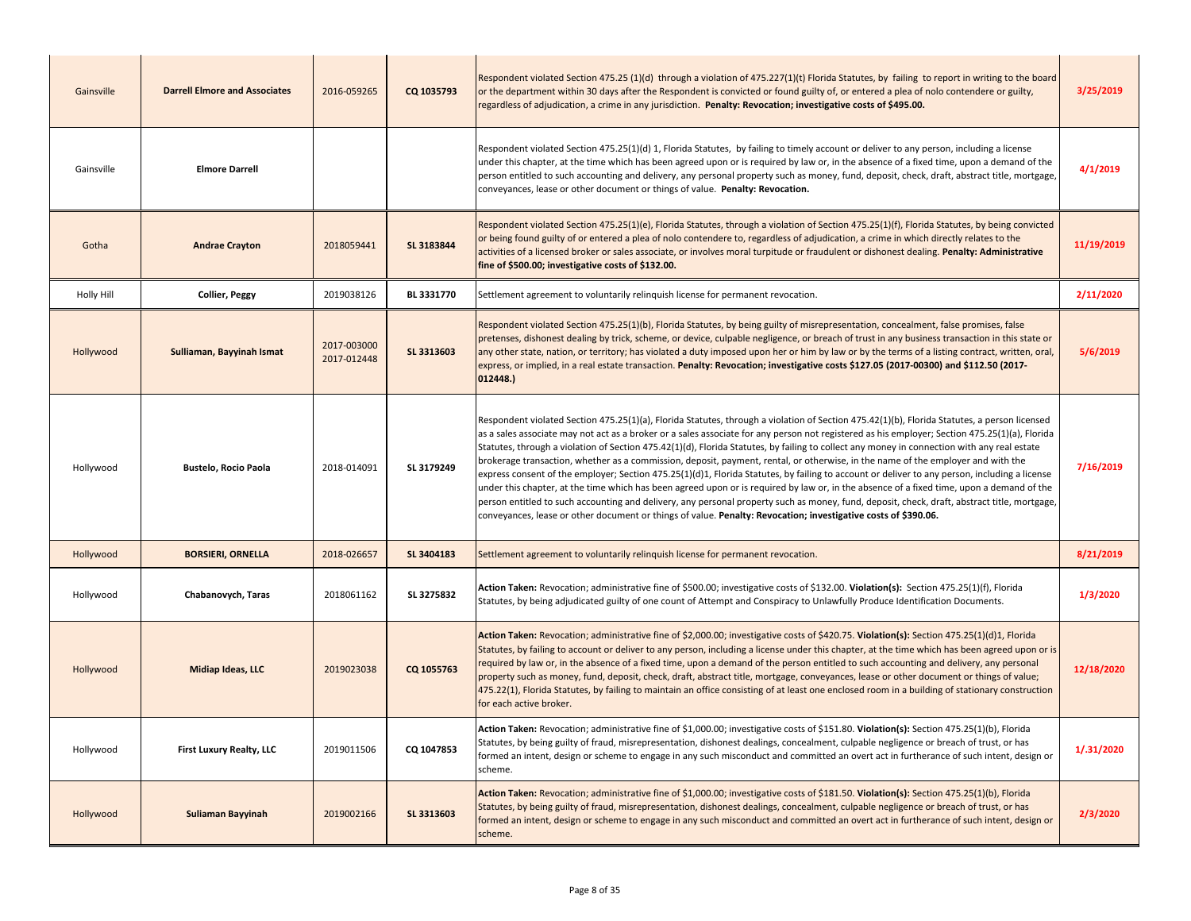| | | | | | |
|---|---|---|---|---|---|
| Gainsville | **Darrell Elmore and Associates** | 2016-059265 | **CQ 1035793** | Respondent violated Section 475.25 (1)(d) through a violation of 475.227(1)(t) Florida Statutes, by failing to report in writing to the board or the department within 30 days after the Respondent is convicted or found guilty of, or entered a plea of nolo contendere or guilty, regardless of adjudication, a crime in any jurisdiction. **Penalty: Revocation; investigative costs of $495.00.** | **3/25/2019** |
| Gainsville | **Elmore Darrell** | | | Respondent violated Section 475.25(1)(d) 1, Florida Statutes, by failing to timely account or deliver to any person, including a license under this chapter, at the time which has been agreed upon or is required by law or, in the absence of a fixed time, upon a demand of the person entitled to such accounting and delivery, any personal property such as money, fund, deposit, check, draft, abstract title, mortgage, conveyances, lease or other document or things of value. **Penalty: Revocation.** | **4/1/2019** |
| Gotha | **Andrae Crayton** | 2018059441 | **SL 3183844** | Respondent violated Section 475.25(1)(e), Florida Statutes, through a violation of Section 475.25(1)(f), Florida Statutes, by being convicted or being found guilty of or entered a plea of nolo contendere to, regardless of adjudication, a crime in which directly relates to the activities of a licensed broker or sales associate, or involves moral turpitude or fraudulent or dishonest dealing. **Penalty: Administrative fine of $500.00; investigative costs of $132.00.** | **11/19/2019** |
| Holly Hill | **Collier, Peggy** | 2019038126 | **BL 3331770** | Settlement agreement to voluntarily relinquish license for permanent revocation. | **2/11/2020** |
| Hollywood | **Sulliaman, Bayyinah Ismat** | 2017-003000 2017-012448 | **SL 3313603** | Respondent violated Section 475.25(1)(b), Florida Statutes, by being guilty of misrepresentation, concealment, false promises, false pretenses, dishonest dealing by trick, scheme, or device, culpable negligence, or breach of trust in any business transaction in this state or any other state, nation, or territory; has violated a duty imposed upon her or him by law or by the terms of a listing contract, written, oral, express, or implied, in a real estate transaction. **Penalty: Revocation; investigative costs $127.05 (2017-00300) and $112.50 (2017-012448.)** | **5/6/2019** |
| Hollywood | **Bustelo, Rocio Paola** | 2018-014091 | **SL 3179249** | Respondent violated Section 475.25(1)(a), Florida Statutes, through a violation of Section 475.42(1)(b), Florida Statutes, a person licensed as a sales associate may not act as a broker or a sales associate for any person not registered as his employer; Section 475.25(1)(a), Florida Statutes, through a violation of Section 475.42(1)(d), Florida Statutes, by failing to collect any money in connection with any real estate brokerage transaction, whether as a commission, deposit, payment, rental, or otherwise, in the name of the employer and with the express consent of the employer; Section 475.25(1)(d)1, Florida Statutes, by failing to account or deliver to any person, including a license under this chapter, at the time which has been agreed upon or is required by law or, in the absence of a fixed time, upon a demand of the person entitled to such accounting and delivery, any personal property such as money, fund, deposit, check, draft, abstract title, mortgage, conveyances, lease or other document or things of value. **Penalty: Revocation; investigative costs of $390.06.** | **7/16/2019** |
| Hollywood | **BORSIERI, ORNELLA** | 2018-026657 | **SL 3404183** | Settlement agreement to voluntarily relinquish license for permanent revocation. | **8/21/2019** |
| Hollywood | **Chabanovych, Taras** | 2018061162 | **SL 3275832** | **Action Taken:** Revocation; administrative fine of $500.00; investigative costs of $132.00. **Violation(s):** Section 475.25(1)(f), Florida Statutes, by being adjudicated guilty of one count of Attempt and Conspiracy to Unlawfully Produce Identification Documents. | **1/3/2020** |
| Hollywood | **Midiap Ideas, LLC** | 2019023038 | **CQ 1055763** | **Action Taken:** Revocation; administrative fine of $2,000.00; investigative costs of $420.75. **Violation(s):** Section 475.25(1)(d)1, Florida Statutes, by failing to account or deliver to any person, including a license under this chapter, at the time which has been agreed upon or is required by law or, in the absence of a fixed time, upon a demand of the person entitled to such accounting and delivery, any personal property such as money, fund, deposit, check, draft, abstract title, mortgage, conveyances, lease or other document or things of value; 475.22(1), Florida Statutes, by failing to maintain an office consisting of at least one enclosed room in a building of stationary construction for each active broker. | **12/18/2020** |
| Hollywood | **First Luxury Realty, LLC** | 2019011506 | **CQ 1047853** | **Action Taken:** Revocation; administrative fine of $1,000.00; investigative costs of $151.80. **Violation(s):** Section 475.25(1)(b), Florida Statutes, by being guilty of fraud, misrepresentation, dishonest dealings, concealment, culpable negligence or breach of trust, or has formed an intent, design or scheme to engage in any such misconduct and committed an overt act in furtherance of such intent, design or scheme. | **1/.31/2020** |
| Hollywood | **Suliaman Bayyinah** | 2019002166 | **SL 3313603** | **Action Taken:** Revocation; administrative fine of $1,000.00; investigative costs of $181.50. **Violation(s):** Section 475.25(1)(b), Florida Statutes, by being guilty of fraud, misrepresentation, dishonest dealings, concealment, culpable negligence or breach of trust, or has formed an intent, design or scheme to engage in any such misconduct and committed an overt act in furtherance of such intent, design or scheme. | **2/3/2020** |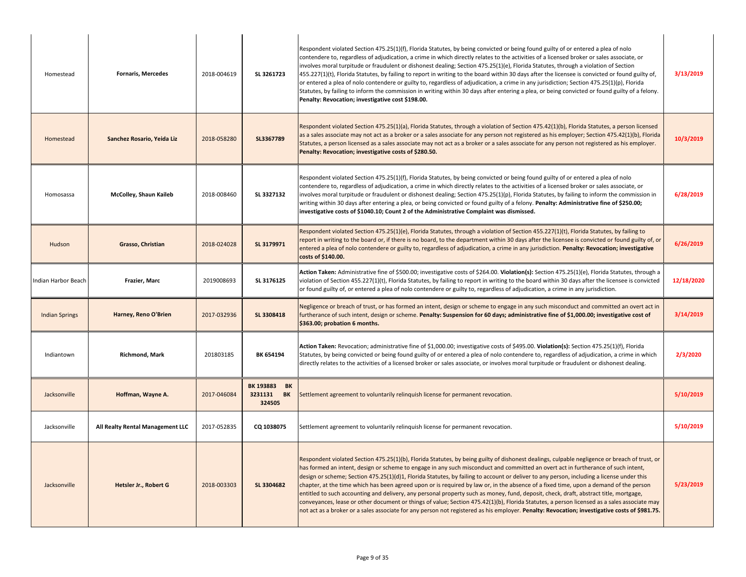| | | | | | |
|---|---|---|---|---|---|
| Homestead | **Fornaris, Mercedes** | 2018-004619 | **SL 3261723** | Respondent violated Section 475.25(1)(f), Florida Statutes, by being convicted or being found guilty of or entered a plea of nolo contendere to, regardless of adjudication, a crime in which directly relates to the activities of a licensed broker or sales associate, or involves moral turpitude or fraudulent or dishonest dealing; Section 475.25(1)(e), Florida Statutes, through a violation of Section 455.227(1)(t), Florida Statutes, by failing to report in writing to the board within 30 days after the licensee is convicted or found guilty of, or entered a plea of nolo contendere or guilty to, regardless of adjudication, a crime in any jurisdiction; Section 475.25(1)(p), Florida Statutes, by failing to inform the commission in writing within 30 days after entering a plea, or being convicted or found guilty of a felony. **Penalty: Revocation; investigative cost $198.00.** | **3/13/2019** |
| Homestead | **Sanchez Rosario, Yeida Liz** | 2018-058280 | **SL3367789** | Respondent violated Section 475.25(1)(a), Florida Statutes, through a violation of Section 475.42(1)(b), Florida Statutes, a person licensed as a sales associate may not act as a broker or a sales associate for any person not registered as his employer; Section 475.42(1)(b), Florida Statutes, a person licensed as a sales associate may not act as a broker or a sales associate for any person not registered as his employer. **Penalty: Revocation; investigative costs of $280.50.** | **10/3/2019** |
| Homosassa | **McColley, Shaun Kaileb** | 2018-008460 | **SL 3327132** | Respondent violated Section 475.25(1)(f), Florida Statutes, by being convicted or being found guilty of or entered a plea of nolo contendere to, regardless of adjudication, a crime in which directly relates to the activities of a licensed broker or sales associate, or involves moral turpitude or fraudulent or dishonest dealing; Section 475.25(1)(p), Florida Statutes, by failing to inform the commission in writing within 30 days after entering a plea, or being convicted or found guilty of a felony. **Penalty: Administrative fine of $250.00; investigative costs of $1040.10; Count 2 of the Administrative Complaint was dismissed.** | **6/28/2019** |
| Hudson | **Grasso, Christian** | 2018-024028 | **SL 3179971** | Respondent violated Section 475.25(1)(e), Florida Statutes, through a violation of Section 455.227(1)(t), Florida Statutes, by failing to report in writing to the board or, if there is no board, to the department within 30 days after the licensee is convicted or found guilty of, or entered a plea of nolo contendere or guilty to, regardless of adjudication, a crime in any jurisdiction. **Penalty: Revocation; investigative costs of $140.00.** | **6/26/2019** |
| Indian Harbor Beach | **Frazier, Marc** | 2019008693 | **SL 3176125** | **Action Taken:** Administrative fine of $500.00; investigative costs of $264.00. **Violation(s):** Section 475.25(1)(e), Florida Statutes, through a violation of Section 455.227(1)(t), Florida Statutes, by failing to report in writing to the board within 30 days after the licensee is convicted or found guilty of, or entered a plea of nolo contendere or guilty to, regardless of adjudication, a crime in any jurisdiction. | **12/18/2020** |
| Indian Springs | **Harney, Reno O'Brien** | 2017-032936 | **SL 3308418** | Negligence or breach of trust, or has formed an intent, design or scheme to engage in any such misconduct and committed an overt act in furtherance of such intent, design or scheme. **Penalty: Suspension for 60 days; administrative fine of $1,000.00; investigative cost of $363.00; probation 6 months.** | **3/14/2019** |
| Indiantown | **Richmond, Mark** | 201803185 | **BK 654194** | **Action Taken:** Revocation; administrative fine of $1,000.00; investigative costs of $495.00. **Violation(s):** Section 475.25(1)(f), Florida Statutes, by being convicted or being found guilty of or entered a plea of nolo contendere to, regardless of adjudication, a crime in which directly relates to the activities of a licensed broker or sales associate, or involves moral turpitude or fraudulent or dishonest dealing. | **2/3/2020** |
| Jacksonville | **Hoffman, Wayne A.** | 2017-046084 | **BK 193883 BK 3231131 BK 324505** | Settlement agreement to voluntarily relinquish license for permanent revocation. | **5/10/2019** |
| Jacksonville | **All Realty Rental Management LLC** | 2017-052835 | **CQ 1038075** | Settlement agreement to voluntarily relinquish license for permanent revocation. | **5/10/2019** |
| Jacksonville | **Hetsler Jr., Robert G** | 2018-003303 | **SL 3304682** | Respondent violated Section 475.25(1)(b), Florida Statutes, by being guilty of dishonest dealings, culpable negligence or breach of trust, or has formed an intent, design or scheme to engage in any such misconduct and committed an overt act in furtherance of such intent, design or scheme; Section 475.25(1)(d)1, Florida Statutes, by failing to account or deliver to any person, including a license under this chapter, at the time which has been agreed upon or is required by law or, in the absence of a fixed time, upon a demand of the person entitled to such accounting and delivery, any personal property such as money, fund, deposit, check, draft, abstract title, mortgage, conveyances, lease or other document or things of value; Section 475.42(1)(b), Florida Statutes, a person licensed as a sales associate may not act as a broker or a sales associate for any person not registered as his employer. **Penalty: Revocation; investigative costs of $981.75.** | **5/23/2019** |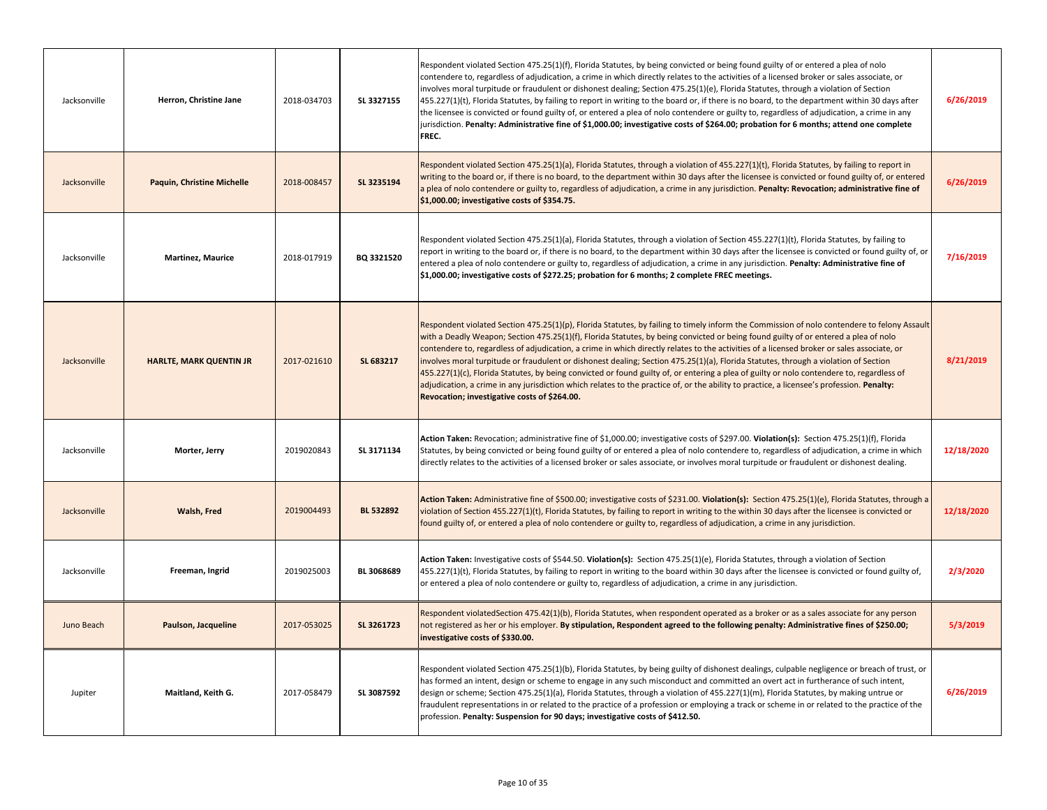| | | | | | |
|---|---|---|---|---|---|
| Jacksonville | **Herron, Christine Jane** | 2018-034703 | **SL 3327155** | Respondent violated Section 475.25(1)(f), Florida Statutes, by being convicted or being found guilty of or entered a plea of nolo contendere to, regardless of adjudication, a crime in which directly relates to the activities of a licensed broker or sales associate, or involves moral turpitude or fraudulent or dishonest dealing; Section 475.25(1)(e), Florida Statutes, through a violation of Section 455.227(1)(t), Florida Statutes, by failing to report in writing to the board or, if there is no board, to the department within 30 days after the licensee is convicted or found guilty of, or entered a plea of nolo contendere or guilty to, regardless of adjudication, a crime in any jurisdiction. **Penalty: Administrative fine of $1,000.00; investigative costs of $264.00; probation for 6 months; attend one complete FREC.** | **6/26/2019** |
| Jacksonville | **Paquin, Christine Michelle** | 2018-008457 | **SL 3235194** | Respondent violated Section 475.25(1)(a), Florida Statutes, through a violation of 455.227(1)(t), Florida Statutes, by failing to report in writing to the board or, if there is no board, to the department within 30 days after the licensee is convicted or found guilty of, or entered a plea of nolo contendere or guilty to, regardless of adjudication, a crime in any jurisdiction. **Penalty: Revocation; administrative fine of $1,000.00; investigative costs of $354.75.** | **6/26/2019** |
| Jacksonville | **Martinez, Maurice** | 2018-017919 | **BQ 3321520** | Respondent violated Section 475.25(1)(a), Florida Statutes, through a violation of Section 455.227(1)(t), Florida Statutes, by failing to report in writing to the board or, if there is no board, to the department within 30 days after the licensee is convicted or found guilty of, or entered a plea of nolo contendere or guilty to, regardless of adjudication, a crime in any jurisdiction. **Penalty: Administrative fine of $1,000.00; investigative costs of $272.25; probation for 6 months; 2 complete FREC meetings.** | **7/16/2019** |
| Jacksonville | **HARLTE, MARK QUENTIN JR** | 2017-021610 | **SL 683217** | Respondent violated Section 475.25(1)(p), Florida Statutes, by failing to timely inform the Commission of nolo contendere to felony Assault with a Deadly Weapon; Section 475.25(1)(f), Florida Statutes, by being convicted or being found guilty of or entered a plea of nolo contendere to, regardless of adjudication, a crime in which directly relates to the activities of a licensed broker or sales associate, or involves moral turpitude or fraudulent or dishonest dealing; Section 475.25(1)(a), Florida Statutes, through a violation of Section 455.227(1)(c), Florida Statutes, by being convicted or found guilty of, or entering a plea of guilty or nolo contendere to, regardless of adjudication, a crime in any jurisdiction which relates to the practice of, or the ability to practice, a licensee's profession. **Penalty: Revocation; investigative costs of $264.00.** | **8/21/2019** |
| Jacksonville | **Morter, Jerry** | 2019020843 | **SL 3171134** | **Action Taken:** Revocation; administrative fine of $1,000.00; investigative costs of $297.00. **Violation(s):** Section 475.25(1)(f), Florida Statutes, by being convicted or being found guilty of or entered a plea of nolo contendere to, regardless of adjudication, a crime in which directly relates to the activities of a licensed broker or sales associate, or involves moral turpitude or fraudulent or dishonest dealing. | **12/18/2020** |
| Jacksonville | **Walsh, Fred** | 2019004493 | **BL 532892** | **Action Taken:** Administrative fine of $500.00; investigative costs of $231.00. **Violation(s):** Section 475.25(1)(e), Florida Statutes, through a violation of Section 455.227(1)(t), Florida Statutes, by failing to report in writing to the within 30 days after the licensee is convicted or found guilty of, or entered a plea of nolo contendere or guilty to, regardless of adjudication, a crime in any jurisdiction. | **12/18/2020** |
| Jacksonville | **Freeman, Ingrid** | 2019025003 | **BL 3068689** | **Action Taken:** Investigative costs of $544.50. **Violation(s):** Section 475.25(1)(e), Florida Statutes, through a violation of Section 455.227(1)(t), Florida Statutes, by failing to report in writing to the board within 30 days after the licensee is convicted or found guilty of, or entered a plea of nolo contendere or guilty to, regardless of adjudication, a crime in any jurisdiction. | **2/3/2020** |
| Juno Beach | **Paulson, Jacqueline** | 2017-053025 | **SL 3261723** | Respondent violatedSection 475.42(1)(b), Florida Statutes, when respondent operated as a broker or as a sales associate for any person not registered as her or his employer. **By stipulation, Respondent agreed to the following penalty: Administrative fines of $250.00; investigative costs of $330.00.** | **5/3/2019** |
| Jupiter | **Maitland, Keith G.** | 2017-058479 | **SL 3087592** | Respondent violated Section 475.25(1)(b), Florida Statutes, by being guilty of dishonest dealings, culpable negligence or breach of trust, or has formed an intent, design or scheme to engage in any such misconduct and committed an overt act in furtherance of such intent, design or scheme; Section 475.25(1)(a), Florida Statutes, through a violation of 455.227(1)(m), Florida Statutes, by making untrue or fraudulent representations in or related to the practice of a profession or employing a track or scheme in or related to the practice of the profession. **Penalty: Suspension for 90 days; investigative costs of $412.50.** | **6/26/2019** |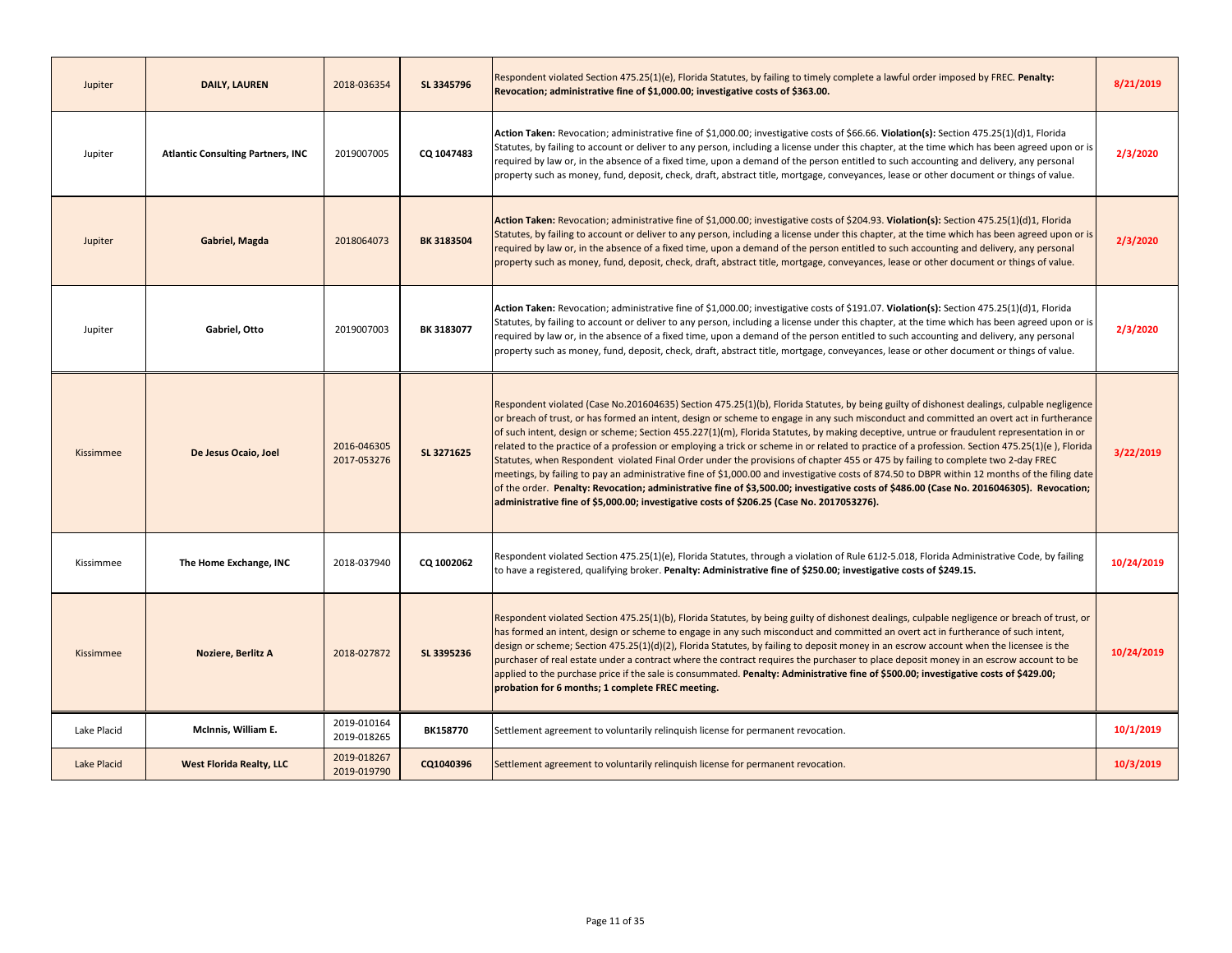| | | | | | |
|---|---|---|---|---|---|
| Jupiter | **DAILY, LAUREN** | 2018-036354 | **SL 3345796** | Respondent violated Section 475.25(1)(e), Florida Statutes, by failing to timely complete a lawful order imposed by FREC. **Penalty: Revocation; administrative fine of $1,000.00; investigative costs of $363.00.** | **8/21/2019** |
| Jupiter | **Atlantic Consulting Partners, INC** | 2019007005 | **CQ 1047483** | **Action Taken:** Revocation; administrative fine of $1,000.00; investigative costs of $66.66. **Violation(s):** Section 475.25(1)(d)1, Florida Statutes, by failing to account or deliver to any person, including a license under this chapter, at the time which has been agreed upon or is required by law or, in the absence of a fixed time, upon a demand of the person entitled to such accounting and delivery, any personal property such as money, fund, deposit, check, draft, abstract title, mortgage, conveyances, lease or other document or things of value. | **2/3/2020** |
| Jupiter | **Gabriel, Magda** | 2018064073 | **BK 3183504** | **Action Taken:** Revocation; administrative fine of $1,000.00; investigative costs of $204.93. **Violation(s):** Section 475.25(1)(d)1, Florida Statutes, by failing to account or deliver to any person, including a license under this chapter, at the time which has been agreed upon or is required by law or, in the absence of a fixed time, upon a demand of the person entitled to such accounting and delivery, any personal property such as money, fund, deposit, check, draft, abstract title, mortgage, conveyances, lease or other document or things of value. | **2/3/2020** |
| Jupiter | **Gabriel, Otto** | 2019007003 | **BK 3183077** | **Action Taken:** Revocation; administrative fine of $1,000.00; investigative costs of $191.07. **Violation(s):** Section 475.25(1)(d)1, Florida Statutes, by failing to account or deliver to any person, including a license under this chapter, at the time which has been agreed upon or is required by law or, in the absence of a fixed time, upon a demand of the person entitled to such accounting and delivery, any personal property such as money, fund, deposit, check, draft, abstract title, mortgage, conveyances, lease or other document or things of value. | **2/3/2020** |
| Kissimmee | **De Jesus Ocaio, Joel** | 2016-046305 2017-053276 | **SL 3271625** | Respondent violated (Case No.201604635) Section 475.25(1)(b), Florida Statutes, by being guilty of dishonest dealings, culpable negligence or breach of trust, or has formed an intent, design or scheme to engage in any such misconduct and committed an overt act in furtherance of such intent, design or scheme; Section 455.227(1)(m), Florida Statutes, by making deceptive, untrue or fraudulent representation in or related to the practice of a profession or employing a trick or scheme in or related to practice of a profession. Section 475.25(1)(e ), Florida Statutes, when Respondent violated Final Order under the provisions of chapter 455 or 475 by failing to complete two 2-day FREC meetings, by failing to pay an administrative fine of $1,000.00 and investigative costs of 874.50 to DBPR within 12 months of the filing date of the order. **Penalty: Revocation; administrative fine of $3,500.00; investigative costs of $486.00 (Case No. 2016046305). Revocation; administrative fine of $5,000.00; investigative costs of $206.25 (Case No. 2017053276).** | **3/22/2019** |
| Kissimmee | **The Home Exchange, INC** | 2018-037940 | **CQ 1002062** | Respondent violated Section 475.25(1)(e), Florida Statutes, through a violation of Rule 61J2-5.018, Florida Administrative Code, by failing to have a registered, qualifying broker. **Penalty: Administrative fine of $250.00; investigative costs of $249.15.** | **10/24/2019** |
| Kissimmee | **Noziere, Berlitz A** | 2018-027872 | **SL 3395236** | Respondent violated Section 475.25(1)(b), Florida Statutes, by being guilty of dishonest dealings, culpable negligence or breach of trust, or has formed an intent, design or scheme to engage in any such misconduct and committed an overt act in furtherance of such intent, design or scheme; Section 475.25(1)(d)(2), Florida Statutes, by failing to deposit money in an escrow account when the licensee is the purchaser of real estate under a contract where the contract requires the purchaser to place deposit money in an escrow account to be applied to the purchase price if the sale is consummated. **Penalty: Administrative fine of $500.00; investigative costs of $429.00; probation for 6 months; 1 complete FREC meeting.** | **10/24/2019** |
| Lake Placid | **McInnis, William E.** | 2019-010164 2019-018265 | **BK158770** | Settlement agreement to voluntarily relinquish license for permanent revocation. | **10/1/2019** |
| Lake Placid | **West Florida Realty, LLC** | 2019-018267 2019-019790 | **CQ1040396** | Settlement agreement to voluntarily relinquish license for permanent revocation. | **10/3/2019** |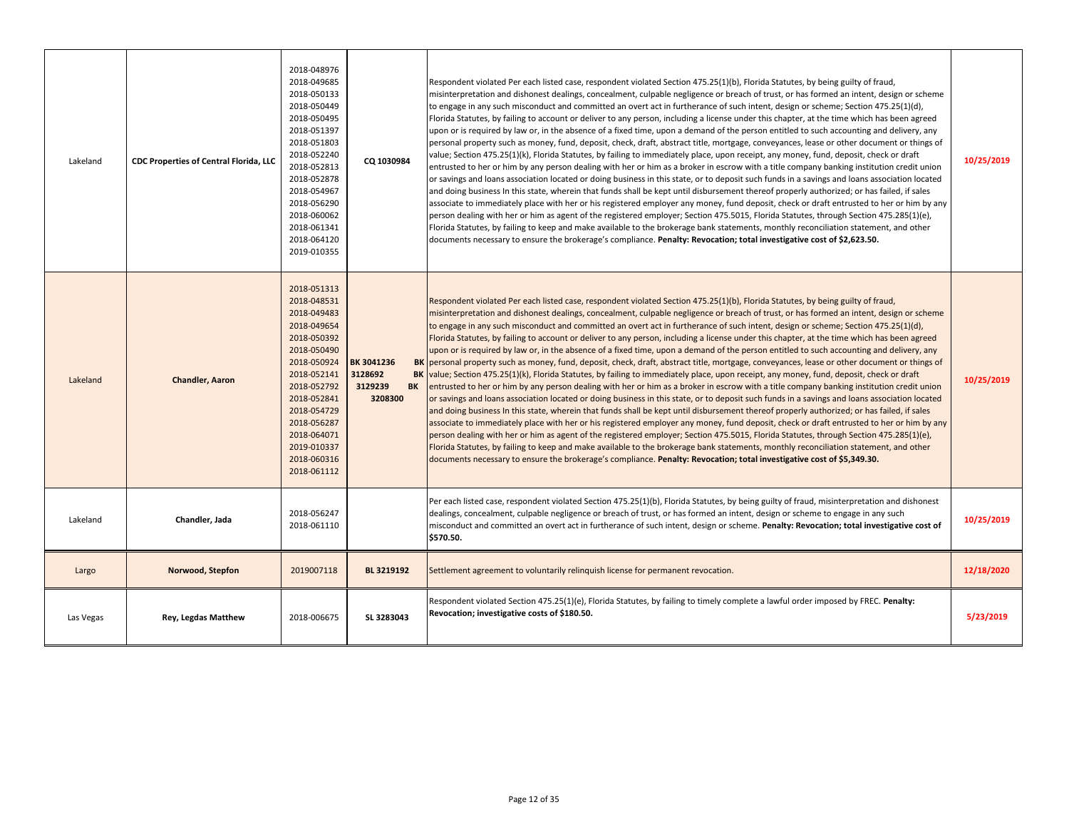| | | | | | |
|---|---|---|---|---|---|
| Lakeland | **CDC Properties of Central Florida, LLC** | 2018-048976<br>2018-049685<br>2018-050133<br>2018-050449<br>2018-050495<br>2018-051397<br>2018-051803<br>2018-052240<br>2018-052813<br>2018-052878<br>2018-054967<br>2018-056290<br>2018-060062<br>2018-061341<br>2018-064120<br>2019-010355 | **CQ 1030984** | Respondent violated Per each listed case, respondent violated Section 475.25(1)(b), Florida Statutes, by being guilty of fraud, misinterpretation and dishonest dealings, concealment, culpable negligence or breach of trust, or has formed an intent, design or scheme to engage in any such misconduct and committed an overt act in furtherance of such intent, design or scheme; Section 475.25(1)(d), Florida Statutes, by failing to account or deliver to any person, including a license under this chapter, at the time which has been agreed upon or is required by law or, in the absence of a fixed time, upon a demand of the person entitled to such accounting and delivery, any personal property such as money, fund, deposit, check, draft, abstract title, mortgage, conveyances, lease or other document or things of value; Section 475.25(1)(k), Florida Statutes, by failing to immediately place, upon receipt, any money, fund, deposit, check or draft entrusted to her or him by any person dealing with her or him as a broker in escrow with a title company banking institution credit union or savings and loans association located or doing business in this state, or to deposit such funds in a savings and loans association located and doing business In this state, wherein that funds shall be kept until disbursement thereof properly authorized; or has failed, if sales associate to immediately place with her or his registered employer any money, fund deposit, check or draft entrusted to her or him by any person dealing with her or him as agent of the registered employer; Section 475.5015, Florida Statutes, through Section 475.285(1)(e), Florida Statutes, by failing to keep and make available to the brokerage bank statements, monthly reconciliation statement, and other documents necessary to ensure the brokerage's compliance. **Penalty: Revocation; total investigative cost of $2,623.50.** | **10/25/2019** |
| Lakeland | **Chandler, Aaron** | 2018-051313<br>2018-048531<br>2018-049483<br>2018-049654<br>2018-050392<br>2018-050490<br>2018-050924<br>2018-052141<br>2018-052792<br>2018-052841<br>2018-054729<br>2018-056287<br>2018-064071<br>2019-010337<br>2018-060316<br>2018-061112 | **BK 3041236 BK 3128692 BK 3129239 BK 3208300** | Respondent violated Per each listed case, respondent violated Section 475.25(1)(b), Florida Statutes, by being guilty of fraud, misinterpretation and dishonest dealings, concealment, culpable negligence or breach of trust, or has formed an intent, design or scheme to engage in any such misconduct and committed an overt act in furtherance of such intent, design or scheme; Section 475.25(1)(d), Florida Statutes, by failing to account or deliver to any person, including a license under this chapter, at the time which has been agreed upon or is required by law or, in the absence of a fixed time, upon a demand of the person entitled to such accounting and delivery, any personal property such as money, fund, deposit, check, draft, abstract title, mortgage, conveyances, lease or other document or things of value; Section 475.25(1)(k), Florida Statutes, by failing to immediately place, upon receipt, any money, fund, deposit, check or draft entrusted to her or him by any person dealing with her or him as a broker in escrow with a title company banking institution credit union or savings and loans association located or doing business in this state, or to deposit such funds in a savings and loans association located and doing business In this state, wherein that funds shall be kept until disbursement thereof properly authorized; or has failed, if sales associate to immediately place with her or his registered employer any money, fund deposit, check or draft entrusted to her or him by any person dealing with her or him as agent of the registered employer; Section 475.5015, Florida Statutes, through Section 475.285(1)(e), Florida Statutes, by failing to keep and make available to the brokerage bank statements, monthly reconciliation statement, and other documents necessary to ensure the brokerage's compliance. **Penalty: Revocation; total investigative cost of $5,349.30.** | **10/25/2019** |
| Lakeland | **Chandler, Jada** | 2018-056247<br>2018-061110 | | Per each listed case, respondent violated Section 475.25(1)(b), Florida Statutes, by being guilty of fraud, misinterpretation and dishonest dealings, concealment, culpable negligence or breach of trust, or has formed an intent, design or scheme to engage in any such misconduct and committed an overt act in furtherance of such intent, design or scheme. **Penalty: Revocation; total investigative cost of $570.50.** | **10/25/2019** |
| Largo | **Norwood, Stepfon** | 2019007118 | **BL 3219192** | Settlement agreement to voluntarily relinquish license for permanent revocation. | **12/18/2020** |
| Las Vegas | **Rey, Legdas Matthew** | 2018-006675 | **SL 3283043** | Respondent violated Section 475.25(1)(e), Florida Statutes, by failing to timely complete a lawful order imposed by FREC. **Penalty: Revocation; investigative costs of $180.50.** | **5/23/2019** |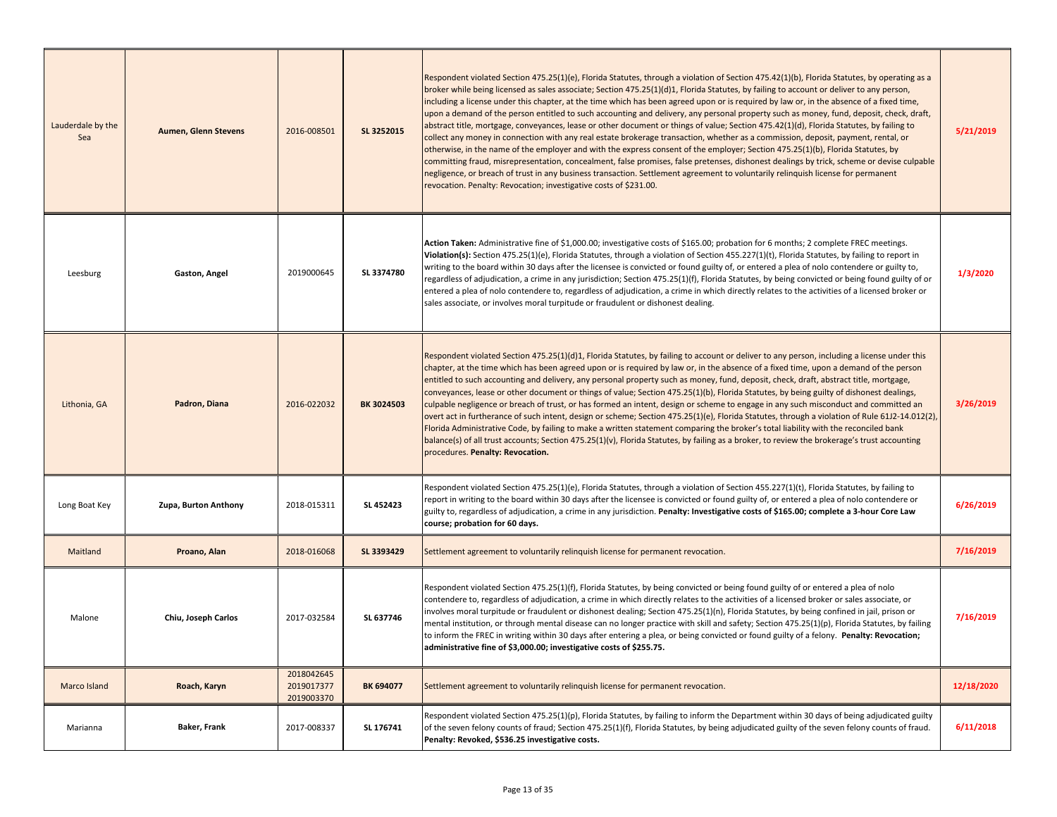| | | | | | |
|---|---|---|---|---|---|
| Lauderdale by the Sea | **Aumen, Glenn Stevens** | 2016-008501 | **SL 3252015** | Respondent violated Section 475.25(1)(e), Florida Statutes, through a violation of Section 475.42(1)(b), Florida Statutes, by operating as a broker while being licensed as sales associate; Section 475.25(1)(d)1, Florida Statutes, by failing to account or deliver to any person, including a license under this chapter, at the time which has been agreed upon or is required by law or, in the absence of a fixed time, upon a demand of the person entitled to such accounting and delivery, any personal property such as money, fund, deposit, check, draft, abstract title, mortgage, conveyances, lease or other document or things of value; Section 475.42(1)(d), Florida Statutes, by failing to collect any money in connection with any real estate brokerage transaction, whether as a commission, deposit, payment, rental, or otherwise, in the name of the employer and with the express consent of the employer; Section 475.25(1)(b), Florida Statutes, by committing fraud, misrepresentation, concealment, false promises, false pretenses, dishonest dealings by trick, scheme or devise culpable negligence, or breach of trust in any business transaction. Settlement agreement to voluntarily relinquish license for permanent revocation. Penalty: Revocation; investigative costs of $231.00. | **5/21/2019** |
| Leesburg | **Gaston, Angel** | 2019000645 | **SL 3374780** | **Action Taken:** Administrative fine of $1,000.00; investigative costs of $165.00; probation for 6 months; 2 complete FREC meetings. **Violation(s):** Section 475.25(1)(e), Florida Statutes, through a violation of Section 455.227(1)(t), Florida Statutes, by failing to report in writing to the board within 30 days after the licensee is convicted or found guilty of, or entered a plea of nolo contendere or guilty to, regardless of adjudication, a crime in any jurisdiction; Section 475.25(1)(f), Florida Statutes, by being convicted or being found guilty of or entered a plea of nolo contendere to, regardless of adjudication, a crime in which directly relates to the activities of a licensed broker or sales associate, or involves moral turpitude or fraudulent or dishonest dealing. | **1/3/2020** |
| Lithonia, GA | **Padron, Diana** | 2016-022032 | **BK 3024503** | Respondent violated Section 475.25(1)(d)1, Florida Statutes, by failing to account or deliver to any person, including a license under this chapter, at the time which has been agreed upon or is required by law or, in the absence of a fixed time, upon a demand of the person entitled to such accounting and delivery, any personal property such as money, fund, deposit, check, draft, abstract title, mortgage, conveyances, lease or other document or things of value; Section 475.25(1)(b), Florida Statutes, by being guilty of dishonest dealings, culpable negligence or breach of trust, or has formed an intent, design or scheme to engage in any such misconduct and committed an overt act in furtherance of such intent, design or scheme; Section 475.25(1)(e), Florida Statutes, through a violation of Rule 61J2-14.012(2), Florida Administrative Code, by failing to make a written statement comparing the broker's total liability with the reconciled bank balance(s) of all trust accounts; Section 475.25(1)(v), Florida Statutes, by failing as a broker, to review the brokerage's trust accounting procedures. **Penalty: Revocation.** | **3/26/2019** |
| Long Boat Key | **Zupa, Burton Anthony** | 2018-015311 | **SL 452423** | Respondent violated Section 475.25(1)(e), Florida Statutes, through a violation of Section 455.227(1)(t), Florida Statutes, by failing to report in writing to the board within 30 days after the licensee is convicted or found guilty of, or entered a plea of nolo contendere or guilty to, regardless of adjudication, a crime in any jurisdiction. **Penalty: Investigative costs of $165.00; complete a 3-hour Core Law course; probation for 60 days.** | **6/26/2019** |
| Maitland | **Proano, Alan** | 2018-016068 | **SL 3393429** | Settlement agreement to voluntarily relinquish license for permanent revocation. | **7/16/2019** |
| Malone | **Chiu, Joseph Carlos** | 2017-032584 | **SL 637746** | Respondent violated Section 475.25(1)(f), Florida Statutes, by being convicted or being found guilty of or entered a plea of nolo contendere to, regardless of adjudication, a crime in which directly relates to the activities of a licensed broker or sales associate, or involves moral turpitude or fraudulent or dishonest dealing; Section 475.25(1)(n), Florida Statutes, by being confined in jail, prison or mental institution, or through mental disease can no longer practice with skill and safety; Section 475.25(1)(p), Florida Statutes, by failing to inform the FREC in writing within 30 days after entering a plea, or being convicted or found guilty of a felony. **Penalty: Revocation; administrative fine of $3,000.00; investigative costs of $255.75.** | **7/16/2019** |
| Marco Island | **Roach, Karyn** | 2018042645 2019017377 2019003370 | **BK 694077** | Settlement agreement to voluntarily relinquish license for permanent revocation. | **12/18/2020** |
| Marianna | **Baker, Frank** | 2017-008337 | **SL 176741** | Respondent violated Section 475.25(1)(p), Florida Statutes, by failing to inform the Department within 30 days of being adjudicated guilty of the seven felony counts of fraud; Section 475.25(1)(f), Florida Statutes, by being adjudicated guilty of the seven felony counts of fraud. **Penalty: Revoked, $536.25 investigative costs.** | **6/11/2018** |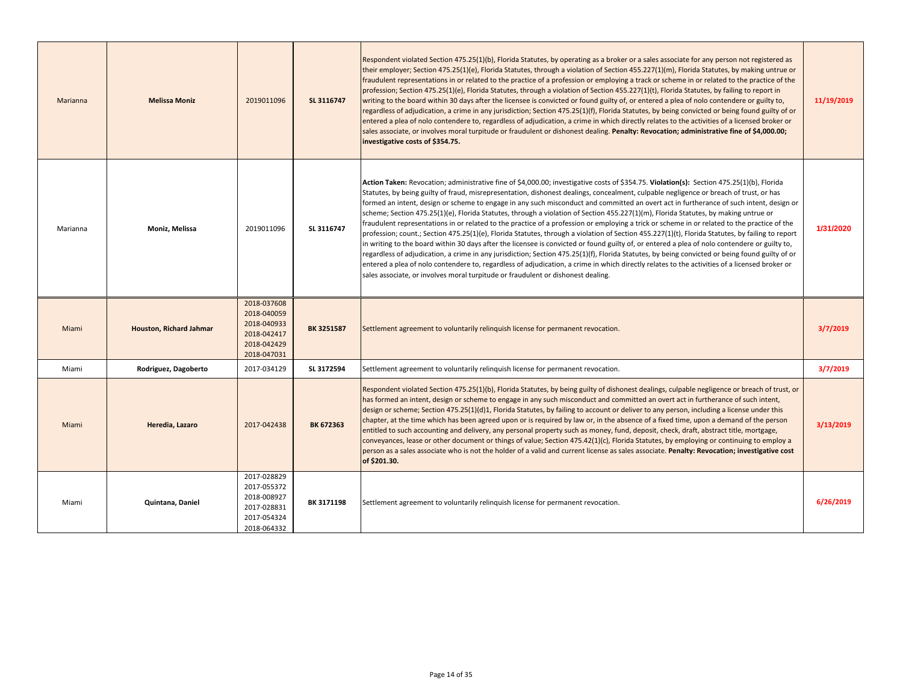| | | | | | |
|---|---|---|---|---|---|
| Marianna | **Melissa Moniz** | 2019011096 | **SL 3116747** | Respondent violated Section 475.25(1)(b), Florida Statutes, by operating as a broker or a sales associate for any person not registered as their employer; Section 475.25(1)(e), Florida Statutes, through a violation of Section 455.227(1)(m), Florida Statutes, by making untrue or fraudulent representations in or related to the practice of a profession or employing a track or scheme in or related to the practice of the profession; Section 475.25(1)(e), Florida Statutes, through a violation of Section 455.227(1)(t), Florida Statutes, by failing to report in writing to the board within 30 days after the licensee is convicted or found guilty of, or entered a plea of nolo contendere or guilty to, regardless of adjudication, a crime in any jurisdiction; Section 475.25(1)(f), Florida Statutes, by being convicted or being found guilty of or entered a plea of nolo contendere to, regardless of adjudication, a crime in which directly relates to the activities of a licensed broker or sales associate, or involves moral turpitude or fraudulent or dishonest dealing. **Penalty: Revocation; administrative fine of $4,000.00; investigative costs of $354.75.** | **11/19/2019** |
| Marianna | **Moniz, Melissa** | 2019011096 | **SL 3116747** | **Action Taken:** Revocation; administrative fine of $4,000.00; investigative costs of $354.75. **Violation(s):** Section 475.25(1)(b), Florida Statutes, by being guilty of fraud, misrepresentation, dishonest dealings, concealment, culpable negligence or breach of trust, or has formed an intent, design or scheme to engage in any such misconduct and committed an overt act in furtherance of such intent, design or scheme; Section 475.25(1)(e), Florida Statutes, through a violation of Section 455.227(1)(m), Florida Statutes, by making untrue or fraudulent representations in or related to the practice of a profession or employing a trick or scheme in or related to the practice of the profession; count.; Section 475.25(1)(e), Florida Statutes, through a violation of Section 455.227(1)(t), Florida Statutes, by failing to report in writing to the board within 30 days after the licensee is convicted or found guilty of, or entered a plea of nolo contendere or guilty to, regardless of adjudication, a crime in any jurisdiction; Section 475.25(1)(f), Florida Statutes, by being convicted or being found guilty of or entered a plea of nolo contendere to, regardless of adjudication, a crime in which directly relates to the activities of a licensed broker or sales associate, or involves moral turpitude or fraudulent or dishonest dealing. | **1/31/2020** |
| Miami | **Houston, Richard Jahmar** | 2018-037608<br>2018-040059<br>2018-040933<br>2018-042417<br>2018-042429<br>2018-047031 | **BK 3251587** | Settlement agreement to voluntarily relinquish license for permanent revocation. | **3/7/2019** |
| Miami | **Rodriguez, Dagoberto** | 2017-034129 | **SL 3172594** | Settlement agreement to voluntarily relinquish license for permanent revocation. | **3/7/2019** |
| Miami | **Heredia, Lazaro** | 2017-042438 | **BK 672363** | Respondent violated Section 475.25(1)(b), Florida Statutes, by being guilty of dishonest dealings, culpable negligence or breach of trust, or has formed an intent, design or scheme to engage in any such misconduct and committed an overt act in furtherance of such intent, design or scheme; Section 475.25(1)(d)1, Florida Statutes, by failing to account or deliver to any person, including a license under this chapter, at the time which has been agreed upon or is required by law or, in the absence of a fixed time, upon a demand of the person entitled to such accounting and delivery, any personal property such as money, fund, deposit, check, draft, abstract title, mortgage, conveyances, lease or other document or things of value; Section 475.42(1)(c), Florida Statutes, by employing or continuing to employ a person as a sales associate who is not the holder of a valid and current license as sales associate. **Penalty: Revocation; investigative cost of $201.30.** | **3/13/2019** |
| Miami | **Quintana, Daniel** | 2017-028829<br>2017-055372<br>2018-008927<br>2017-028831<br>2017-054324<br>2018-064332 | **BK 3171198** | Settlement agreement to voluntarily relinquish license for permanent revocation. | **6/26/2019** |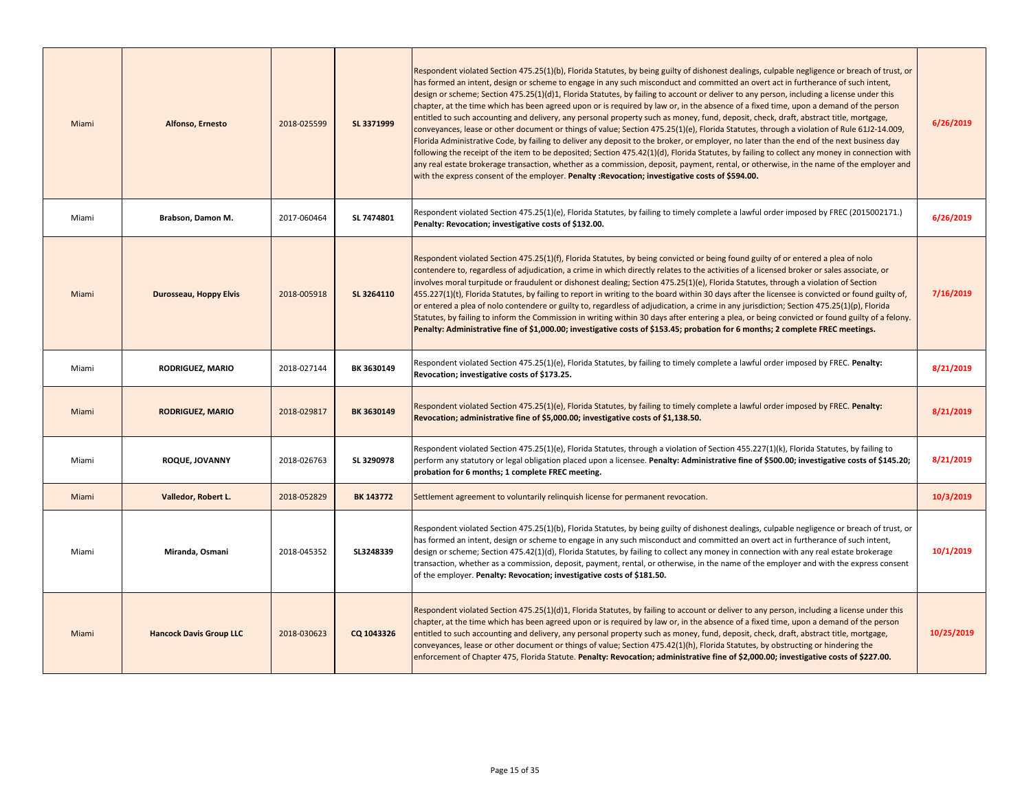| | | | | | |
|---|---|---|---|---|---|
| Miami | **Alfonso, Ernesto** | 2018-025599 | **SL 3371999** | Respondent violated Section 475.25(1)(b), Florida Statutes, by being guilty of dishonest dealings, culpable negligence or breach of trust, or has formed an intent, design or scheme to engage in any such misconduct and committed an overt act in furtherance of such intent, design or scheme; Section 475.25(1)(d)1, Florida Statutes, by failing to account or deliver to any person, including a license under this chapter, at the time which has been agreed upon or is required by law or, in the absence of a fixed time, upon a demand of the person entitled to such accounting and delivery, any personal property such as money, fund, deposit, check, draft, abstract title, mortgage, conveyances, lease or other document or things of value; Section 475.25(1)(e), Florida Statutes, through a violation of Rule 61J2-14.009, Florida Administrative Code, by failing to deliver any deposit to the broker, or employer, no later than the end of the next business day following the receipt of the item to be deposited; Section 475.42(1)(d), Florida Statutes, by failing to collect any money in connection with any real estate brokerage transaction, whether as a commission, deposit, payment, rental, or otherwise, in the name of the employer and with the express consent of the employer. **Penalty :Revocation; investigative costs of $594.00.** | **6/26/2019** |
| Miami | **Brabson, Damon M.** | 2017-060464 | **SL 7474801** | Respondent violated Section 475.25(1)(e), Florida Statutes, by failing to timely complete a lawful order imposed by FREC (2015002171.) **Penalty: Revocation; investigative costs of $132.00.** | **6/26/2019** |
| Miami | **Durosseau, Hoppy Elvis** | 2018-005918 | **SL 3264110** | Respondent violated Section 475.25(1)(f), Florida Statutes, by being convicted or being found guilty of or entered a plea of nolo contendere to, regardless of adjudication, a crime in which directly relates to the activities of a licensed broker or sales associate, or involves moral turpitude or fraudulent or dishonest dealing; Section 475.25(1)(e), Florida Statutes, through a violation of Section 455.227(1)(t), Florida Statutes, by failing to report in writing to the board within 30 days after the licensee is convicted or found guilty of, or entered a plea of nolo contendere or guilty to, regardless of adjudication, a crime in any jurisdiction; Section 475.25(1)(p), Florida Statutes, by failing to inform the Commission in writing within 30 days after entering a plea, or being convicted or found guilty of a felony. **Penalty: Administrative fine of $1,000.00; investigative costs of $153.45; probation for 6 months; 2 complete FREC meetings.** | **7/16/2019** |
| Miami | **RODRIGUEZ, MARIO** | 2018-027144 | **BK 3630149** | Respondent violated Section 475.25(1)(e), Florida Statutes, by failing to timely complete a lawful order imposed by FREC. **Penalty: Revocation; investigative costs of $173.25.** | **8/21/2019** |
| Miami | **RODRIGUEZ, MARIO** | 2018-029817 | **BK 3630149** | Respondent violated Section 475.25(1)(e), Florida Statutes, by failing to timely complete a lawful order imposed by FREC. **Penalty: Revocation; administrative fine of $5,000.00; investigative costs of $1,138.50.** | **8/21/2019** |
| Miami | **ROQUE, JOVANNY** | 2018-026763 | **SL 3290978** | Respondent violated Section 475.25(1)(e), Florida Statutes, through a violation of Section 455.227(1)(k), Florida Statutes, by failing to perform any statutory or legal obligation placed upon a licensee. **Penalty: Administrative fine of $500.00; investigative costs of $145.20; probation for 6 months; 1 complete FREC meeting.** | **8/21/2019** |
| Miami | **Valledor, Robert L.** | 2018-052829 | **BK 143772** | Settlement agreement to voluntarily relinquish license for permanent revocation. | **10/3/2019** |
| Miami | **Miranda, Osmani** | 2018-045352 | **SL3248339** | Respondent violated Section 475.25(1)(b), Florida Statutes, by being guilty of dishonest dealings, culpable negligence or breach of trust, or has formed an intent, design or scheme to engage in any such misconduct and committed an overt act in furtherance of such intent, design or scheme; Section 475.42(1)(d), Florida Statutes, by failing to collect any money in connection with any real estate brokerage transaction, whether as a commission, deposit, payment, rental, or otherwise, in the name of the employer and with the express consent of the employer. **Penalty: Revocation; investigative costs of $181.50.** | **10/1/2019** |
| Miami | **Hancock Davis Group LLC** | 2018-030623 | **CQ 1043326** | Respondent violated Section 475.25(1)(d)1, Florida Statutes, by failing to account or deliver to any person, including a license under this chapter, at the time which has been agreed upon or is required by law or, in the absence of a fixed time, upon a demand of the person entitled to such accounting and delivery, any personal property such as money, fund, deposit, check, draft, abstract title, mortgage, conveyances, lease or other document or things of value; Section 475.42(1)(h), Florida Statutes, by obstructing or hindering the enforcement of Chapter 475, Florida Statute. **Penalty: Revocation; administrative fine of $2,000.00; investigative costs of $227.00.** | **10/25/2019** |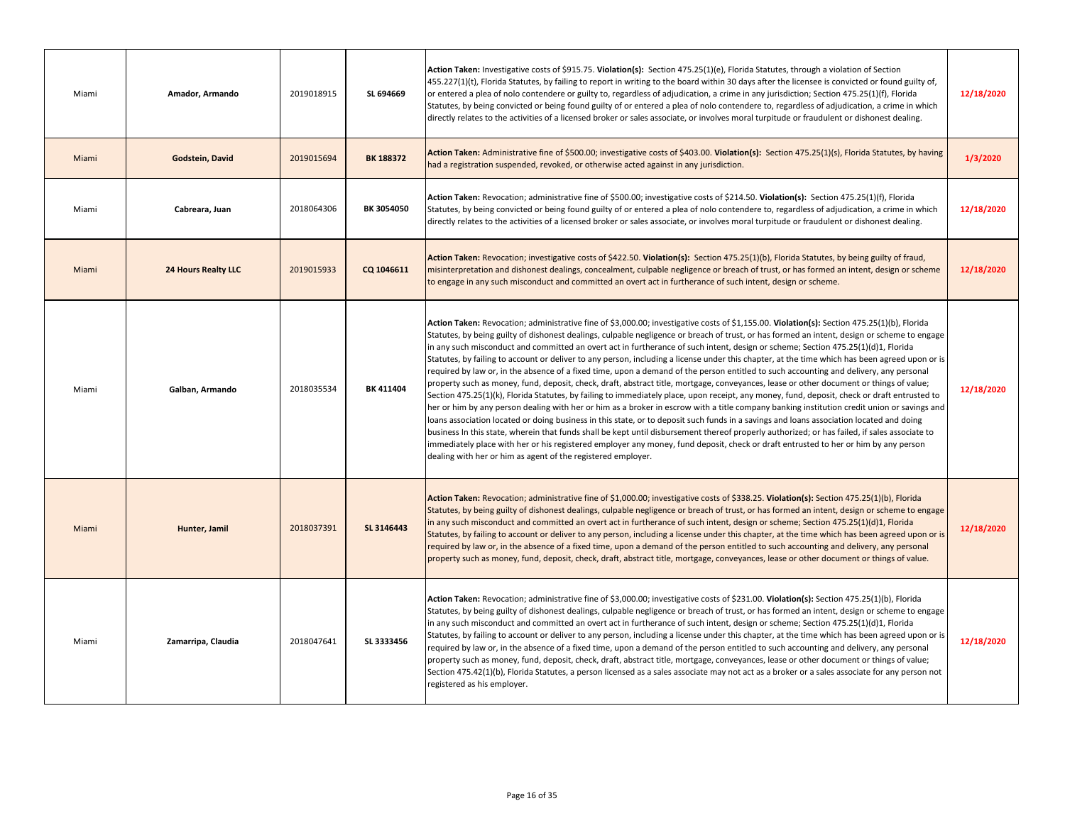| | | | | | |
|---|---|---|---|---|---|
| Miami | **Amador, Armando** | 2019018915 | **SL 694669** | **Action Taken:** Investigative costs of $915.75. **Violation(s):** Section 475.25(1)(e), Florida Statutes, through a violation of Section 455.227(1)(t), Florida Statutes, by failing to report in writing to the board within 30 days after the licensee is convicted or found guilty of, or entered a plea of nolo contendere or guilty to, regardless of adjudication, a crime in any jurisdiction; Section 475.25(1)(f), Florida Statutes, by being convicted or being found guilty of or entered a plea of nolo contendere to, regardless of adjudication, a crime in which directly relates to the activities of a licensed broker or sales associate, or involves moral turpitude or fraudulent or dishonest dealing. | **12/18/2020** |
| Miami | **Godstein, David** | 2019015694 | **BK 188372** | **Action Taken:** Administrative fine of $500.00; investigative costs of $403.00. **Violation(s):** Section 475.25(1)(s), Florida Statutes, by having had a registration suspended, revoked, or otherwise acted against in any jurisdiction. | **1/3/2020** |
| Miami | **Cabreara, Juan** | 2018064306 | **BK 3054050** | **Action Taken:** Revocation; administrative fine of $500.00; investigative costs of $214.50. **Violation(s):** Section 475.25(1)(f), Florida Statutes, by being convicted or being found guilty of or entered a plea of nolo contendere to, regardless of adjudication, a crime in which directly relates to the activities of a licensed broker or sales associate, or involves moral turpitude or fraudulent or dishonest dealing. | **12/18/2020** |
| Miami | **24 Hours Realty LLC** | 2019015933 | **CQ 1046611** | **Action Taken:** Revocation; investigative costs of $422.50. **Violation(s):** Section 475.25(1)(b), Florida Statutes, by being guilty of fraud, misinterpretation and dishonest dealings, concealment, culpable negligence or breach of trust, or has formed an intent, design or scheme to engage in any such misconduct and committed an overt act in furtherance of such intent, design or scheme. | **12/18/2020** |
| Miami | **Galban, Armando** | 2018035534 | **BK 411404** | **Action Taken:** Revocation; administrative fine of $3,000.00; investigative costs of $1,155.00. **Violation(s):** Section 475.25(1)(b), Florida Statutes, by being guilty of dishonest dealings, culpable negligence or breach of trust, or has formed an intent, design or scheme to engage in any such misconduct and committed an overt act in furtherance of such intent, design or scheme; Section 475.25(1)(d)1, Florida Statutes, by failing to account or deliver to any person, including a license under this chapter, at the time which has been agreed upon or is required by law or, in the absence of a fixed time, upon a demand of the person entitled to such accounting and delivery, any personal property such as money, fund, deposit, check, draft, abstract title, mortgage, conveyances, lease or other document or things of value; Section 475.25(1)(k), Florida Statutes, by failing to immediately place, upon receipt, any money, fund, deposit, check or draft entrusted to her or him by any person dealing with her or him as a broker in escrow with a title company banking institution credit union or savings and loans association located or doing business in this state, or to deposit such funds in a savings and loans association located and doing business In this state, wherein that funds shall be kept until disbursement thereof properly authorized; or has failed, if sales associate to immediately place with her or his registered employer any money, fund deposit, check or draft entrusted to her or him by any person dealing with her or him as agent of the registered employer. | **12/18/2020** |
| Miami | **Hunter, Jamil** | 2018037391 | **SL 3146443** | **Action Taken:** Revocation; administrative fine of $1,000.00; investigative costs of $338.25. **Violation(s):** Section 475.25(1)(b), Florida Statutes, by being guilty of dishonest dealings, culpable negligence or breach of trust, or has formed an intent, design or scheme to engage in any such misconduct and committed an overt act in furtherance of such intent, design or scheme; Section 475.25(1)(d)1, Florida Statutes, by failing to account or deliver to any person, including a license under this chapter, at the time which has been agreed upon or is required by law or, in the absence of a fixed time, upon a demand of the person entitled to such accounting and delivery, any personal property such as money, fund, deposit, check, draft, abstract title, mortgage, conveyances, lease or other document or things of value. | **12/18/2020** |
| Miami | **Zamarripa, Claudia** | 2018047641 | **SL 3333456** | **Action Taken:** Revocation; administrative fine of $3,000.00; investigative costs of $231.00. **Violation(s):** Section 475.25(1)(b), Florida Statutes, by being guilty of dishonest dealings, culpable negligence or breach of trust, or has formed an intent, design or scheme to engage in any such misconduct and committed an overt act in furtherance of such intent, design or scheme; Section 475.25(1)(d)1, Florida Statutes, by failing to account or deliver to any person, including a license under this chapter, at the time which has been agreed upon or is required by law or, in the absence of a fixed time, upon a demand of the person entitled to such accounting and delivery, any personal property such as money, fund, deposit, check, draft, abstract title, mortgage, conveyances, lease or other document or things of value; Section 475.42(1)(b), Florida Statutes, a person licensed as a sales associate may not act as a broker or a sales associate for any person not registered as his employer. | **12/18/2020** |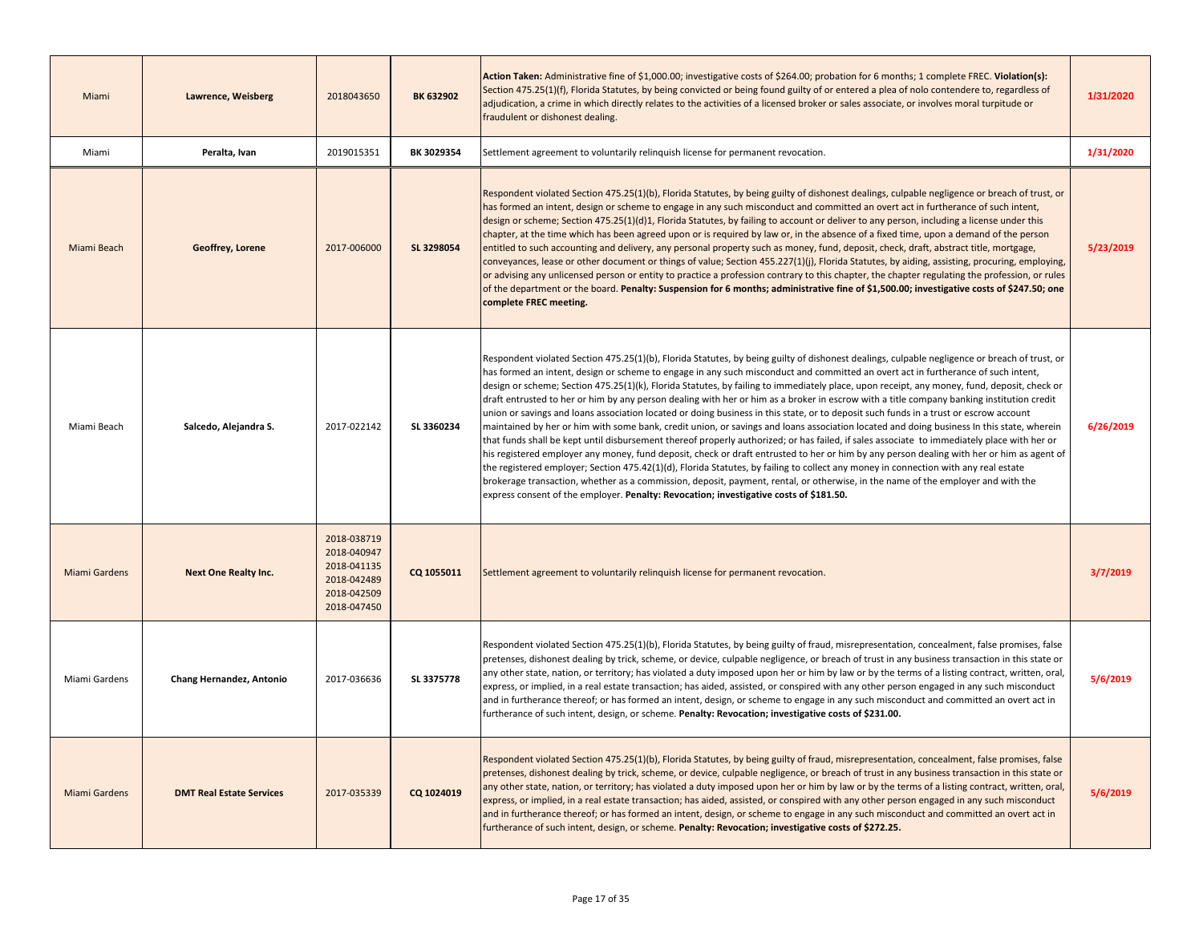| Miami | **Lawrence, Weisberg** | 2018043650 | **BK 632902** | **Action Taken:** Administrative fine of $1,000.00; investigative costs of $264.00; probation for 6 months; 1 complete FREC. **Violation(s):** Section 475.25(1)(f), Florida Statutes, by being convicted or being found guilty of or entered a plea of nolo contendere to, regardless of adjudication, a crime in which directly relates to the activities of a licensed broker or sales associate, or involves moral turpitude or fraudulent or dishonest dealing. | **1/31/2020** |
|---|---|---|---|---|---|
| Miami | **Peralta, Ivan** | 2019015351 | **BK 3029354** | Settlement agreement to voluntarily relinquish license for permanent revocation. | **1/31/2020** |
| Miami Beach | **Geoffrey, Lorene** | 2017-006000 | **SL 3298054** | Respondent violated Section 475.25(1)(b), Florida Statutes, by being guilty of dishonest dealings, culpable negligence or breach of trust, or has formed an intent, design or scheme to engage in any such misconduct and committed an overt act in furtherance of such intent, design or scheme; Section 475.25(1)(d)1, Florida Statutes, by failing to account or deliver to any person, including a license under this chapter, at the time which has been agreed upon or is required by law or, in the absence of a fixed time, upon a demand of the person entitled to such accounting and delivery, any personal property such as money, fund, deposit, check, draft, abstract title, mortgage, conveyances, lease or other document or things of value; Section 455.227(1)(j), Florida Statutes, by aiding, assisting, procuring, employing, or advising any unlicensed person or entity to practice a profession contrary to this chapter, the chapter regulating the profession, or rules of the department or the board. **Penalty: Suspension for 6 months; administrative fine of $1,500.00; investigative costs of $247.50; one complete FREC meeting.** | **5/23/2019** |
| Miami Beach | **Salcedo, Alejandra S.** | 2017-022142 | **SL 3360234** | Respondent violated Section 475.25(1)(b), Florida Statutes, by being guilty of dishonest dealings, culpable negligence or breach of trust, or has formed an intent, design or scheme to engage in any such misconduct and committed an overt act in furtherance of such intent, design or scheme; Section 475.25(1)(k), Florida Statutes, by failing to immediately place, upon receipt, any money, fund, deposit, check or draft entrusted to her or him by any person dealing with her or him as a broker in escrow with a title company banking institution credit union or savings and loans association located or doing business in this state, or to deposit such funds in a trust or escrow account maintained by her or him with some bank, credit union, or savings and loans association located and doing business In this state, wherein that funds shall be kept until disbursement thereof properly authorized; or has failed, if sales associate to immediately place with her or his registered employer any money, fund deposit, check or draft entrusted to her or him by any person dealing with her or him as agent of the registered employer; Section 475.42(1)(d), Florida Statutes, by failing to collect any money in connection with any real estate brokerage transaction, whether as a commission, deposit, payment, rental, or otherwise, in the name of the employer and with the express consent of the employer. **Penalty: Revocation; investigative costs of $181.50.** | **6/26/2019** |
| Miami Gardens | **Next One Realty Inc.** | 2018-038719<br>2018-040947<br>2018-041135<br>2018-042489<br>2018-042509<br>2018-047450 | **CQ 1055011** | Settlement agreement to voluntarily relinquish license for permanent revocation. | **3/7/2019** |
| Miami Gardens | **Chang Hernandez, Antonio** | 2017-036636 | **SL 3375778** | Respondent violated Section 475.25(1)(b), Florida Statutes, by being guilty of fraud, misrepresentation, concealment, false promises, false pretenses, dishonest dealing by trick, scheme, or device, culpable negligence, or breach of trust in any business transaction in this state or any other state, nation, or territory; has violated a duty imposed upon her or him by law or by the terms of a listing contract, written, oral, express, or implied, in a real estate transaction; has aided, assisted, or conspired with any other person engaged in any such misconduct and in furtherance thereof; or has formed an intent, design, or scheme to engage in any such misconduct and committed an overt act in furtherance of such intent, design, or scheme. **Penalty: Revocation; investigative costs of $231.00.** | **5/6/2019** |
| Miami Gardens | **DMT Real Estate Services** | 2017-035339 | **CQ 1024019** | Respondent violated Section 475.25(1)(b), Florida Statutes, by being guilty of fraud, misrepresentation, concealment, false promises, false pretenses, dishonest dealing by trick, scheme, or device, culpable negligence, or breach of trust in any business transaction in this state or any other state, nation, or territory; has violated a duty imposed upon her or him by law or by the terms of a listing contract, written, oral, express, or implied, in a real estate transaction; has aided, assisted, or conspired with any other person engaged in any such misconduct and in furtherance thereof; or has formed an intent, design, or scheme to engage in any such misconduct and committed an overt act in furtherance of such intent, design, or scheme. **Penalty: Revocation; investigative costs of $272.25.** | **5/6/2019** |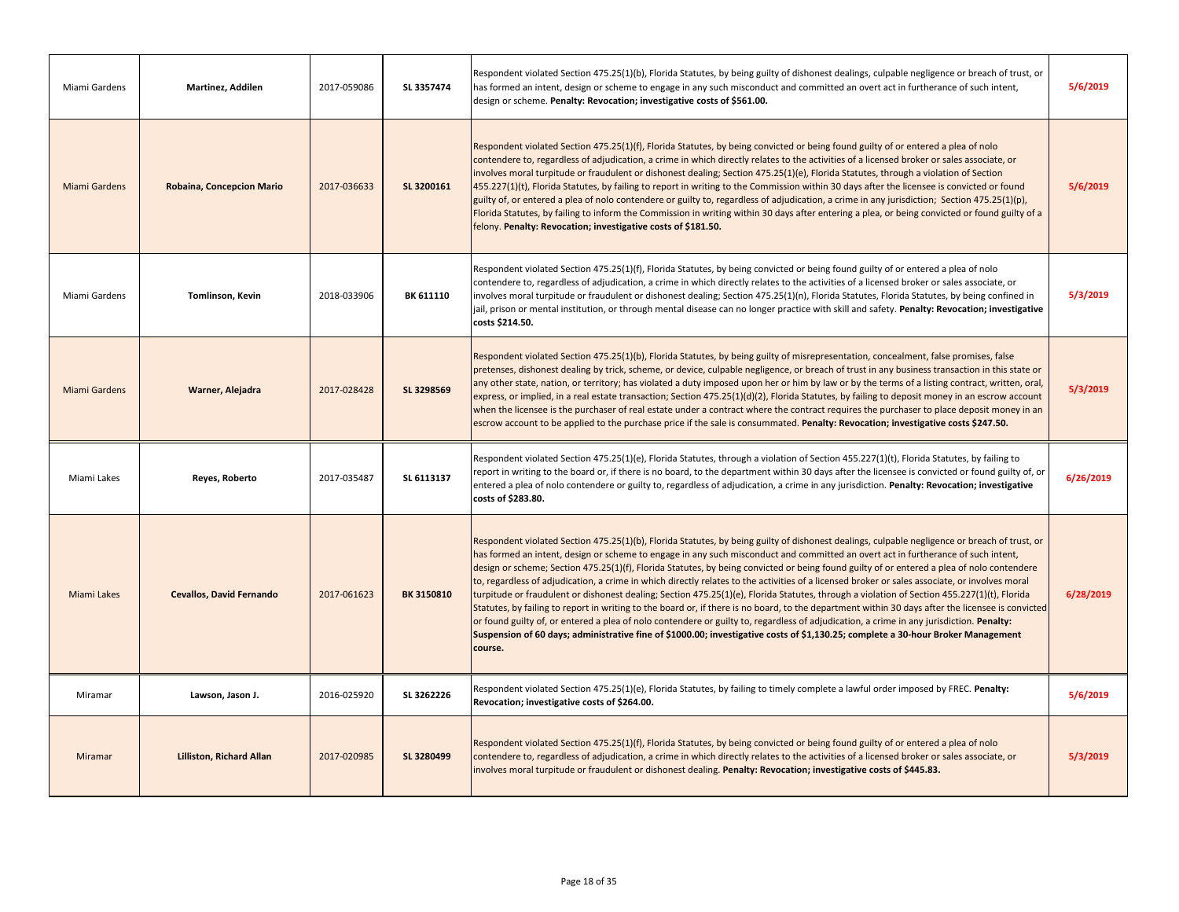| | | | | | |
|---|---|---|---|---|---|
| Miami Gardens | **Martinez, Addilen** | 2017-059086 | **SL 3357474** | Respondent violated Section 475.25(1)(b), Florida Statutes, by being guilty of dishonest dealings, culpable negligence or breach of trust, or has formed an intent, design or scheme to engage in any such misconduct and committed an overt act in furtherance of such intent, design or scheme. **Penalty: Revocation; investigative costs of $561.00.** | **5/6/2019** |
| Miami Gardens | **Robaina, Concepcion Mario** | 2017-036633 | **SL 3200161** | Respondent violated Section 475.25(1)(f), Florida Statutes, by being convicted or being found guilty of or entered a plea of nolo contendere to, regardless of adjudication, a crime in which directly relates to the activities of a licensed broker or sales associate, or involves moral turpitude or fraudulent or dishonest dealing; Section 475.25(1)(e), Florida Statutes, through a violation of Section 455.227(1)(t), Florida Statutes, by failing to report in writing to the Commission within 30 days after the licensee is convicted or found guilty of, or entered a plea of nolo contendere or guilty to, regardless of adjudication, a crime in any jurisdiction; Section 475.25(1)(p), Florida Statutes, by failing to inform the Commission in writing within 30 days after entering a plea, or being convicted or found guilty of a felony. **Penalty: Revocation; investigative costs of $181.50.** | **5/6/2019** |
| Miami Gardens | **Tomlinson, Kevin** | 2018-033906 | **BK 611110** | Respondent violated Section 475.25(1)(f), Florida Statutes, by being convicted or being found guilty of or entered a plea of nolo contendere to, regardless of adjudication, a crime in which directly relates to the activities of a licensed broker or sales associate, or involves moral turpitude or fraudulent or dishonest dealing; Section 475.25(1)(n), Florida Statutes, Florida Statutes, by being confined in jail, prison or mental institution, or through mental disease can no longer practice with skill and safety. **Penalty: Revocation; investigative costs $214.50.** | **5/3/2019** |
| Miami Gardens | **Warner, Alejadra** | 2017-028428 | **SL 3298569** | Respondent violated Section 475.25(1)(b), Florida Statutes, by being guilty of misrepresentation, concealment, false promises, false pretenses, dishonest dealing by trick, scheme, or device, culpable negligence, or breach of trust in any business transaction in this state or any other state, nation, or territory; has violated a duty imposed upon her or him by law or by the terms of a listing contract, written, oral, express, or implied, in a real estate transaction; Section 475.25(1)(d)(2), Florida Statutes, by failing to deposit money in an escrow account when the licensee is the purchaser of real estate under a contract where the contract requires the purchaser to place deposit money in an escrow account to be applied to the purchase price if the sale is consummated. **Penalty: Revocation; investigative costs $247.50.** | **5/3/2019** |
| Miami Lakes | **Reyes, Roberto** | 2017-035487 | **SL 6113137** | Respondent violated Section 475.25(1)(e), Florida Statutes, through a violation of Section 455.227(1)(t), Florida Statutes, by failing to report in writing to the board or, if there is no board, to the department within 30 days after the licensee is convicted or found guilty of, or entered a plea of nolo contendere or guilty to, regardless of adjudication, a crime in any jurisdiction. **Penalty: Revocation; investigative costs of $283.80.** | **6/26/2019** |
| Miami Lakes | **Cevallos, David Fernando** | 2017-061623 | **BK 3150810** | Respondent violated Section 475.25(1)(b), Florida Statutes, by being guilty of dishonest dealings, culpable negligence or breach of trust, or has formed an intent, design or scheme to engage in any such misconduct and committed an overt act in furtherance of such intent, design or scheme; Section 475.25(1)(f), Florida Statutes, by being convicted or being found guilty of or entered a plea of nolo contendere to, regardless of adjudication, a crime in which directly relates to the activities of a licensed broker or sales associate, or involves moral turpitude or fraudulent or dishonest dealing; Section 475.25(1)(e), Florida Statutes, through a violation of Section 455.227(1)(t), Florida Statutes, by failing to report in writing to the board or, if there is no board, to the department within 30 days after the licensee is convicted or found guilty of, or entered a plea of nolo contendere or guilty to, regardless of adjudication, a crime in any jurisdiction. **Penalty: Suspension of 60 days; administrative fine of $1000.00; investigative costs of $1,130.25; complete a 30-hour Broker Management course.** | **6/28/2019** |
| Miramar | **Lawson, Jason J.** | 2016-025920 | **SL 3262226** | Respondent violated Section 475.25(1)(e), Florida Statutes, by failing to timely complete a lawful order imposed by FREC. **Penalty: Revocation; investigative costs of $264.00.** | **5/6/2019** |
| Miramar | **Lilliston, Richard Allan** | 2017-020985 | **SL 3280499** | Respondent violated Section 475.25(1)(f), Florida Statutes, by being convicted or being found guilty of or entered a plea of nolo contendere to, regardless of adjudication, a crime in which directly relates to the activities of a licensed broker or sales associate, or involves moral turpitude or fraudulent or dishonest dealing. **Penalty: Revocation; investigative costs of $445.83.** | **5/3/2019** |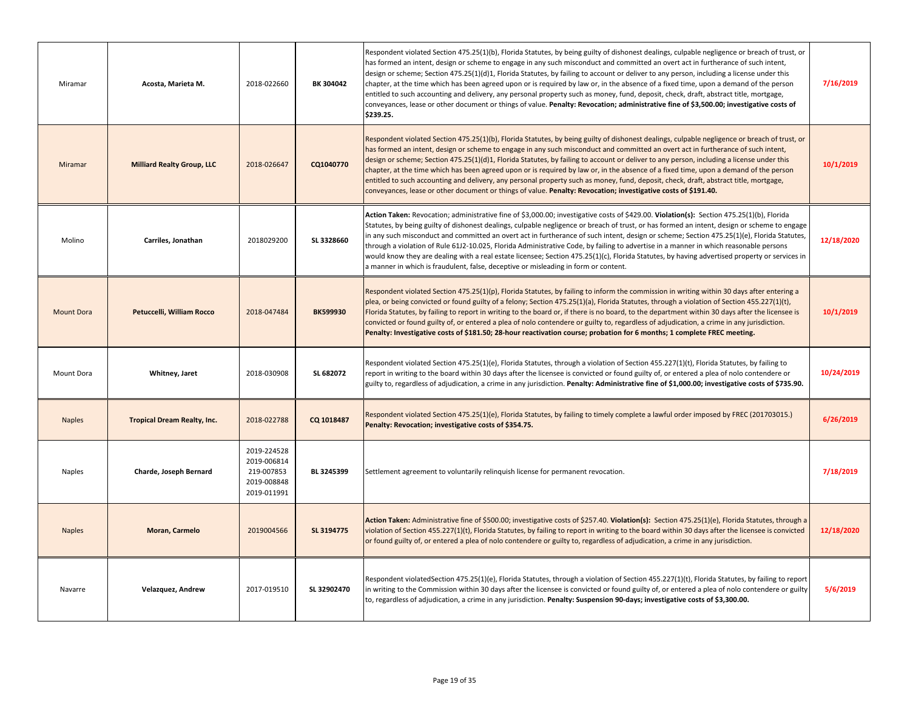| | | | | | |
|---|---|---|---|---|---|
| Miramar | **Acosta, Marieta M.** | 2018-022660 | **BK 304042** | Respondent violated Section 475.25(1)(b), Florida Statutes, by being guilty of dishonest dealings, culpable negligence or breach of trust, or has formed an intent, design or scheme to engage in any such misconduct and committed an overt act in furtherance of such intent, design or scheme; Section 475.25(1)(d)1, Florida Statutes, by failing to account or deliver to any person, including a license under this chapter, at the time which has been agreed upon or is required by law or, in the absence of a fixed time, upon a demand of the person entitled to such accounting and delivery, any personal property such as money, fund, deposit, check, draft, abstract title, mortgage, conveyances, lease or other document or things of value. **Penalty: Revocation; administrative fine of $3,500.00; investigative costs of $239.25.** | **7/16/2019** |
| Miramar | **Milliard Realty Group, LLC** | 2018-026647 | **CQ1040770** | Respondent violated Section 475.25(1)(b), Florida Statutes, by being guilty of dishonest dealings, culpable negligence or breach of trust, or has formed an intent, design or scheme to engage in any such misconduct and committed an overt act in furtherance of such intent, design or scheme; Section 475.25(1)(d)1, Florida Statutes, by failing to account or deliver to any person, including a license under this chapter, at the time which has been agreed upon or is required by law or, in the absence of a fixed time, upon a demand of the person entitled to such accounting and delivery, any personal property such as money, fund, deposit, check, draft, abstract title, mortgage, conveyances, lease or other document or things of value. **Penalty: Revocation; investigative costs of $191.40.** | **10/1/2019** |
| Molino | **Carriles, Jonathan** | 2018029200 | **SL 3328660** | **Action Taken:** Revocation; administrative fine of $3,000.00; investigative costs of $429.00. **Violation(s):** Section 475.25(1)(b), Florida Statutes, by being guilty of dishonest dealings, culpable negligence or breach of trust, or has formed an intent, design or scheme to engage in any such misconduct and committed an overt act in furtherance of such intent, design or scheme; Section 475.25(1)(e), Florida Statutes, through a violation of Rule 61J2-10.025, Florida Administrative Code, by failing to advertise in a manner in which reasonable persons would know they are dealing with a real estate licensee; Section 475.25(1)(c), Florida Statutes, by having advertised property or services in a manner in which is fraudulent, false, deceptive or misleading in form or content. | **12/18/2020** |
| Mount Dora | **Petuccelli, William Rocco** | 2018-047484 | **BK599930** | Respondent violated Section 475.25(1)(p), Florida Statutes, by failing to inform the commission in writing within 30 days after entering a plea, or being convicted or found guilty of a felony; Section 475.25(1)(a), Florida Statutes, through a violation of Section 455.227(1)(t), Florida Statutes, by failing to report in writing to the board or, if there is no board, to the department within 30 days after the licensee is convicted or found guilty of, or entered a plea of nolo contendere or guilty to, regardless of adjudication, a crime in any jurisdiction. **Penalty: Investigative costs of $181.50; 28-hour reactivation course; probation for 6 months; 1 complete FREC meeting.** | **10/1/2019** |
| Mount Dora | **Whitney, Jaret** | 2018-030908 | **SL 682072** | Respondent violated Section 475.25(1)(e), Florida Statutes, through a violation of Section 455.227(1)(t), Florida Statutes, by failing to report in writing to the board within 30 days after the licensee is convicted or found guilty of, or entered a plea of nolo contendere or guilty to, regardless of adjudication, a crime in any jurisdiction. **Penalty: Administrative fine of $1,000.00; investigative costs of $735.90.** | **10/24/2019** |
| Naples | **Tropical Dream Realty, Inc.** | 2018-022788 | **CQ 1018487** | Respondent violated Section 475.25(1)(e), Florida Statutes, by failing to timely complete a lawful order imposed by FREC (201703015.) **Penalty: Revocation; investigative costs of $354.75.** | **6/26/2019** |
| Naples | **Charde, Joseph Bernard** | 2019-224528<br>2019-006814<br>219-007853<br>2019-008848<br>2019-011991 | **BL 3245399** | Settlement agreement to voluntarily relinquish license for permanent revocation. | **7/18/2019** |
| Naples | **Moran, Carmelo** | 2019004566 | **SL 3194775** | **Action Taken:** Administrative fine of $500.00; investigative costs of $257.40. **Violation(s):** Section 475.25(1)(e), Florida Statutes, through a violation of Section 455.227(1)(t), Florida Statutes, by failing to report in writing to the board within 30 days after the licensee is convicted or found guilty of, or entered a plea of nolo contendere or guilty to, regardless of adjudication, a crime in any jurisdiction. | **12/18/2020** |
| Navarre | **Velazquez, Andrew** | 2017-019510 | **SL 32902470** | Respondent violatedSection 475.25(1)(e), Florida Statutes, through a violation of Section 455.227(1)(t), Florida Statutes, by failing to report in writing to the Commission within 30 days after the licensee is convicted or found guilty of, or entered a plea of nolo contendere or guilty to, regardless of adjudication, a crime in any jurisdiction. **Penalty: Suspension 90-days; investigative costs of $3,300.00.** | **5/6/2019** |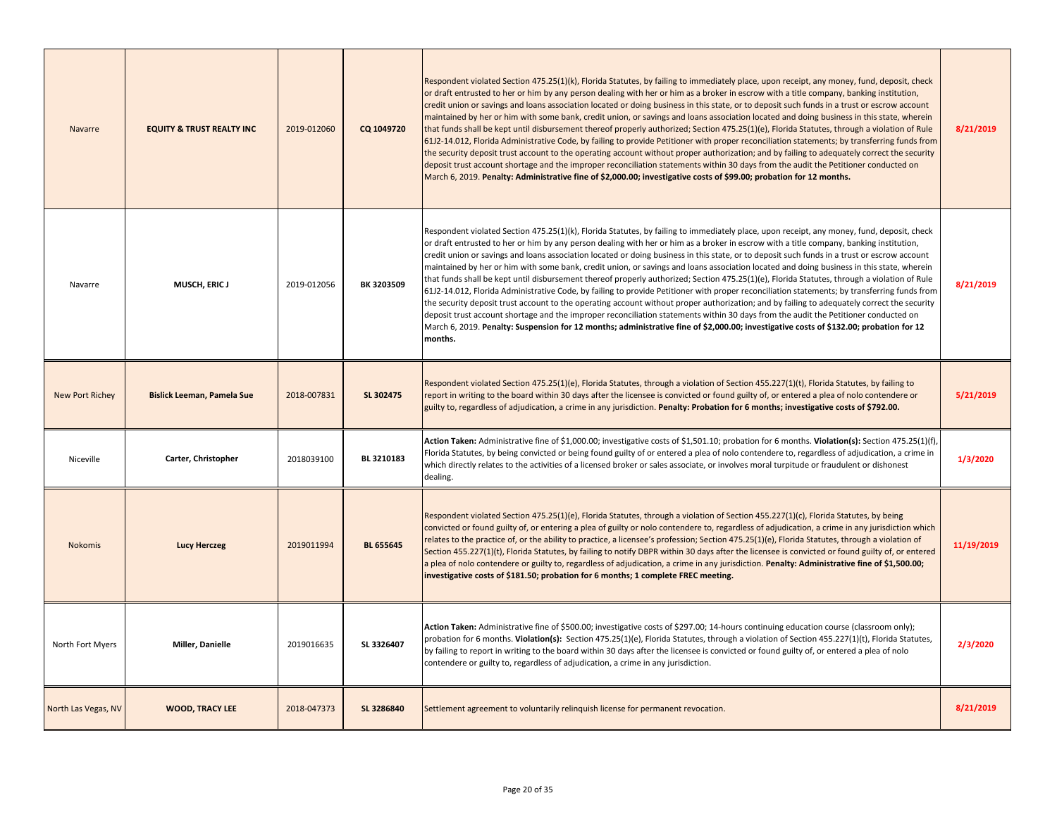| City | Name | Case Number | License Number | Violation / Penalty | Date |
|---|---|---|---|---|---|
| Navarre | **EQUITY & TRUST REALTY INC** | 2019-012060 | **CQ 1049720** | Respondent violated Section 475.25(1)(k), Florida Statutes, by failing to immediately place, upon receipt, any money, fund, deposit, check or draft entrusted to her or him by any person dealing with her or him as a broker in escrow with a title company, banking institution, credit union or savings and loans association located or doing business in this state, or to deposit such funds in a trust or escrow account maintained by her or him with some bank, credit union, or savings and loans association located and doing business in this state, wherein that funds shall be kept until disbursement thereof properly authorized; Section 475.25(1)(e), Florida Statutes, through a violation of Rule 61J2-14.012, Florida Administrative Code, by failing to provide Petitioner with proper reconciliation statements; by transferring funds from the security deposit trust account to the operating account without proper authorization; and by failing to adequately correct the security deposit trust account shortage and the improper reconciliation statements within 30 days from the audit the Petitioner conducted on March 6, 2019. **Penalty: Administrative fine of $2,000.00; investigative costs of $99.00; probation for 12 months.** | **8/21/2019** |
| Navarre | **MUSCH, ERIC J** | 2019-012056 | **BK 3203509** | Respondent violated Section 475.25(1)(k), Florida Statutes, by failing to immediately place, upon receipt, any money, fund, deposit, check or draft entrusted to her or him by any person dealing with her or him as a broker in escrow with a title company, banking institution, credit union or savings and loans association located or doing business in this state, or to deposit such funds in a trust or escrow account maintained by her or him with some bank, credit union, or savings and loans association located and doing business in this state, wherein that funds shall be kept until disbursement thereof properly authorized; Section 475.25(1)(e), Florida Statutes, through a violation of Rule 61J2-14.012, Florida Administrative Code, by failing to provide Petitioner with proper reconciliation statements; by transferring funds from the security deposit trust account to the operating account without proper authorization; and by failing to adequately correct the security deposit trust account shortage and the improper reconciliation statements within 30 days from the audit the Petitioner conducted on March 6, 2019. **Penalty: Suspension for 12 months; administrative fine of $2,000.00; investigative costs of $132.00; probation for 12 months.** | **8/21/2019** |
| New Port Richey | **Bislick Leeman, Pamela Sue** | 2018-007831 | **SL 302475** | Respondent violated Section 475.25(1)(e), Florida Statutes, through a violation of Section 455.227(1)(t), Florida Statutes, by failing to report in writing to the board within 30 days after the licensee is convicted or found guilty of, or entered a plea of nolo contendere or guilty to, regardless of adjudication, a crime in any jurisdiction. **Penalty: Probation for 6 months; investigative costs of $792.00.** | **5/21/2019** |
| Niceville | **Carter, Christopher** | 2018039100 | **BL 3210183** | **Action Taken:** Administrative fine of $1,000.00; investigative costs of $1,501.10; probation for 6 months. **Violation(s):** Section 475.25(1)(f), Florida Statutes, by being convicted or being found guilty of or entered a plea of nolo contendere to, regardless of adjudication, a crime in which directly relates to the activities of a licensed broker or sales associate, or involves moral turpitude or fraudulent or dishonest dealing. | **1/3/2020** |
| Nokomis | **Lucy Herczeg** | 2019011994 | **BL 655645** | Respondent violated Section 475.25(1)(e), Florida Statutes, through a violation of Section 455.227(1)(c), Florida Statutes, by being convicted or found guilty of, or entering a plea of guilty or nolo contendere to, regardless of adjudication, a crime in any jurisdiction which relates to the practice of, or the ability to practice, a licensee's profession; Section 475.25(1)(e), Florida Statutes, through a violation of Section 455.227(1)(t), Florida Statutes, by failing to notify DBPR within 30 days after the licensee is convicted or found guilty of, or entered a plea of nolo contendere or guilty to, regardless of adjudication, a crime in any jurisdiction. **Penalty: Administrative fine of $1,500.00; investigative costs of $181.50; probation for 6 months; 1 complete FREC meeting.** | **11/19/2019** |
| North Fort Myers | **Miller, Danielle** | 2019016635 | **SL 3326407** | **Action Taken:** Administrative fine of $500.00; investigative costs of $297.00; 14-hours continuing education course (classroom only); probation for 6 months. **Violation(s):** Section 475.25(1)(e), Florida Statutes, through a violation of Section 455.227(1)(t), Florida Statutes, by failing to report in writing to the board within 30 days after the licensee is convicted or found guilty of, or entered a plea of nolo contendere or guilty to, regardless of adjudication, a crime in any jurisdiction. | **2/3/2020** |
| North Las Vegas, NV | **WOOD, TRACY LEE** | 2018-047373 | **SL 3286840** | Settlement agreement to voluntarily relinquish license for permanent revocation. | **8/21/2019** |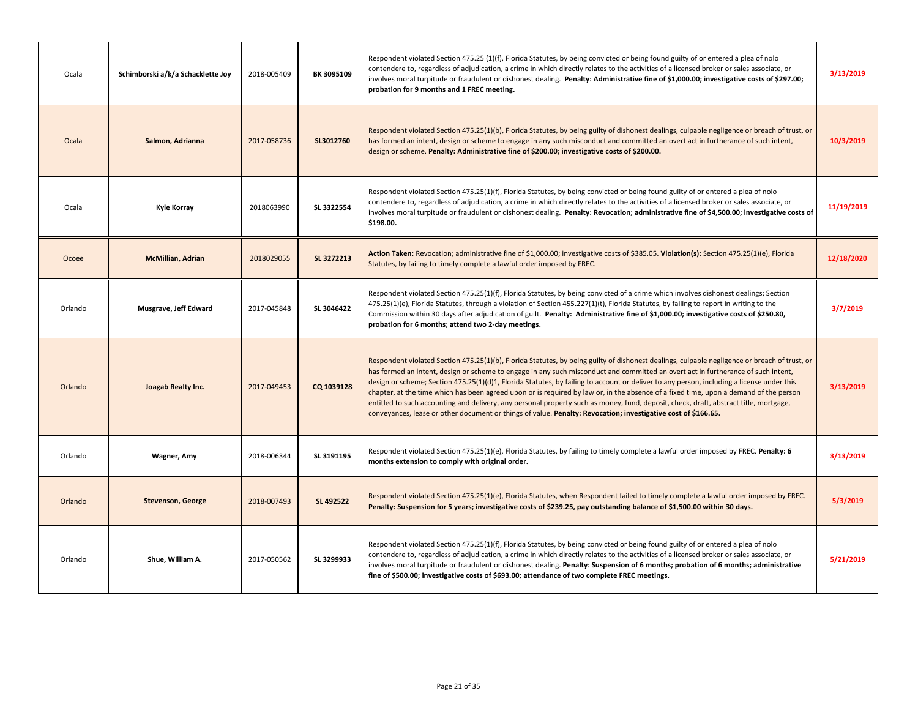| | | | | | |
|---|---|---|---|---|---|
| Ocala | **Schimborski a/k/a Schacklette Joy** | 2018-005409 | **BK 3095109** | Respondent violated Section 475.25 (1)(f), Florida Statutes, by being convicted or being found guilty of or entered a plea of nolo contendere to, regardless of adjudication, a crime in which directly relates to the activities of a licensed broker or sales associate, or involves moral turpitude or fraudulent or dishonest dealing. **Penalty: Administrative fine of $1,000.00; investigative costs of $297.00; probation for 9 months and 1 FREC meeting.** | **3/13/2019** |
| Ocala | **Salmon, Adrianna** | 2017-058736 | **SL3012760** | Respondent violated Section 475.25(1)(b), Florida Statutes, by being guilty of dishonest dealings, culpable negligence or breach of trust, or has formed an intent, design or scheme to engage in any such misconduct and committed an overt act in furtherance of such intent, design or scheme. **Penalty: Administrative fine of $200.00; investigative costs of $200.00.** | **10/3/2019** |
| Ocala | **Kyle Korray** | 2018063990 | **SL 3322554** | Respondent violated Section 475.25(1)(f), Florida Statutes, by being convicted or being found guilty of or entered a plea of nolo contendere to, regardless of adjudication, a crime in which directly relates to the activities of a licensed broker or sales associate, or involves moral turpitude or fraudulent or dishonest dealing. **Penalty: Revocation; administrative fine of $4,500.00; investigative costs of $198.00.** | **11/19/2019** |
| Ocoee | **McMillian, Adrian** | 2018029055 | **SL 3272213** | **Action Taken:** Revocation; administrative fine of $1,000.00; investigative costs of $385.05. **Violation(s):** Section 475.25(1)(e), Florida Statutes, by failing to timely complete a lawful order imposed by FREC. | **12/18/2020** |
| Orlando | **Musgrave, Jeff Edward** | 2017-045848 | **SL 3046422** | Respondent violated Section 475.25(1)(f), Florida Statutes, by being convicted of a crime which involves dishonest dealings; Section 475.25(1)(e), Florida Statutes, through a violation of Section 455.227(1)(t), Florida Statutes, by failing to report in writing to the Commission within 30 days after adjudication of guilt. **Penalty: Administrative fine of $1,000.00; investigative costs of $250.80, probation for 6 months; attend two 2-day meetings.** | **3/7/2019** |
| Orlando | **Joagab Realty Inc.** | 2017-049453 | **CQ 1039128** | Respondent violated Section 475.25(1)(b), Florida Statutes, by being guilty of dishonest dealings, culpable negligence or breach of trust, or has formed an intent, design or scheme to engage in any such misconduct and committed an overt act in furtherance of such intent, design or scheme; Section 475.25(1)(d)1, Florida Statutes, by failing to account or deliver to any person, including a license under this chapter, at the time which has been agreed upon or is required by law or, in the absence of a fixed time, upon a demand of the person entitled to such accounting and delivery, any personal property such as money, fund, deposit, check, draft, abstract title, mortgage, conveyances, lease or other document or things of value. **Penalty: Revocation; investigative cost of $166.65.** | **3/13/2019** |
| Orlando | **Wagner, Amy** | 2018-006344 | **SL 3191195** | Respondent violated Section 475.25(1)(e), Florida Statutes, by failing to timely complete a lawful order imposed by FREC. **Penalty: 6 months extension to comply with original order.** | **3/13/2019** |
| Orlando | **Stevenson, George** | 2018-007493 | **SL 492522** | Respondent violated Section 475.25(1)(e), Florida Statutes, when Respondent failed to timely complete a lawful order imposed by FREC. **Penalty: Suspension for 5 years; investigative costs of $239.25, pay outstanding balance of $1,500.00 within 30 days.** | **5/3/2019** |
| Orlando | **Shue, William A.** | 2017-050562 | **SL 3299933** | Respondent violated Section 475.25(1)(f), Florida Statutes, by being convicted or being found guilty of or entered a plea of nolo contendere to, regardless of adjudication, a crime in which directly relates to the activities of a licensed broker or sales associate, or involves moral turpitude or fraudulent or dishonest dealing. **Penalty: Suspension of 6 months; probation of 6 months; administrative fine of $500.00; investigative costs of $693.00; attendance of two complete FREC meetings.** | **5/21/2019** |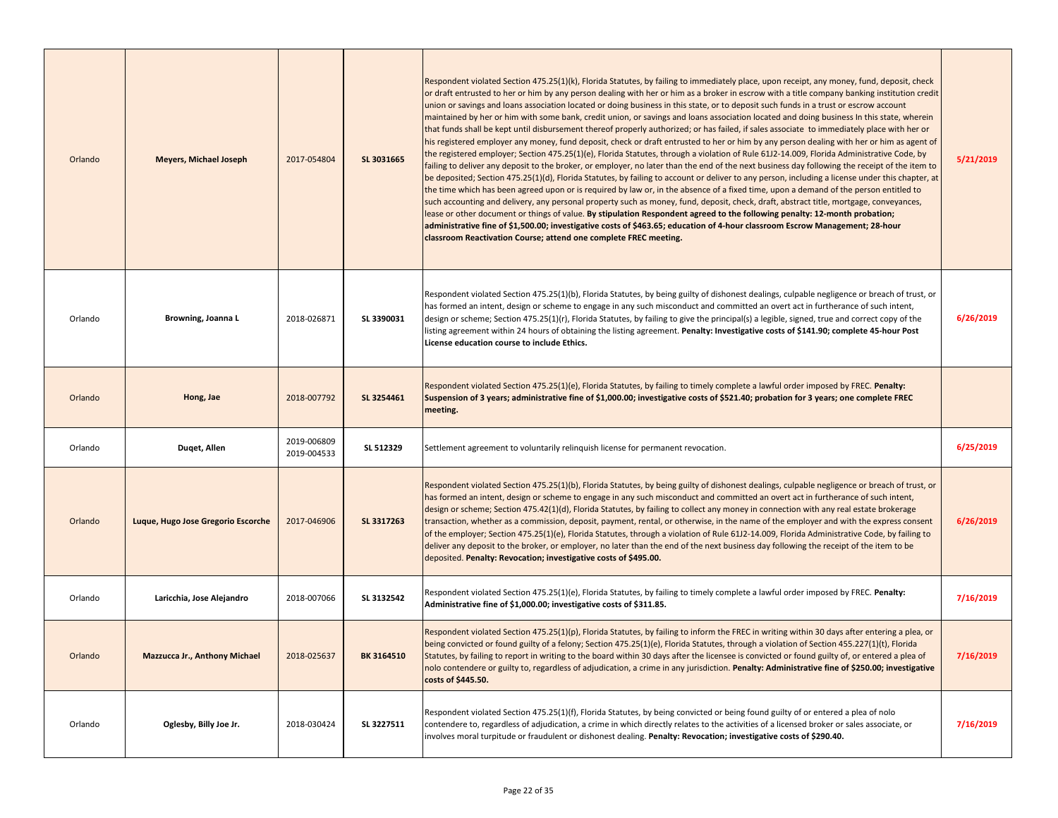| | | | | | |
|---|---|---|---|---|---|
| Orlando | **Meyers, Michael Joseph** | 2017-054804 | **SL 3031665** | Respondent violated Section 475.25(1)(k), Florida Statutes, by failing to immediately place, upon receipt, any money, fund, deposit, check or draft entrusted to her or him by any person dealing with her or him as a broker in escrow with a title company banking institution credit union or savings and loans association located or doing business in this state, or to deposit such funds in a trust or escrow account maintained by her or him with some bank, credit union, or savings and loans association located and doing business In this state, wherein that funds shall be kept until disbursement thereof properly authorized; or has failed, if sales associate to immediately place with her or his registered employer any money, fund deposit, check or draft entrusted to her or him by any person dealing with her or him as agent of the registered employer; Section 475.25(1)(e), Florida Statutes, through a violation of Rule 61J2-14.009, Florida Administrative Code, by failing to deliver any deposit to the broker, or employer, no later than the end of the next business day following the receipt of the item to be deposited; Section 475.25(1)(d), Florida Statutes, by failing to account or deliver to any person, including a license under this chapter, at the time which has been agreed upon or is required by law or, in the absence of a fixed time, upon a demand of the person entitled to such accounting and delivery, any personal property such as money, fund, deposit, check, draft, abstract title, mortgage, conveyances, lease or other document or things of value. **By stipulation Respondent agreed to the following penalty: 12-month probation; administrative fine of $1,500.00; investigative costs of $463.65; education of 4-hour classroom Escrow Management; 28-hour classroom Reactivation Course; attend one complete FREC meeting.** | **5/21/2019** |
| Orlando | **Browning, Joanna L** | 2018-026871 | **SL 3390031** | Respondent violated Section 475.25(1)(b), Florida Statutes, by being guilty of dishonest dealings, culpable negligence or breach of trust, or has formed an intent, design or scheme to engage in any such misconduct and committed an overt act in furtherance of such intent, design or scheme; Section 475.25(1)(r), Florida Statutes, by failing to give the principal(s) a legible, signed, true and correct copy of the listing agreement within 24 hours of obtaining the listing agreement. **Penalty: Investigative costs of $141.90; complete 45-hour Post License education course to include Ethics.** | **6/26/2019** |
| Orlando | **Hong, Jae** | 2018-007792 | **SL 3254461** | Respondent violated Section 475.25(1)(e), Florida Statutes, by failing to timely complete a lawful order imposed by FREC. **Penalty: Suspension of 3 years; administrative fine of $1,000.00; investigative costs of $521.40; probation for 3 years; one complete FREC meeting.** | |
| Orlando | **Duqet, Allen** | 2019-006809 2019-004533 | **SL 512329** | Settlement agreement to voluntarily relinquish license for permanent revocation. | **6/25/2019** |
| Orlando | **Luque, Hugo Jose Gregorio Escorche** | 2017-046906 | **SL 3317263** | Respondent violated Section 475.25(1)(b), Florida Statutes, by being guilty of dishonest dealings, culpable negligence or breach of trust, or has formed an intent, design or scheme to engage in any such misconduct and committed an overt act in furtherance of such intent, design or scheme; Section 475.42(1)(d), Florida Statutes, by failing to collect any money in connection with any real estate brokerage transaction, whether as a commission, deposit, payment, rental, or otherwise, in the name of the employer and with the express consent of the employer; Section 475.25(1)(e), Florida Statutes, through a violation of Rule 61J2-14.009, Florida Administrative Code, by failing to deliver any deposit to the broker, or employer, no later than the end of the next business day following the receipt of the item to be deposited. **Penalty: Revocation; investigative costs of $495.00.** | **6/26/2019** |
| Orlando | **Laricchia, Jose Alejandro** | 2018-007066 | **SL 3132542** | Respondent violated Section 475.25(1)(e), Florida Statutes, by failing to timely complete a lawful order imposed by FREC. **Penalty: Administrative fine of $1,000.00; investigative costs of $311.85.** | **7/16/2019** |
| Orlando | **Mazzucca Jr., Anthony Michael** | 2018-025637 | **BK 3164510** | Respondent violated Section 475.25(1)(p), Florida Statutes, by failing to inform the FREC in writing within 30 days after entering a plea, or being convicted or found guilty of a felony; Section 475.25(1)(e), Florida Statutes, through a violation of Section 455.227(1)(t), Florida Statutes, by failing to report in writing to the board within 30 days after the licensee is convicted or found guilty of, or entered a plea of nolo contendere or guilty to, regardless of adjudication, a crime in any jurisdiction. **Penalty: Administrative fine of $250.00; investigative costs of $445.50.** | **7/16/2019** |
| Orlando | **Oglesby, Billy Joe Jr.** | 2018-030424 | **SL 3227511** | Respondent violated Section 475.25(1)(f), Florida Statutes, by being convicted or being found guilty of or entered a plea of nolo contendere to, regardless of adjudication, a crime in which directly relates to the activities of a licensed broker or sales associate, or involves moral turpitude or fraudulent or dishonest dealing. **Penalty: Revocation; investigative costs of $290.40.** | **7/16/2019** |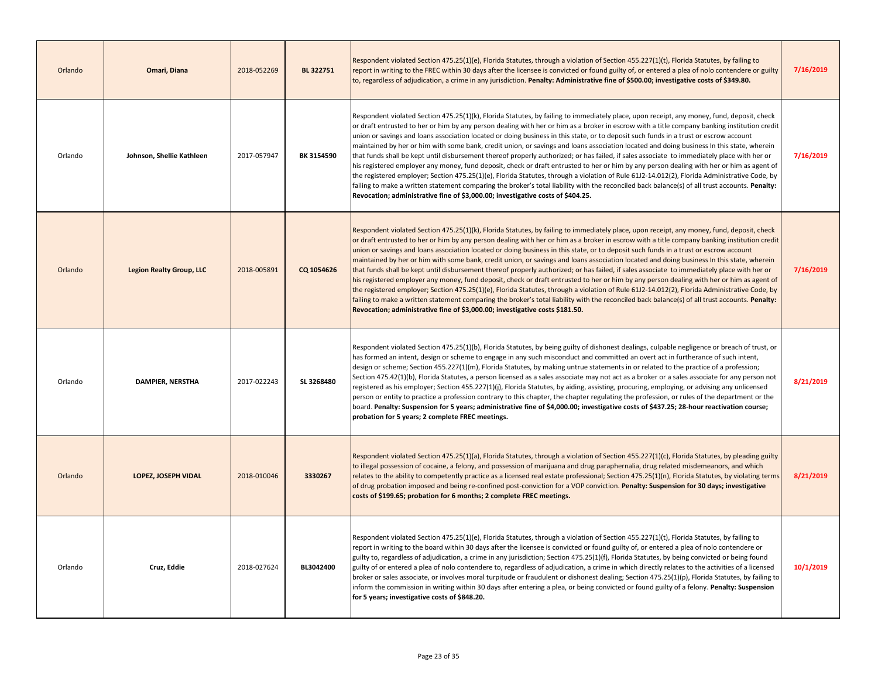| Orlando | **Omari, Diana** | 2018-052269 | **BL 322751** | Respondent violated Section 475.25(1)(e), Florida Statutes, through a violation of Section 455.227(1)(t), Florida Statutes, by failing to report in writing to the FREC within 30 days after the licensee is convicted or found guilty of, or entered a plea of nolo contendere or guilty to, regardless of adjudication, a crime in any jurisdiction. **Penalty: Administrative fine of $500.00; investigative costs of $349.80.** | **7/16/2019** |
|---|---|---|---|---|---|
| Orlando | **Johnson, Shellie Kathleen** | 2017-057947 | **BK 3154590** | Respondent violated Section 475.25(1)(k), Florida Statutes, by failing to immediately place, upon receipt, any money, fund, deposit, check or draft entrusted to her or him by any person dealing with her or him as a broker in escrow with a title company banking institution credit union or savings and loans association located or doing business in this state, or to deposit such funds in a trust or escrow account maintained by her or him with some bank, credit union, or savings and loans association located and doing business In this state, wherein that funds shall be kept until disbursement thereof properly authorized; or has failed, if sales associate to immediately place with her or his registered employer any money, fund deposit, check or draft entrusted to her or him by any person dealing with her or him as agent of the registered employer; Section 475.25(1)(e), Florida Statutes, through a violation of Rule 61J2-14.012(2), Florida Administrative Code, by failing to make a written statement comparing the broker's total liability with the reconciled back balance(s) of all trust accounts. **Penalty: Revocation; administrative fine of $3,000.00; investigative costs of $404.25.** | **7/16/2019** |
| Orlando | **Legion Realty Group, LLC** | 2018-005891 | **CQ 1054626** | Respondent violated Section 475.25(1)(k), Florida Statutes, by failing to immediately place, upon receipt, any money, fund, deposit, check or draft entrusted to her or him by any person dealing with her or him as a broker in escrow with a title company banking institution credit union or savings and loans association located or doing business in this state, or to deposit such funds in a trust or escrow account maintained by her or him with some bank, credit union, or savings and loans association located and doing business In this state, wherein that funds shall be kept until disbursement thereof properly authorized; or has failed, if sales associate to immediately place with her or his registered employer any money, fund deposit, check or draft entrusted to her or him by any person dealing with her or him as agent of the registered employer; Section 475.25(1)(e), Florida Statutes, through a violation of Rule 61J2-14.012(2), Florida Administrative Code, by failing to make a written statement comparing the broker's total liability with the reconciled back balance(s) of all trust accounts. **Penalty: Revocation; administrative fine of $3,000.00; investigative costs $181.50.** | **7/16/2019** |
| Orlando | **DAMPIER, NERSTHA** | 2017-022243 | **SL 3268480** | Respondent violated Section 475.25(1)(b), Florida Statutes, by being guilty of dishonest dealings, culpable negligence or breach of trust, or has formed an intent, design or scheme to engage in any such misconduct and committed an overt act in furtherance of such intent, design or scheme; Section 455.227(1)(m), Florida Statutes, by making untrue statements in or related to the practice of a profession; Section 475.42(1)(b), Florida Statutes, a person licensed as a sales associate may not act as a broker or a sales associate for any person not registered as his employer; Section 455.227(1)(j), Florida Statutes, by aiding, assisting, procuring, employing, or advising any unlicensed person or entity to practice a profession contrary to this chapter, the chapter regulating the profession, or rules of the department or the board. **Penalty: Suspension for 5 years; administrative fine of $4,000.00; investigative costs of $437.25; 28-hour reactivation course; probation for 5 years; 2 complete FREC meetings.** | **8/21/2019** |
| Orlando | **LOPEZ, JOSEPH VIDAL** | 2018-010046 | **3330267** | Respondent violated Section 475.25(1)(a), Florida Statutes, through a violation of Section 455.227(1)(c), Florida Statutes, by pleading guilty to illegal possession of cocaine, a felony, and possession of marijuana and drug paraphernalia, drug related misdemeanors, and which relates to the ability to competently practice as a licensed real estate professional; Section 475.25(1)(n), Florida Statutes, by violating terms of drug probation imposed and being re-confined post-conviction for a VOP conviction. **Penalty: Suspension for 30 days; investigative costs of $199.65; probation for 6 months; 2 complete FREC meetings.** | **8/21/2019** |
| Orlando | **Cruz, Eddie** | 2018-027624 | **BL3042400** | Respondent violated Section 475.25(1)(e), Florida Statutes, through a violation of Section 455.227(1)(t), Florida Statutes, by failing to report in writing to the board within 30 days after the licensee is convicted or found guilty of, or entered a plea of nolo contendere or guilty to, regardless of adjudication, a crime in any jurisdiction; Section 475.25(1)(f), Florida Statutes, by being convicted or being found guilty of or entered a plea of nolo contendere to, regardless of adjudication, a crime in which directly relates to the activities of a licensed broker or sales associate, or involves moral turpitude or fraudulent or dishonest dealing; Section 475.25(1)(p), Florida Statutes, by failing to inform the commission in writing within 30 days after entering a plea, or being convicted or found guilty of a felony. **Penalty: Suspension for 5 years; investigative costs of $848.20.** | **10/1/2019** |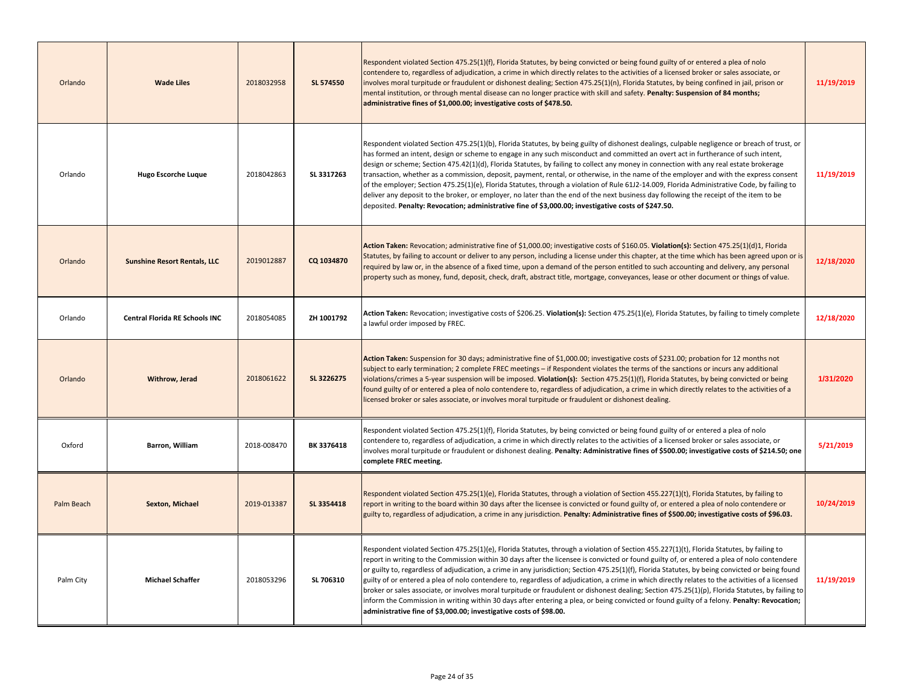| Orlando | **Wade Liles** | 2018032958 | **SL 574550** | Respondent violated Section 475.25(1)(f), Florida Statutes, by being convicted or being found guilty of or entered a plea of nolo contendere to, regardless of adjudication, a crime in which directly relates to the activities of a licensed broker or sales associate, or involves moral turpitude or fraudulent or dishonest dealing; Section 475.25(1)(n), Florida Statutes, by being confined in jail, prison or mental institution, or through mental disease can no longer practice with skill and safety. **Penalty: Suspension of 84 months; administrative fines of $1,000.00; investigative costs of $478.50.** | **11/19/2019** |
|---|---|---|---|---|---|
| Orlando | **Hugo Escorche Luque** | 2018042863 | **SL 3317263** | Respondent violated Section 475.25(1)(b), Florida Statutes, by being guilty of dishonest dealings, culpable negligence or breach of trust, or has formed an intent, design or scheme to engage in any such misconduct and committed an overt act in furtherance of such intent, design or scheme; Section 475.42(1)(d), Florida Statutes, by failing to collect any money in connection with any real estate brokerage transaction, whether as a commission, deposit, payment, rental, or otherwise, in the name of the employer and with the express consent of the employer; Section 475.25(1)(e), Florida Statutes, through a violation of Rule 61J2-14.009, Florida Administrative Code, by failing to deliver any deposit to the broker, or employer, no later than the end of the next business day following the receipt of the item to be deposited. **Penalty: Revocation; administrative fine of $3,000.00; investigative costs of $247.50.** | **11/19/2019** |
| Orlando | **Sunshine Resort Rentals, LLC** | 2019012887 | **CQ 1034870** | **Action Taken:** Revocation; administrative fine of $1,000.00; investigative costs of $160.05. **Violation(s):** Section 475.25(1)(d)1, Florida Statutes, by failing to account or deliver to any person, including a license under this chapter, at the time which has been agreed upon or is required by law or, in the absence of a fixed time, upon a demand of the person entitled to such accounting and delivery, any personal property such as money, fund, deposit, check, draft, abstract title, mortgage, conveyances, lease or other document or things of value. | **12/18/2020** |
| Orlando | **Central Florida RE Schools INC** | 2018054085 | **ZH 1001792** | **Action Taken:** Revocation; investigative costs of $206.25. **Violation(s):** Section 475.25(1)(e), Florida Statutes, by failing to timely complete a lawful order imposed by FREC. | **12/18/2020** |
| Orlando | **Withrow, Jerad** | 2018061622 | **SL 3226275** | **Action Taken:** Suspension for 30 days; administrative fine of $1,000.00; investigative costs of $231.00; probation for 12 months not subject to early termination; 2 complete FREC meetings – if Respondent violates the terms of the sanctions or incurs any additional violations/crimes a 5-year suspension will be imposed. **Violation(s):** Section 475.25(1)(f), Florida Statutes, by being convicted or being found guilty of or entered a plea of nolo contendere to, regardless of adjudication, a crime in which directly relates to the activities of a licensed broker or sales associate, or involves moral turpitude or fraudulent or dishonest dealing. | **1/31/2020** |
| Oxford | **Barron, William** | 2018-008470 | **BK 3376418** | Respondent violated Section 475.25(1)(f), Florida Statutes, by being convicted or being found guilty of or entered a plea of nolo contendere to, regardless of adjudication, a crime in which directly relates to the activities of a licensed broker or sales associate, or involves moral turpitude or fraudulent or dishonest dealing. **Penalty: Administrative fines of $500.00; investigative costs of $214.50; one complete FREC meeting.** | **5/21/2019** |
| Palm Beach | **Sexton, Michael** | 2019-013387 | **SL 3354418** | Respondent violated Section 475.25(1)(e), Florida Statutes, through a violation of Section 455.227(1)(t), Florida Statutes, by failing to report in writing to the board within 30 days after the licensee is convicted or found guilty of, or entered a plea of nolo contendere or guilty to, regardless of adjudication, a crime in any jurisdiction. **Penalty: Administrative fines of $500.00; investigative costs of $96.03.** | **10/24/2019** |
| Palm City | **Michael Schaffer** | 2018053296 | **SL 706310** | Respondent violated Section 475.25(1)(e), Florida Statutes, through a violation of Section 455.227(1)(t), Florida Statutes, by failing to report in writing to the Commission within 30 days after the licensee is convicted or found guilty of, or entered a plea of nolo contendere or guilty to, regardless of adjudication, a crime in any jurisdiction; Section 475.25(1)(f), Florida Statutes, by being convicted or being found guilty of or entered a plea of nolo contendere to, regardless of adjudication, a crime in which directly relates to the activities of a licensed broker or sales associate, or involves moral turpitude or fraudulent or dishonest dealing; Section 475.25(1)(p), Florida Statutes, by failing to inform the Commission in writing within 30 days after entering a plea, or being convicted or found guilty of a felony. **Penalty: Revocation; administrative fine of $3,000.00; investigative costs of $98.00.** | **11/19/2019** |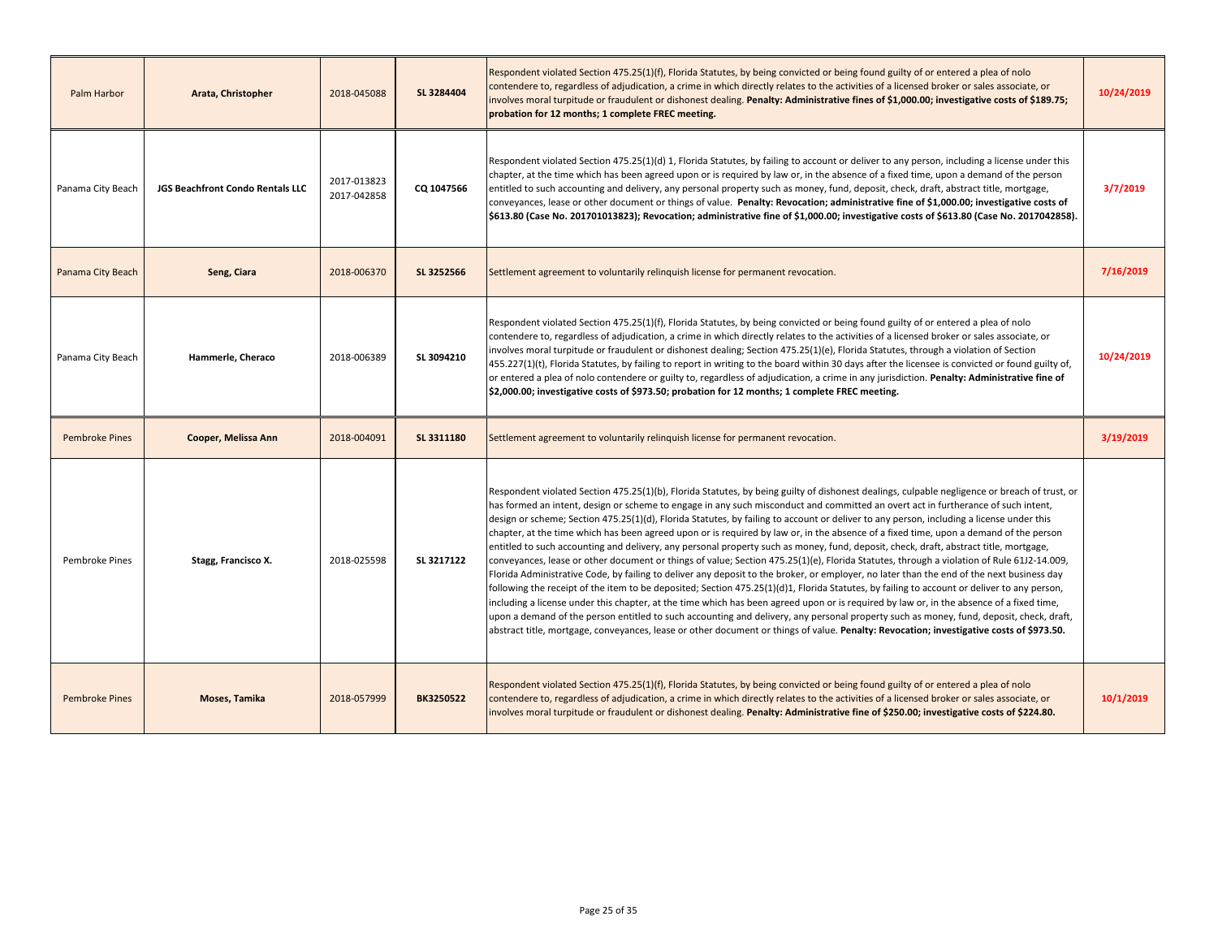| | | | | | |
|---|---|---|---|---|---|
| Palm Harbor | **Arata, Christopher** | 2018-045088 | **SL 3284404** | Respondent violated Section 475.25(1)(f), Florida Statutes, by being convicted or being found guilty of or entered a plea of nolo contendere to, regardless of adjudication, a crime in which directly relates to the activities of a licensed broker or sales associate, or involves moral turpitude or fraudulent or dishonest dealing. **Penalty: Administrative fines of $1,000.00; investigative costs of $189.75; probation for 12 months; 1 complete FREC meeting.** | **10/24/2019** |
| Panama City Beach | **JGS Beachfront Condo Rentals LLC** | 2017-013823 2017-042858 | **CQ 1047566** | Respondent violated Section 475.25(1)(d) 1, Florida Statutes, by failing to account or deliver to any person, including a license under this chapter, at the time which has been agreed upon or is required by law or, in the absence of a fixed time, upon a demand of the person entitled to such accounting and delivery, any personal property such as money, fund, deposit, check, draft, abstract title, mortgage, conveyances, lease or other document or things of value. **Penalty: Revocation; administrative fine of $1,000.00; investigative costs of $613.80 (Case No. 201701013823); Revocation; administrative fine of $1,000.00; investigative costs of $613.80 (Case No. 2017042858).** | **3/7/2019** |
| Panama City Beach | **Seng, Ciara** | 2018-006370 | **SL 3252566** | Settlement agreement to voluntarily relinquish license for permanent revocation. | **7/16/2019** |
| Panama City Beach | **Hammerle, Cheraco** | 2018-006389 | **SL 3094210** | Respondent violated Section 475.25(1)(f), Florida Statutes, by being convicted or being found guilty of or entered a plea of nolo contendere to, regardless of adjudication, a crime in which directly relates to the activities of a licensed broker or sales associate, or involves moral turpitude or fraudulent or dishonest dealing; Section 475.25(1)(e), Florida Statutes, through a violation of Section 455.227(1)(t), Florida Statutes, by failing to report in writing to the board within 30 days after the licensee is convicted or found guilty of, or entered a plea of nolo contendere or guilty to, regardless of adjudication, a crime in any jurisdiction. **Penalty: Administrative fine of $2,000.00; investigative costs of $973.50; probation for 12 months; 1 complete FREC meeting.** | **10/24/2019** |
| Pembroke Pines | **Cooper, Melissa Ann** | 2018-004091 | **SL 3311180** | Settlement agreement to voluntarily relinquish license for permanent revocation. | **3/19/2019** |
| Pembroke Pines | **Stagg, Francisco X.** | 2018-025598 | **SL 3217122** | Respondent violated Section 475.25(1)(b), Florida Statutes, by being guilty of dishonest dealings, culpable negligence or breach of trust, or has formed an intent, design or scheme to engage in any such misconduct and committed an overt act in furtherance of such intent, design or scheme; Section 475.25(1)(d), Florida Statutes, by failing to account or deliver to any person, including a license under this chapter, at the time which has been agreed upon or is required by law or, in the absence of a fixed time, upon a demand of the person entitled to such accounting and delivery, any personal property such as money, fund, deposit, check, draft, abstract title, mortgage, conveyances, lease or other document or things of value; Section 475.25(1)(e), Florida Statutes, through a violation of Rule 61J2-14.009, Florida Administrative Code, by failing to deliver any deposit to the broker, or employer, no later than the end of the next business day following the receipt of the item to be deposited; Section 475.25(1)(d)1, Florida Statutes, by failing to account or deliver to any person, including a license under this chapter, at the time which has been agreed upon or is required by law or, in the absence of a fixed time, upon a demand of the person entitled to such accounting and delivery, any personal property such as money, fund, deposit, check, draft, abstract title, mortgage, conveyances, lease or other document or things of value. **Penalty: Revocation; investigative costs of $973.50.** | |
| Pembroke Pines | **Moses, Tamika** | 2018-057999 | **BK3250522** | Respondent violated Section 475.25(1)(f), Florida Statutes, by being convicted or being found guilty of or entered a plea of nolo contendere to, regardless of adjudication, a crime in which directly relates to the activities of a licensed broker or sales associate, or involves moral turpitude or fraudulent or dishonest dealing. **Penalty: Administrative fine of $250.00; investigative costs of $224.80.** | **10/1/2019** |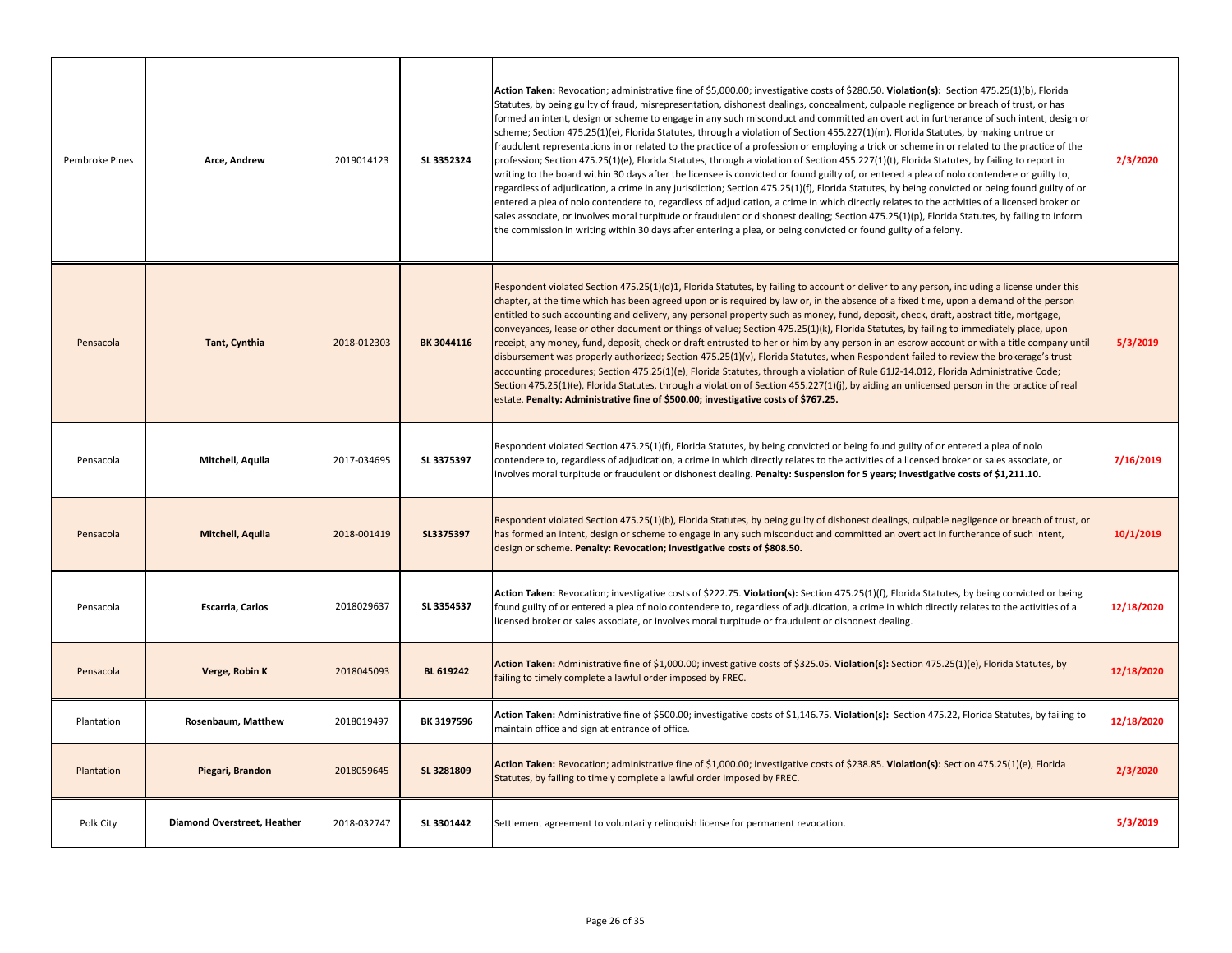| | | | | | |
|---|---|---|---|---|---|
| Pembroke Pines | **Arce, Andrew** | 2019014123 | **SL 3352324** | **Action Taken:** Revocation; administrative fine of $5,000.00; investigative costs of $280.50. **Violation(s):** Section 475.25(1)(b), Florida Statutes, by being guilty of fraud, misrepresentation, dishonest dealings, concealment, culpable negligence or breach of trust, or has formed an intent, design or scheme to engage in any such misconduct and committed an overt act in furtherance of such intent, design or scheme; Section 475.25(1)(e), Florida Statutes, through a violation of Section 455.227(1)(m), Florida Statutes, by making untrue or fraudulent representations in or related to the practice of a profession or employing a trick or scheme in or related to the practice of the profession; Section 475.25(1)(e), Florida Statutes, through a violation of Section 455.227(1)(t), Florida Statutes, by failing to report in writing to the board within 30 days after the licensee is convicted or found guilty of, or entered a plea of nolo contendere or guilty to, regardless of adjudication, a crime in any jurisdiction; Section 475.25(1)(f), Florida Statutes, by being convicted or being found guilty of or entered a plea of nolo contendere to, regardless of adjudication, a crime in which directly relates to the activities of a licensed broker or sales associate, or involves moral turpitude or fraudulent or dishonest dealing; Section 475.25(1)(p), Florida Statutes, by failing to inform the commission in writing within 30 days after entering a plea, or being convicted or found guilty of a felony. | **2/3/2020** |
| Pensacola | **Tant, Cynthia** | 2018-012303 | **BK 3044116** | Respondent violated Section 475.25(1)(d)1, Florida Statutes, by failing to account or deliver to any person, including a license under this chapter, at the time which has been agreed upon or is required by law or, in the absence of a fixed time, upon a demand of the person entitled to such accounting and delivery, any personal property such as money, fund, deposit, check, draft, abstract title, mortgage, conveyances, lease or other document or things of value; Section 475.25(1)(k), Florida Statutes, by failing to immediately place, upon receipt, any money, fund, deposit, check or draft entrusted to her or him by any person in an escrow account or with a title company until disbursement was properly authorized; Section 475.25(1)(v), Florida Statutes, when Respondent failed to review the brokerage's trust accounting procedures; Section 475.25(1)(e), Florida Statutes, through a violation of Rule 61J2-14.012, Florida Administrative Code; Section 475.25(1)(e), Florida Statutes, through a violation of Section 455.227(1)(j), by aiding an unlicensed person in the practice of real estate. **Penalty: Administrative fine of $500.00; investigative costs of $767.25.** | **5/3/2019** |
| Pensacola | **Mitchell, Aquila** | 2017-034695 | **SL 3375397** | Respondent violated Section 475.25(1)(f), Florida Statutes, by being convicted or being found guilty of or entered a plea of nolo contendere to, regardless of adjudication, a crime in which directly relates to the activities of a licensed broker or sales associate, or involves moral turpitude or fraudulent or dishonest dealing. **Penalty: Suspension for 5 years; investigative costs of $1,211.10.** | **7/16/2019** |
| Pensacola | **Mitchell, Aquila** | 2018-001419 | **SL3375397** | Respondent violated Section 475.25(1)(b), Florida Statutes, by being guilty of dishonest dealings, culpable negligence or breach of trust, or has formed an intent, design or scheme to engage in any such misconduct and committed an overt act in furtherance of such intent, design or scheme. **Penalty: Revocation; investigative costs of $808.50.** | **10/1/2019** |
| Pensacola | **Escarria, Carlos** | 2018029637 | **SL 3354537** | **Action Taken:** Revocation; investigative costs of $222.75. **Violation(s):** Section 475.25(1)(f), Florida Statutes, by being convicted or being found guilty of or entered a plea of nolo contendere to, regardless of adjudication, a crime in which directly relates to the activities of a licensed broker or sales associate, or involves moral turpitude or fraudulent or dishonest dealing. | **12/18/2020** |
| Pensacola | **Verge, Robin K** | 2018045093 | **BL 619242** | **Action Taken:** Administrative fine of $1,000.00; investigative costs of $325.05. **Violation(s):** Section 475.25(1)(e), Florida Statutes, by failing to timely complete a lawful order imposed by FREC. | **12/18/2020** |
| Plantation | **Rosenbaum, Matthew** | 2018019497 | **BK 3197596** | **Action Taken:** Administrative fine of $500.00; investigative costs of $1,146.75. **Violation(s):** Section 475.22, Florida Statutes, by failing to maintain office and sign at entrance of office. | **12/18/2020** |
| Plantation | **Piegari, Brandon** | 2018059645 | **SL 3281809** | **Action Taken:** Revocation; administrative fine of $1,000.00; investigative costs of $238.85. **Violation(s):** Section 475.25(1)(e), Florida Statutes, by failing to timely complete a lawful order imposed by FREC. | **2/3/2020** |
| Polk City | **Diamond Overstreet, Heather** | 2018-032747 | **SL 3301442** | Settlement agreement to voluntarily relinquish license for permanent revocation. | **5/3/2019** |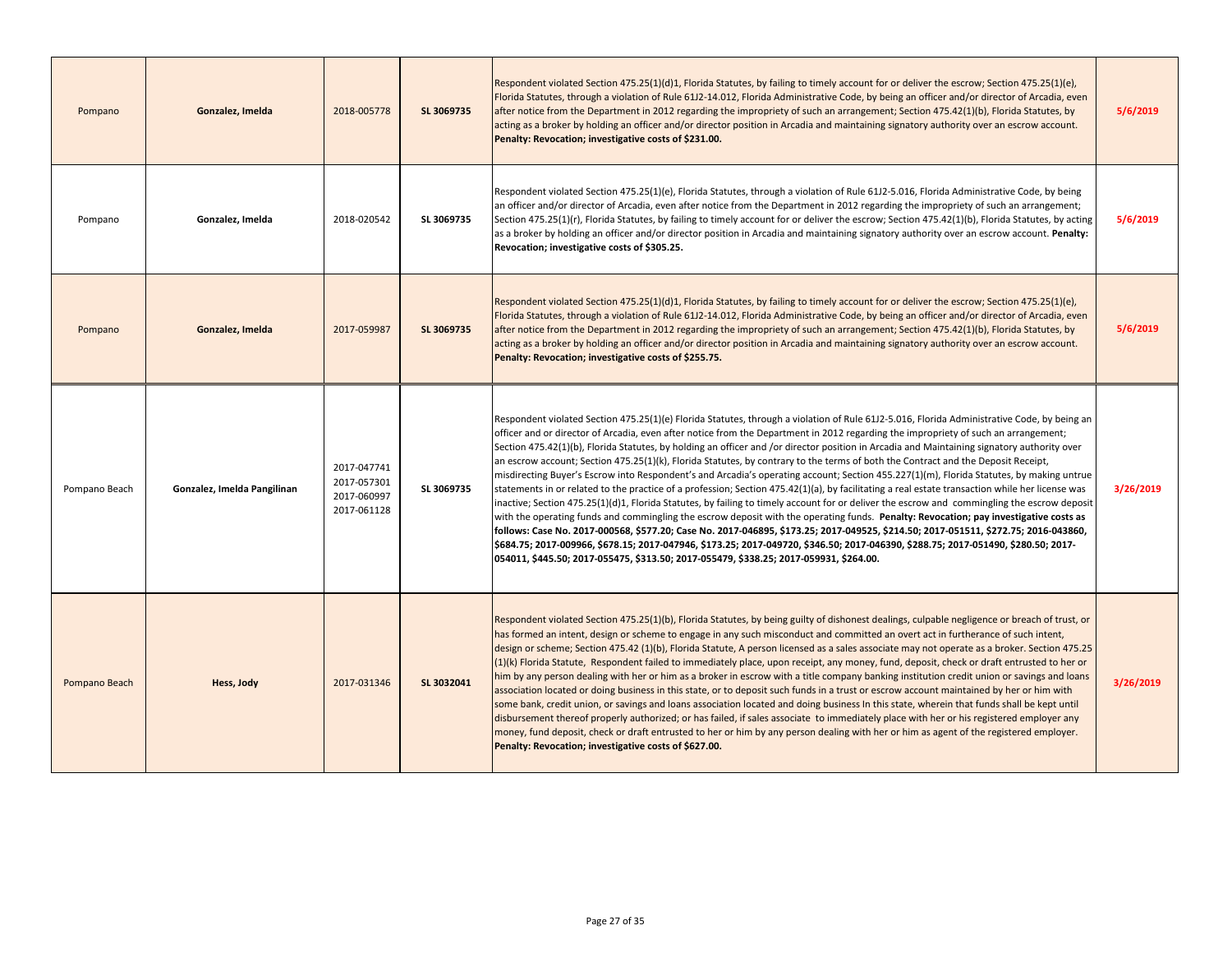| | | | | | |
|---|---|---|---|---|---|
| Pompano | **Gonzalez, Imelda** | 2018-005778 | **SL 3069735** | Respondent violated Section 475.25(1)(d)1, Florida Statutes, by failing to timely account for or deliver the escrow; Section 475.25(1)(e), Florida Statutes, through a violation of Rule 61J2-14.012, Florida Administrative Code, by being an officer and/or director of Arcadia, even after notice from the Department in 2012 regarding the impropriety of such an arrangement; Section 475.42(1)(b), Florida Statutes, by acting as a broker by holding an officer and/or director position in Arcadia and maintaining signatory authority over an escrow account. **Penalty: Revocation; investigative costs of $231.00.** | **5/6/2019** |
| Pompano | **Gonzalez, Imelda** | 2018-020542 | **SL 3069735** | Respondent violated Section 475.25(1)(e), Florida Statutes, through a violation of Rule 61J2-5.016, Florida Administrative Code, by being an officer and/or director of Arcadia, even after notice from the Department in 2012 regarding the impropriety of such an arrangement; Section 475.25(1)(r), Florida Statutes, by failing to timely account for or deliver the escrow; Section 475.42(1)(b), Florida Statutes, by acting as a broker by holding an officer and/or director position in Arcadia and maintaining signatory authority over an escrow account. **Penalty: Revocation; investigative costs of $305.25.** | **5/6/2019** |
| Pompano | **Gonzalez, Imelda** | 2017-059987 | **SL 3069735** | Respondent violated Section 475.25(1)(d)1, Florida Statutes, by failing to timely account for or deliver the escrow; Section 475.25(1)(e), Florida Statutes, through a violation of Rule 61J2-14.012, Florida Administrative Code, by being an officer and/or director of Arcadia, even after notice from the Department in 2012 regarding the impropriety of such an arrangement; Section 475.42(1)(b), Florida Statutes, by acting as a broker by holding an officer and/or director position in Arcadia and maintaining signatory authority over an escrow account. **Penalty: Revocation; investigative costs of $255.75.** | **5/6/2019** |
| Pompano Beach | **Gonzalez, Imelda Pangilinan** | 2017-047741 2017-057301 2017-060997 2017-061128 | **SL 3069735** | Respondent violated Section 475.25(1)(e) Florida Statutes, through a violation of Rule 61J2-5.016, Florida Administrative Code, by being an officer and or director of Arcadia, even after notice from the Department in 2012 regarding the impropriety of such an arrangement; Section 475.42(1)(b), Florida Statutes, by holding an officer and /or director position in Arcadia and Maintaining signatory authority over an escrow account; Section 475.25(1)(k), Florida Statutes, by contrary to the terms of both the Contract and the Deposit Receipt, misdirecting Buyer's Escrow into Respondent's and Arcadia's operating account; Section 455.227(1)(m), Florida Statutes, by making untrue statements in or related to the practice of a profession; Section 475.42(1)(a), by facilitating a real estate transaction while her license was inactive; Section 475.25(1)(d)1, Florida Statutes, by failing to timely account for or deliver the escrow and commingling the escrow deposit with the operating funds and commingling the escrow deposit with the operating funds. **Penalty: Revocation; pay investigative costs as follows: Case No. 2017-000568, $577.20; Case No. 2017-046895, $173.25; 2017-049525, $214.50; 2017-051511, $272.75; 2016-043860, $684.75; 2017-009966, $678.15; 2017-047946, $173.25; 2017-049720, $346.50; 2017-046390, $288.75; 2017-051490, $280.50; 2017-054011, $445.50; 2017-055475, $313.50; 2017-055479, $338.25; 2017-059931, $264.00.** | **3/26/2019** |
| Pompano Beach | **Hess, Jody** | 2017-031346 | **SL 3032041** | Respondent violated Section 475.25(1)(b), Florida Statutes, by being guilty of dishonest dealings, culpable negligence or breach of trust, or has formed an intent, design or scheme to engage in any such misconduct and committed an overt act in furtherance of such intent, design or scheme; Section 475.42 (1)(b), Florida Statute, A person licensed as a sales associate may not operate as a broker. Section 475.25 (1)(k) Florida Statute, Respondent failed to immediately place, upon receipt, any money, fund, deposit, check or draft entrusted to her or him by any person dealing with her or him as a broker in escrow with a title company banking institution credit union or savings and loans association located or doing business in this state, or to deposit such funds in a trust or escrow account maintained by her or him with some bank, credit union, or savings and loans association located and doing business In this state, wherein that funds shall be kept until disbursement thereof properly authorized; or has failed, if sales associate to immediately place with her or his registered employer any money, fund deposit, check or draft entrusted to her or him by any person dealing with her or him as agent of the registered employer. **Penalty: Revocation; investigative costs of $627.00.** | **3/26/2019** |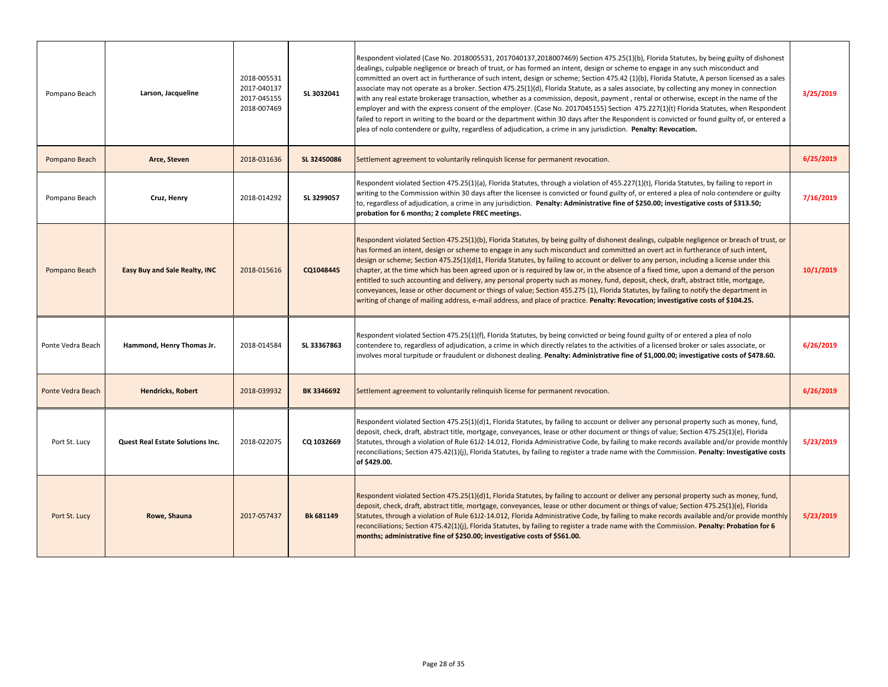| | | | | | |
|---|---|---|---|---|---|
| Pompano Beach | **Larson, Jacqueline** | 2018-005531<br>2017-040137<br>2017-045155<br>2018-007469 | **SL 3032041** | Respondent violated (Case No. 2018005531, 2017040137,2018007469) Section 475.25(1)(b), Florida Statutes, by being guilty of dishonest dealings, culpable negligence or breach of trust, or has formed an intent, design or scheme to engage in any such misconduct and committed an overt act in furtherance of such intent, design or scheme; Section 475.42 (1)(b), Florida Statute, A person licensed as a sales associate may not operate as a broker. Section 475.25(1)(d), Florida Statute, as a sales associate, by collecting any money in connection with any real estate brokerage transaction, whether as a commission, deposit, payment , rental or otherwise, except in the name of the employer and with the express consent of the employer. (Case No. 2017045155) Section 475.227(1)(t) Florida Statutes, when Respondent failed to report in writing to the board or the department within 30 days after the Respondent is convicted or found guilty of, or entered a plea of nolo contendere or guilty, regardless of adjudication, a crime in any jurisdiction. **Penalty: Revocation.** | **3/25/2019** |
| Pompano Beach | **Arce, Steven** | 2018-031636 | **SL 32450086** | Settlement agreement to voluntarily relinquish license for permanent revocation. | **6/25/2019** |
| Pompano Beach | **Cruz, Henry** | 2018-014292 | **SL 3299057** | Respondent violated Section 475.25(1)(a), Florida Statutes, through a violation of 455.227(1)(t), Florida Statutes, by failing to report in writing to the Commission within 30 days after the licensee is convicted or found guilty of, or entered a plea of nolo contendere or guilty to, regardless of adjudication, a crime in any jurisdiction. **Penalty: Administrative fine of $250.00; investigative costs of $313.50; probation for 6 months; 2 complete FREC meetings.** | **7/16/2019** |
| Pompano Beach | **Easy Buy and Sale Realty, INC** | 2018-015616 | **CQ1048445** | Respondent violated Section 475.25(1)(b), Florida Statutes, by being guilty of dishonest dealings, culpable negligence or breach of trust, or has formed an intent, design or scheme to engage in any such misconduct and committed an overt act in furtherance of such intent, design or scheme; Section 475.25(1)(d)1, Florida Statutes, by failing to account or deliver to any person, including a license under this chapter, at the time which has been agreed upon or is required by law or, in the absence of a fixed time, upon a demand of the person entitled to such accounting and delivery, any personal property such as money, fund, deposit, check, draft, abstract title, mortgage, conveyances, lease or other document or things of value; Section 455.275 (1), Florida Statutes, by failing to notify the department in writing of change of mailing address, e-mail address, and place of practice. **Penalty: Revocation; investigative costs of $104.25.** | **10/1/2019** |
| Ponte Vedra Beach | **Hammond, Henry Thomas Jr.** | 2018-014584 | **SL 33367863** | Respondent violated Section 475.25(1)(f), Florida Statutes, by being convicted or being found guilty of or entered a plea of nolo contendere to, regardless of adjudication, a crime in which directly relates to the activities of a licensed broker or sales associate, or involves moral turpitude or fraudulent or dishonest dealing. **Penalty: Administrative fine of $1,000.00; investigative costs of $478.60.** | **6/26/2019** |
| Ponte Vedra Beach | **Hendricks, Robert** | 2018-039932 | **BK 3346692** | Settlement agreement to voluntarily relinquish license for permanent revocation. | **6/26/2019** |
| Port St. Lucy | **Quest Real Estate Solutions Inc.** | 2018-022075 | **CQ 1032669** | Respondent violated Section 475.25(1)(d)1, Florida Statutes, by failing to account or deliver any personal property such as money, fund, deposit, check, draft, abstract title, mortgage, conveyances, lease or other document or things of value; Section 475.25(1)(e), Florida Statutes, through a violation of Rule 61J2-14.012, Florida Administrative Code, by failing to make records available and/or provide monthly reconciliations; Section 475.42(1)(j), Florida Statutes, by failing to register a trade name with the Commission. **Penalty: Investigative costs of $429.00.** | **5/23/2019** |
| Port St. Lucy | **Rowe, Shauna** | 2017-057437 | **Bk 681149** | Respondent violated Section 475.25(1)(d)1, Florida Statutes, by failing to account or deliver any personal property such as money, fund, deposit, check, draft, abstract title, mortgage, conveyances, lease or other document or things of value; Section 475.25(1)(e), Florida Statutes, through a violation of Rule 61J2-14.012, Florida Administrative Code, by failing to make records available and/or provide monthly reconciliations; Section 475.42(1)(j), Florida Statutes, by failing to register a trade name with the Commission. **Penalty: Probation for 6 months; administrative fine of $250.00; investigative costs of $561.00.** | **5/23/2019** |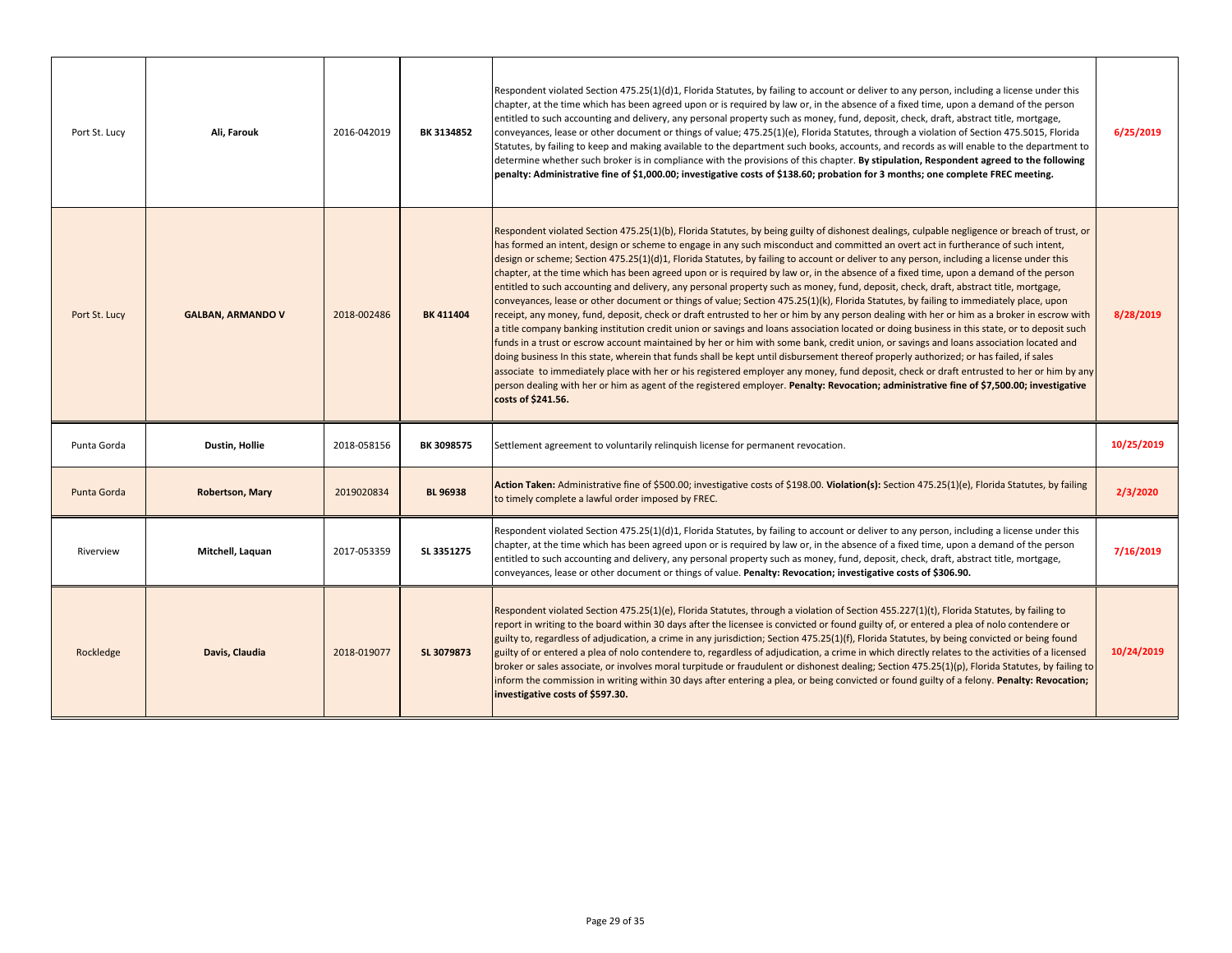| | | | | | |
|---|---|---|---|---|---|
| Port St. Lucy | **Ali, Farouk** | 2016-042019 | **BK 3134852** | Respondent violated Section 475.25(1)(d)1, Florida Statutes, by failing to account or deliver to any person, including a license under this chapter, at the time which has been agreed upon or is required by law or, in the absence of a fixed time, upon a demand of the person entitled to such accounting and delivery, any personal property such as money, fund, deposit, check, draft, abstract title, mortgage, conveyances, lease or other document or things of value; 475.25(1)(e), Florida Statutes, through a violation of Section 475.5015, Florida Statutes, by failing to keep and making available to the department such books, accounts, and records as will enable to the department to determine whether such broker is in compliance with the provisions of this chapter. **By stipulation, Respondent agreed to the following penalty: Administrative fine of $1,000.00; investigative costs of $138.60; probation for 3 months; one complete FREC meeting.** | **6/25/2019** |
| Port St. Lucy | **GALBAN, ARMANDO V** | 2018-002486 | **BK 411404** | Respondent violated Section 475.25(1)(b), Florida Statutes, by being guilty of dishonest dealings, culpable negligence or breach of trust, or has formed an intent, design or scheme to engage in any such misconduct and committed an overt act in furtherance of such intent, design or scheme; Section 475.25(1)(d)1, Florida Statutes, by failing to account or deliver to any person, including a license under this chapter, at the time which has been agreed upon or is required by law or, in the absence of a fixed time, upon a demand of the person entitled to such accounting and delivery, any personal property such as money, fund, deposit, check, draft, abstract title, mortgage, conveyances, lease or other document or things of value; Section 475.25(1)(k), Florida Statutes, by failing to immediately place, upon receipt, any money, fund, deposit, check or draft entrusted to her or him by any person dealing with her or him as a broker in escrow with a title company banking institution credit union or savings and loans association located or doing business in this state, or to deposit such funds in a trust or escrow account maintained by her or him with some bank, credit union, or savings and loans association located and doing business In this state, wherein that funds shall be kept until disbursement thereof properly authorized; or has failed, if sales associate to immediately place with her or his registered employer any money, fund deposit, check or draft entrusted to her or him by any person dealing with her or him as agent of the registered employer. **Penalty: Revocation; administrative fine of $7,500.00; investigative costs of $241.56.** | **8/28/2019** |
| Punta Gorda | **Dustin, Hollie** | 2018-058156 | **BK 3098575** | Settlement agreement to voluntarily relinquish license for permanent revocation. | **10/25/2019** |
| Punta Gorda | **Robertson, Mary** | 2019020834 | **BL 96938** | **Action Taken:** Administrative fine of $500.00; investigative costs of $198.00. **Violation(s):** Section 475.25(1)(e), Florida Statutes, by failing to timely complete a lawful order imposed by FREC. | **2/3/2020** |
| Riverview | **Mitchell, Laquan** | 2017-053359 | **SL 3351275** | Respondent violated Section 475.25(1)(d)1, Florida Statutes, by failing to account or deliver to any person, including a license under this chapter, at the time which has been agreed upon or is required by law or, in the absence of a fixed time, upon a demand of the person entitled to such accounting and delivery, any personal property such as money, fund, deposit, check, draft, abstract title, mortgage, conveyances, lease or other document or things of value. **Penalty: Revocation; investigative costs of $306.90.** | **7/16/2019** |
| Rockledge | **Davis, Claudia** | 2018-019077 | **SL 3079873** | Respondent violated Section 475.25(1)(e), Florida Statutes, through a violation of Section 455.227(1)(t), Florida Statutes, by failing to report in writing to the board within 30 days after the licensee is convicted or found guilty of, or entered a plea of nolo contendere or guilty to, regardless of adjudication, a crime in any jurisdiction; Section 475.25(1)(f), Florida Statutes, by being convicted or being found guilty of or entered a plea of nolo contendere to, regardless of adjudication, a crime in which directly relates to the activities of a licensed broker or sales associate, or involves moral turpitude or fraudulent or dishonest dealing; Section 475.25(1)(p), Florida Statutes, by failing to inform the commission in writing within 30 days after entering a plea, or being convicted or found guilty of a felony. **Penalty: Revocation; investigative costs of $597.30.** | **10/24/2019** |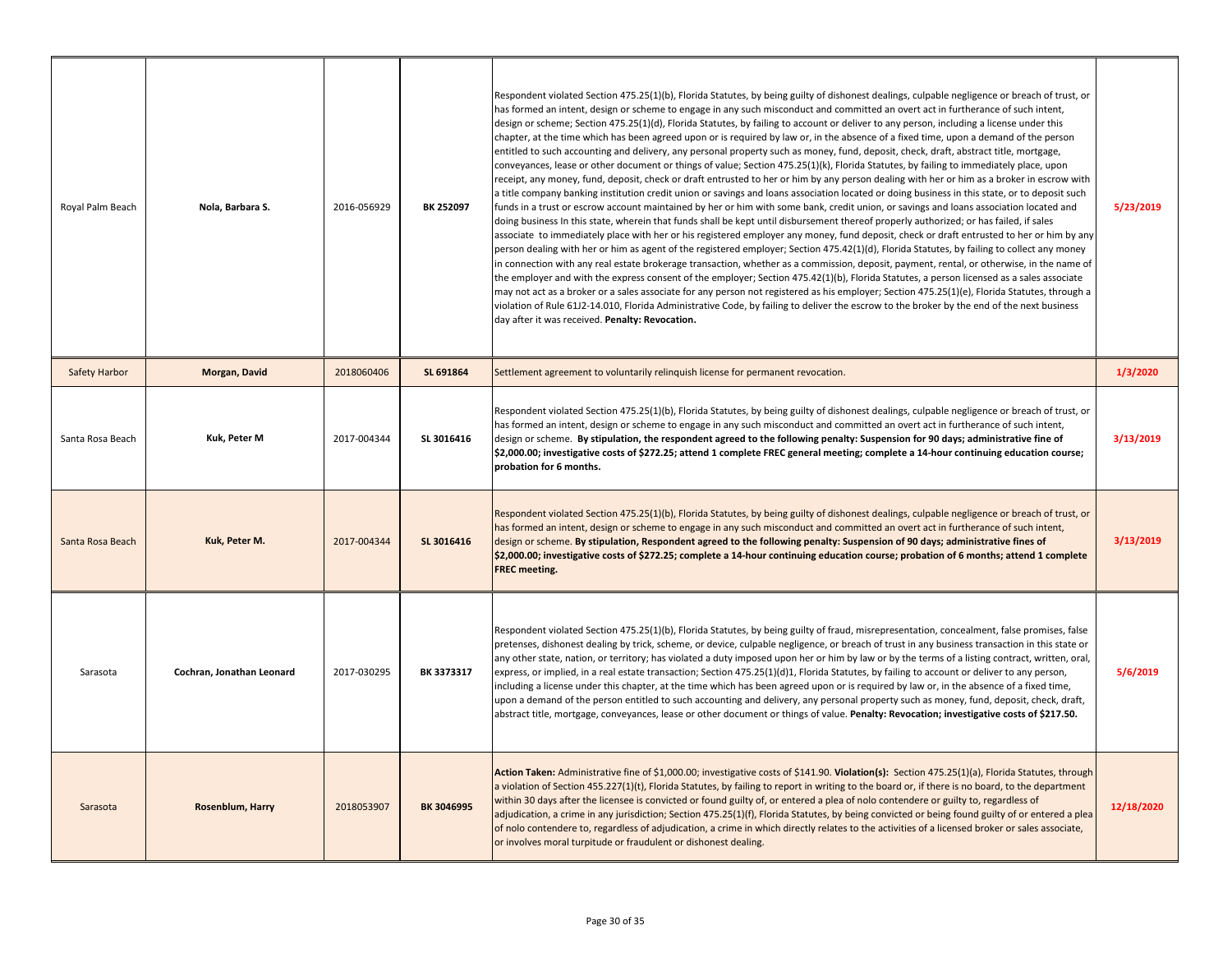| | | | | | |
|---|---|---|---|---|---|
| Royal Palm Beach | **Nola, Barbara S.** | 2016-056929 | **BK 252097** | Respondent violated Section 475.25(1)(b), Florida Statutes, by being guilty of dishonest dealings, culpable negligence or breach of trust, or has formed an intent, design or scheme to engage in any such misconduct and committed an overt act in furtherance of such intent, design or scheme; Section 475.25(1)(d), Florida Statutes, by failing to account or deliver to any person, including a license under this chapter, at the time which has been agreed upon or is required by law or, in the absence of a fixed time, upon a demand of the person entitled to such accounting and delivery, any personal property such as money, fund, deposit, check, draft, abstract title, mortgage, conveyances, lease or other document or things of value; Section 475.25(1)(k), Florida Statutes, by failing to immediately place, upon receipt, any money, fund, deposit, check or draft entrusted to her or him by any person dealing with her or him as a broker in escrow with a title company banking institution credit union or savings and loans association located or doing business in this state, or to deposit such funds in a trust or escrow account maintained by her or him with some bank, credit union, or savings and loans association located and doing business In this state, wherein that funds shall be kept until disbursement thereof properly authorized; or has failed, if sales associate to immediately place with her or his registered employer any money, fund deposit, check or draft entrusted to her or him by any person dealing with her or him as agent of the registered employer; Section 475.42(1)(d), Florida Statutes, by failing to collect any money in connection with any real estate brokerage transaction, whether as a commission, deposit, payment, rental, or otherwise, in the name of the employer and with the express consent of the employer; Section 475.42(1)(b), Florida Statutes, a person licensed as a sales associate may not act as a broker or a sales associate for any person not registered as his employer; Section 475.25(1)(e), Florida Statutes, through a violation of Rule 61J2-14.010, Florida Administrative Code, by failing to deliver the escrow to the broker by the end of the next business day after it was received. **Penalty: Revocation.** | **5/23/2019** |
| Safety Harbor | **Morgan, David** | 2018060406 | **SL 691864** | Settlement agreement to voluntarily relinquish license for permanent revocation. | **1/3/2020** |
| Santa Rosa Beach | **Kuk, Peter M** | 2017-004344 | **SL 3016416** | Respondent violated Section 475.25(1)(b), Florida Statutes, by being guilty of dishonest dealings, culpable negligence or breach of trust, or has formed an intent, design or scheme to engage in any such misconduct and committed an overt act in furtherance of such intent, design or scheme. **By stipulation, the respondent agreed to the following penalty: Suspension for 90 days; administrative fine of $2,000.00; investigative costs of $272.25; attend 1 complete FREC general meeting; complete a 14-hour continuing education course; probation for 6 months.** | **3/13/2019** |
| Santa Rosa Beach | **Kuk, Peter M.** | 2017-004344 | **SL 3016416** | Respondent violated Section 475.25(1)(b), Florida Statutes, by being guilty of dishonest dealings, culpable negligence or breach of trust, or has formed an intent, design or scheme to engage in any such misconduct and committed an overt act in furtherance of such intent, design or scheme. **By stipulation, Respondent agreed to the following penalty: Suspension of 90 days; administrative fines of $2,000.00; investigative costs of $272.25; complete a 14-hour continuing education course; probation of 6 months; attend 1 complete FREC meeting.** | **3/13/2019** |
| Sarasota | **Cochran, Jonathan Leonard** | 2017-030295 | **BK 3373317** | Respondent violated Section 475.25(1)(b), Florida Statutes, by being guilty of fraud, misrepresentation, concealment, false promises, false pretenses, dishonest dealing by trick, scheme, or device, culpable negligence, or breach of trust in any business transaction in this state or any other state, nation, or territory; has violated a duty imposed upon her or him by law or by the terms of a listing contract, written, oral, express, or implied, in a real estate transaction; Section 475.25(1)(d)1, Florida Statutes, by failing to account or deliver to any person, including a license under this chapter, at the time which has been agreed upon or is required by law or, in the absence of a fixed time, upon a demand of the person entitled to such accounting and delivery, any personal property such as money, fund, deposit, check, draft, abstract title, mortgage, conveyances, lease or other document or things of value. **Penalty: Revocation; investigative costs of $217.50.** | **5/6/2019** |
| Sarasota | **Rosenblum, Harry** | 2018053907 | **BK 3046995** | **Action Taken:** Administrative fine of $1,000.00; investigative costs of $141.90. **Violation(s):** Section 475.25(1)(a), Florida Statutes, through a violation of Section 455.227(1)(t), Florida Statutes, by failing to report in writing to the board or, if there is no board, to the department within 30 days after the licensee is convicted or found guilty of, or entered a plea of nolo contendere or guilty to, regardless of adjudication, a crime in any jurisdiction; Section 475.25(1)(f), Florida Statutes, by being convicted or being found guilty of or entered a plea of nolo contendere to, regardless of adjudication, a crime in which directly relates to the activities of a licensed broker or sales associate, or involves moral turpitude or fraudulent or dishonest dealing. | **12/18/2020** |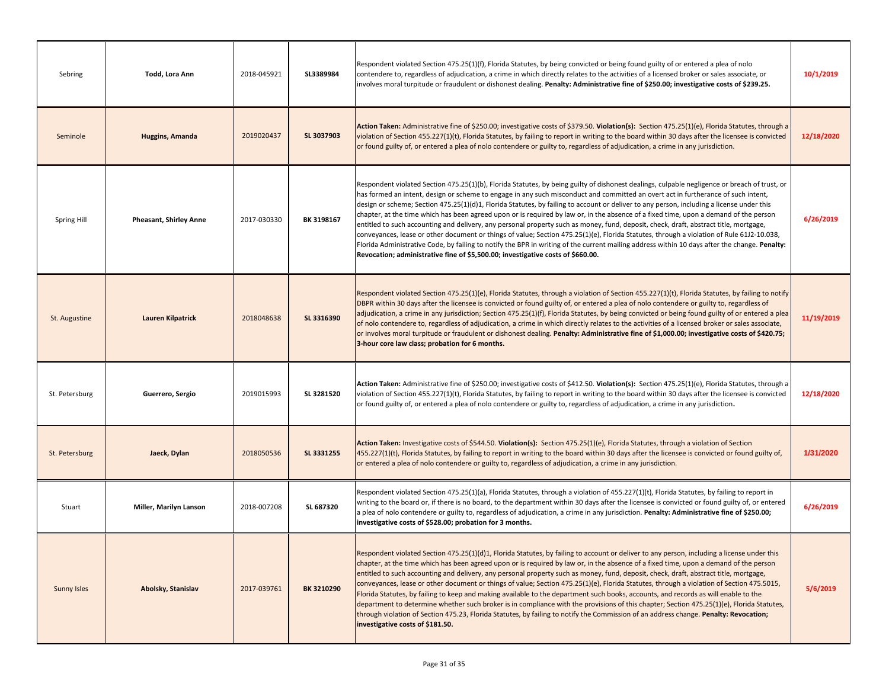| Sebring | **Todd, Lora Ann** | 2018-045921 | **SL3389984** | Respondent violated Section 475.25(1)(f), Florida Statutes, by being convicted or being found guilty of or entered a plea of nolo contendere to, regardless of adjudication, a crime in which directly relates to the activities of a licensed broker or sales associate, or involves moral turpitude or fraudulent or dishonest dealing. **Penalty: Administrative fine of $250.00; investigative costs of $239.25.** | **10/1/2019** |
|---|---|---|---|---|---|
| Seminole | **Huggins, Amanda** | 2019020437 | **SL 3037903** | **Action Taken:** Administrative fine of $250.00; investigative costs of $379.50. **Violation(s):** Section 475.25(1)(e), Florida Statutes, through a violation of Section 455.227(1)(t), Florida Statutes, by failing to report in writing to the board within 30 days after the licensee is convicted or found guilty of, or entered a plea of nolo contendere or guilty to, regardless of adjudication, a crime in any jurisdiction. | **12/18/2020** |
| Spring Hill | **Pheasant, Shirley Anne** | 2017-030330 | **BK 3198167** | Respondent violated Section 475.25(1)(b), Florida Statutes, by being guilty of dishonest dealings, culpable negligence or breach of trust, or has formed an intent, design or scheme to engage in any such misconduct and committed an overt act in furtherance of such intent, design or scheme; Section 475.25(1)(d)1, Florida Statutes, by failing to account or deliver to any person, including a license under this chapter, at the time which has been agreed upon or is required by law or, in the absence of a fixed time, upon a demand of the person entitled to such accounting and delivery, any personal property such as money, fund, deposit, check, draft, abstract title, mortgage, conveyances, lease or other document or things of value; Section 475.25(1)(e), Florida Statutes, through a violation of Rule 61J2-10.038, Florida Administrative Code, by failing to notify the BPR in writing of the current mailing address within 10 days after the change. **Penalty: Revocation; administrative fine of $5,500.00; investigative costs of $660.00.** | **6/26/2019** |
| St. Augustine | **Lauren Kilpatrick** | 2018048638 | **SL 3316390** | Respondent violated Section 475.25(1)(e), Florida Statutes, through a violation of Section 455.227(1)(t), Florida Statutes, by failing to notify DBPR within 30 days after the licensee is convicted or found guilty of, or entered a plea of nolo contendere or guilty to, regardless of adjudication, a crime in any jurisdiction; Section 475.25(1)(f), Florida Statutes, by being convicted or being found guilty of or entered a plea of nolo contendere to, regardless of adjudication, a crime in which directly relates to the activities of a licensed broker or sales associate, or involves moral turpitude or fraudulent or dishonest dealing. **Penalty: Administrative fine of $1,000.00; investigative costs of $420.75; 3-hour core law class; probation for 6 months.** | **11/19/2019** |
| St. Petersburg | **Guerrero, Sergio** | 2019015993 | **SL 3281520** | **Action Taken:** Administrative fine of $250.00; investigative costs of $412.50. **Violation(s):** Section 475.25(1)(e), Florida Statutes, through a violation of Section 455.227(1)(t), Florida Statutes, by failing to report in writing to the board within 30 days after the licensee is convicted or found guilty of, or entered a plea of nolo contendere or guilty to, regardless of adjudication, a crime in any jurisdiction**.** | **12/18/2020** |
| St. Petersburg | **Jaeck, Dylan** | 2018050536 | **SL 3331255** | **Action Taken:** Investigative costs of $544.50. **Violation(s):** Section 475.25(1)(e), Florida Statutes, through a violation of Section 455.227(1)(t), Florida Statutes, by failing to report in writing to the board within 30 days after the licensee is convicted or found guilty of, or entered a plea of nolo contendere or guilty to, regardless of adjudication, a crime in any jurisdiction. | **1/31/2020** |
| Stuart | **Miller, Marilyn Lanson** | 2018-007208 | **SL 687320** | Respondent violated Section 475.25(1)(a), Florida Statutes, through a violation of 455.227(1)(t), Florida Statutes, by failing to report in writing to the board or, if there is no board, to the department within 30 days after the licensee is convicted or found guilty of, or entered a plea of nolo contendere or guilty to, regardless of adjudication, a crime in any jurisdiction. **Penalty: Administrative fine of $250.00; investigative costs of $528.00; probation for 3 months.** | **6/26/2019** |
| Sunny Isles | **Abolsky, Stanislav** | 2017-039761 | **BK 3210290** | Respondent violated Section 475.25(1)(d)1, Florida Statutes, by failing to account or deliver to any person, including a license under this chapter, at the time which has been agreed upon or is required by law or, in the absence of a fixed time, upon a demand of the person entitled to such accounting and delivery, any personal property such as money, fund, deposit, check, draft, abstract title, mortgage, conveyances, lease or other document or things of value; Section 475.25(1)(e), Florida Statutes, through a violation of Section 475.5015, Florida Statutes, by failing to keep and making available to the department such books, accounts, and records as will enable to the department to determine whether such broker is in compliance with the provisions of this chapter; Section 475.25(1)(e), Florida Statutes, through violation of Section 475.23, Florida Statutes, by failing to notify the Commission of an address change. **Penalty: Revocation; investigative costs of $181.50.** | **5/6/2019** |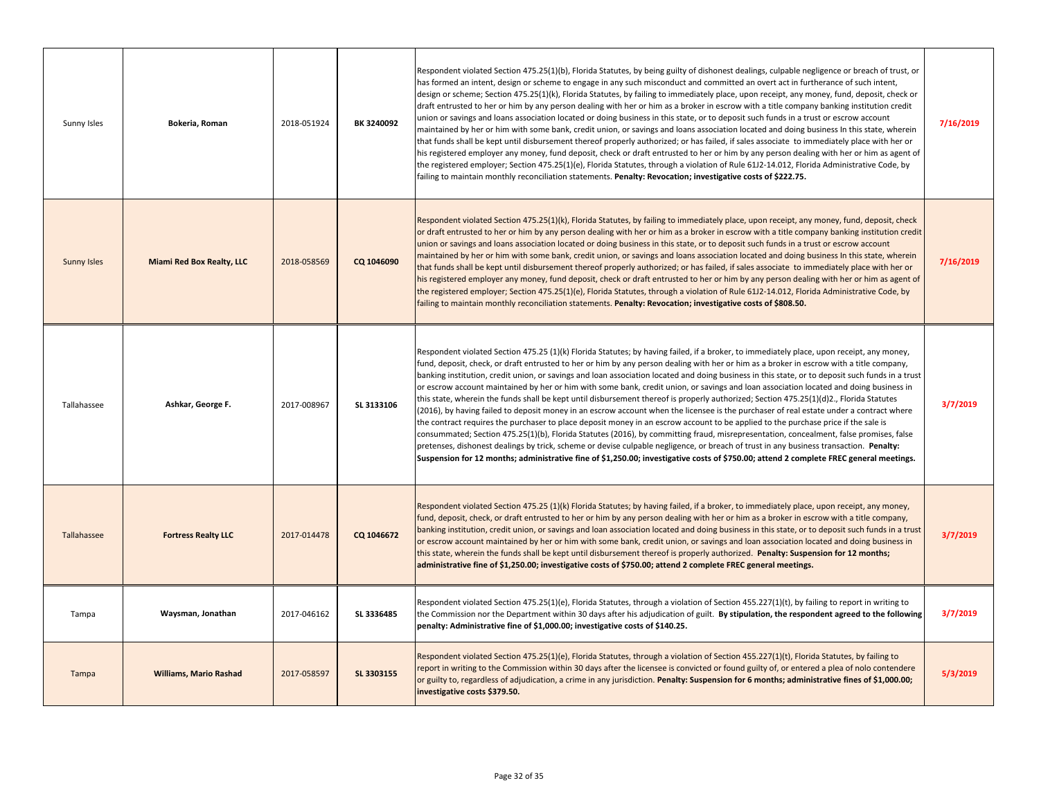| | | | | | |
|---|---|---|---|---|---|
| Sunny Isles | **Bokeria, Roman** | 2018-051924 | **BK 3240092** | Respondent violated Section 475.25(1)(b), Florida Statutes, by being guilty of dishonest dealings, culpable negligence or breach of trust, or has formed an intent, design or scheme to engage in any such misconduct and committed an overt act in furtherance of such intent, design or scheme; Section 475.25(1)(k), Florida Statutes, by failing to immediately place, upon receipt, any money, fund, deposit, check or draft entrusted to her or him by any person dealing with her or him as a broker in escrow with a title company banking institution credit union or savings and loans association located or doing business in this state, or to deposit such funds in a trust or escrow account maintained by her or him with some bank, credit union, or savings and loans association located and doing business In this state, wherein that funds shall be kept until disbursement thereof properly authorized; or has failed, if sales associate to immediately place with her or his registered employer any money, fund deposit, check or draft entrusted to her or him by any person dealing with her or him as agent of the registered employer; Section 475.25(1)(e), Florida Statutes, through a violation of Rule 61J2-14.012, Florida Administrative Code, by failing to maintain monthly reconciliation statements. **Penalty: Revocation; investigative costs of $222.75.** | **7/16/2019** |
| Sunny Isles | **Miami Red Box Realty, LLC** | 2018-058569 | **CQ 1046090** | Respondent violated Section 475.25(1)(k), Florida Statutes, by failing to immediately place, upon receipt, any money, fund, deposit, check or draft entrusted to her or him by any person dealing with her or him as a broker in escrow with a title company banking institution credit union or savings and loans association located or doing business in this state, or to deposit such funds in a trust or escrow account maintained by her or him with some bank, credit union, or savings and loans association located and doing business In this state, wherein that funds shall be kept until disbursement thereof properly authorized; or has failed, if sales associate to immediately place with her or his registered employer any money, fund deposit, check or draft entrusted to her or him by any person dealing with her or him as agent of the registered employer; Section 475.25(1)(e), Florida Statutes, through a violation of Rule 61J2-14.012, Florida Administrative Code, by failing to maintain monthly reconciliation statements. **Penalty: Revocation; investigative costs of $808.50.** | **7/16/2019** |
| Tallahassee | **Ashkar, George F.** | 2017-008967 | **SL 3133106** | Respondent violated Section 475.25 (1)(k) Florida Statutes; by having failed, if a broker, to immediately place, upon receipt, any money, fund, deposit, check, or draft entrusted to her or him by any person dealing with her or him as a broker in escrow with a title company, banking institution, credit union, or savings and loan association located and doing business in this state, or to deposit such funds in a trust or escrow account maintained by her or him with some bank, credit union, or savings and loan association located and doing business in this state, wherein the funds shall be kept until disbursement thereof is properly authorized; Section 475.25(1)(d)2., Florida Statutes (2016), by having failed to deposit money in an escrow account when the licensee is the purchaser of real estate under a contract where the contract requires the purchaser to place deposit money in an escrow account to be applied to the purchase price if the sale is consummated; Section 475.25(1)(b), Florida Statutes (2016), by committing fraud, misrepresentation, concealment, false promises, false pretenses, dishonest dealings by trick, scheme or devise culpable negligence, or breach of trust in any business transaction. **Penalty: Suspension for 12 months; administrative fine of $1,250.00; investigative costs of $750.00; attend 2 complete FREC general meetings.** | **3/7/2019** |
| Tallahassee | **Fortress Realty LLC** | 2017-014478 | **CQ 1046672** | Respondent violated Section 475.25 (1)(k) Florida Statutes; by having failed, if a broker, to immediately place, upon receipt, any money, fund, deposit, check, or draft entrusted to her or him by any person dealing with her or him as a broker in escrow with a title company, banking institution, credit union, or savings and loan association located and doing business in this state, or to deposit such funds in a trust or escrow account maintained by her or him with some bank, credit union, or savings and loan association located and doing business in this state, wherein the funds shall be kept until disbursement thereof is properly authorized. **Penalty: Suspension for 12 months; administrative fine of $1,250.00; investigative costs of $750.00; attend 2 complete FREC general meetings.** | **3/7/2019** |
| Tampa | **Waysman, Jonathan** | 2017-046162 | **SL 3336485** | Respondent violated Section 475.25(1)(e), Florida Statutes, through a violation of Section 455.227(1)(t), by failing to report in writing to the Commission nor the Department within 30 days after his adjudication of guilt. **By stipulation, the respondent agreed to the following penalty: Administrative fine of $1,000.00; investigative costs of $140.25.** | **3/7/2019** |
| Tampa | **Williams, Mario Rashad** | 2017-058597 | **SL 3303155** | Respondent violated Section 475.25(1)(e), Florida Statutes, through a violation of Section 455.227(1)(t), Florida Statutes, by failing to report in writing to the Commission within 30 days after the licensee is convicted or found guilty of, or entered a plea of nolo contendere or guilty to, regardless of adjudication, a crime in any jurisdiction. **Penalty: Suspension for 6 months; administrative fines of $1,000.00; investigative costs $379.50.** | **5/3/2019** |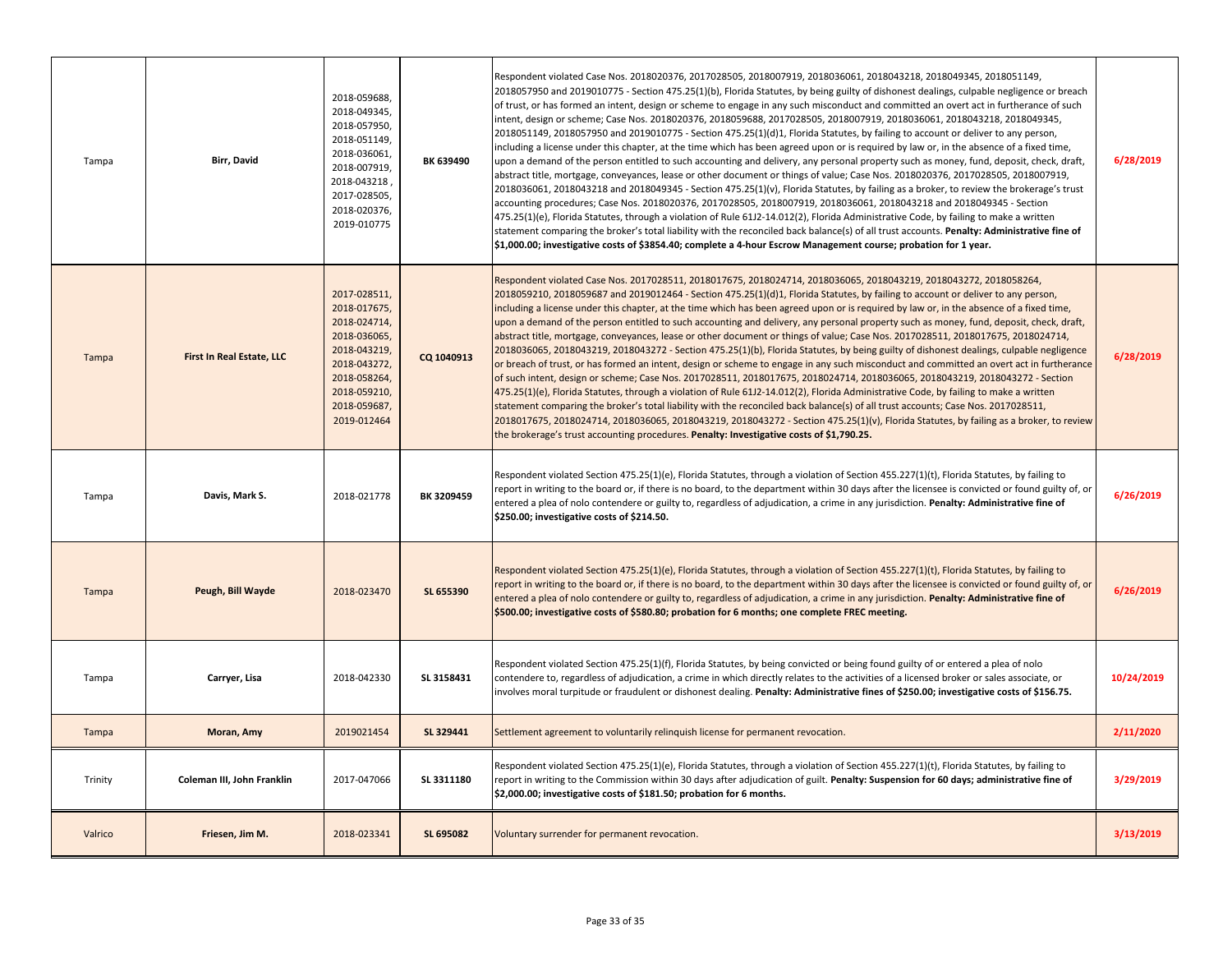| Tampa | Birr, David | 2018-059688, 2018-049345, 2018-057950, 2018-051149, 2018-036061, 2018-007919, 2018-043218 , 2017-028505, 2018-020376, 2019-010775 | BK 639490 | Respondent violated Case Nos. 2018020376, 2017028505, 2018007919, 2018036061, 2018043218, 2018049345, 2018051149, 2018057950 and 2019010775 - Section 475.25(1)(b), Florida Statutes, by being guilty of dishonest dealings, culpable negligence or breach of trust, or has formed an intent, design or scheme to engage in any such misconduct and committed an overt act in furtherance of such intent, design or scheme; Case Nos. 2018020376, 2018059688, 2017028505, 2018007919, 2018036061, 2018043218, 2018049345, 2018051149, 2018057950 and 2019010775 - Section 475.25(1)(d)1, Florida Statutes, by failing to account or deliver to any person, including a license under this chapter, at the time which has been agreed upon or is required by law or, in the absence of a fixed time, upon a demand of the person entitled to such accounting and delivery, any personal property such as money, fund, deposit, check, draft, abstract title, mortgage, conveyances, lease or other document or things of value; Case Nos. 2018020376, 2017028505, 2018007919, 2018036061, 2018043218 and 2018049345 - Section 475.25(1)(v), Florida Statutes, by failing as a broker, to review the brokerage's trust accounting procedures; Case Nos. 2018020376, 2017028505, 2018007919, 2018036061, 2018043218 and 2018049345 - Section 475.25(1)(e), Florida Statutes, through a violation of Rule 61J2-14.012(2), Florida Administrative Code, by failing to make a written statement comparing the broker's total liability with the reconciled back balance(s) of all trust accounts. **Penalty: Administrative fine of $1,000.00; investigative costs of $3854.40; complete a 4-hour Escrow Management course; probation for 1 year.** | 6/28/2019 |
|---|---|---|---|---|---|
| Tampa | First In Real Estate, LLC | 2017-028511, 2018-017675, 2018-024714, 2018-036065, 2018-043219, 2018-043272, 2018-058264, 2018-059210, 2018-059687, 2019-012464 | CQ 1040913 | Respondent violated Case Nos. 2017028511, 2018017675, 2018024714, 2018036065, 2018043219, 2018043272, 2018058264, 2018059210, 2018059687 and 2019012464 - Section 475.25(1)(d)1, Florida Statutes, by failing to account or deliver to any person, including a license under this chapter, at the time which has been agreed upon or is required by law or, in the absence of a fixed time, upon a demand of the person entitled to such accounting and delivery, any personal property such as money, fund, deposit, check, draft, abstract title, mortgage, conveyances, lease or other document or things of value; Case Nos. 2017028511, 2018017675, 2018024714, 2018036065, 2018043219, 2018043272 - Section 475.25(1)(b), Florida Statutes, by being guilty of dishonest dealings, culpable negligence or breach of trust, or has formed an intent, design or scheme to engage in any such misconduct and committed an overt act in furtherance of such intent, design or scheme; Case Nos. 2017028511, 2018017675, 2018024714, 2018036065, 2018043219, 2018043272 - Section 475.25(1)(e), Florida Statutes, through a violation of Rule 61J2-14.012(2), Florida Administrative Code, by failing to make a written statement comparing the broker's total liability with the reconciled back balance(s) of all trust accounts; Case Nos. 2017028511, 2018017675, 2018024714, 2018036065, 2018043219, 2018043272 - Section 475.25(1)(v), Florida Statutes, by failing as a broker, to review the brokerage's trust accounting procedures. **Penalty: Investigative costs of $1,790.25.** | 6/28/2019 |
| Tampa | Davis, Mark S. | 2018-021778 | BK 3209459 | Respondent violated Section 475.25(1)(e), Florida Statutes, through a violation of Section 455.227(1)(t), Florida Statutes, by failing to report in writing to the board or, if there is no board, to the department within 30 days after the licensee is convicted or found guilty of, or entered a plea of nolo contendere or guilty to, regardless of adjudication, a crime in any jurisdiction. **Penalty: Administrative fine of $250.00; investigative costs of $214.50.** | 6/26/2019 |
| Tampa | Peugh, Bill Wayde | 2018-023470 | SL 655390 | Respondent violated Section 475.25(1)(e), Florida Statutes, through a violation of Section 455.227(1)(t), Florida Statutes, by failing to report in writing to the board or, if there is no board, to the department within 30 days after the licensee is convicted or found guilty of, or entered a plea of nolo contendere or guilty to, regardless of adjudication, a crime in any jurisdiction. **Penalty: Administrative fine of $500.00; investigative costs of $580.80; probation for 6 months; one complete FREC meeting.** | 6/26/2019 |
| Tampa | Carryer, Lisa | 2018-042330 | SL 3158431 | Respondent violated Section 475.25(1)(f), Florida Statutes, by being convicted or being found guilty of or entered a plea of nolo contendere to, regardless of adjudication, a crime in which directly relates to the activities of a licensed broker or sales associate, or involves moral turpitude or fraudulent or dishonest dealing. **Penalty: Administrative fines of $250.00; investigative costs of $156.75.** | 10/24/2019 |
| Tampa | Moran, Amy | 2019021454 | SL 329441 | Settlement agreement to voluntarily relinquish license for permanent revocation. | 2/11/2020 |
| Trinity | Coleman III, John Franklin | 2017-047066 | SL 3311180 | Respondent violated Section 475.25(1)(e), Florida Statutes, through a violation of Section 455.227(1)(t), Florida Statutes, by failing to report in writing to the Commission within 30 days after adjudication of guilt. **Penalty: Suspension for 60 days; administrative fine of $2,000.00; investigative costs of $181.50; probation for 6 months.** | 3/29/2019 |
| Valrico | Friesen, Jim M. | 2018-023341 | SL 695082 | Voluntary surrender for permanent revocation. | 3/13/2019 |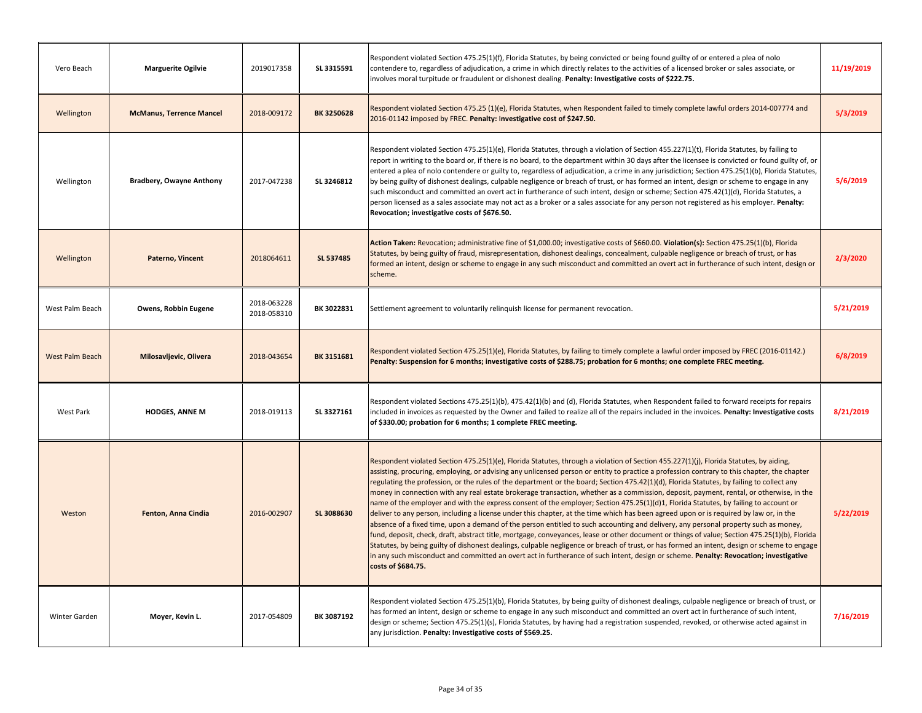| | | | | | |
|---|---|---|---|---|---|
| Vero Beach | **Marguerite Ogilvie** | 2019017358 | **SL 3315591** | Respondent violated Section 475.25(1)(f), Florida Statutes, by being convicted or being found guilty of or entered a plea of nolo contendere to, regardless of adjudication, a crime in which directly relates to the activities of a licensed broker or sales associate, or involves moral turpitude or fraudulent or dishonest dealing. **Penalty: Investigative costs of $222.75.** | **11/19/2019** |
| Wellington | **McManus, Terrence Mancel** | 2018-009172 | **BK 3250628** | Respondent violated Section 475.25 (1)(e), Florida Statutes, when Respondent failed to timely complete lawful orders 2014-007774 and 2016-01142 imposed by FREC. **Penalty: Investigative cost of $247.50.** | **5/3/2019** |
| Wellington | **Bradbery, Owayne Anthony** | 2017-047238 | **SL 3246812** | Respondent violated Section 475.25(1)(e), Florida Statutes, through a violation of Section 455.227(1)(t), Florida Statutes, by failing to report in writing to the board or, if there is no board, to the department within 30 days after the licensee is convicted or found guilty of, or entered a plea of nolo contendere or guilty to, regardless of adjudication, a crime in any jurisdiction; Section 475.25(1)(b), Florida Statutes, by being guilty of dishonest dealings, culpable negligence or breach of trust, or has formed an intent, design or scheme to engage in any such misconduct and committed an overt act in furtherance of such intent, design or scheme; Section 475.42(1)(d), Florida Statutes, a person licensed as a sales associate may not act as a broker or a sales associate for any person not registered as his employer. **Penalty: Revocation; investigative costs of $676.50.** | **5/6/2019** |
| Wellington | **Paterno, Vincent** | 2018064611 | **SL 537485** | **Action Taken:** Revocation; administrative fine of $1,000.00; investigative costs of $660.00. **Violation(s):** Section 475.25(1)(b), Florida Statutes, by being guilty of fraud, misrepresentation, dishonest dealings, concealment, culpable negligence or breach of trust, or has formed an intent, design or scheme to engage in any such misconduct and committed an overt act in furtherance of such intent, design or scheme. | **2/3/2020** |
| West Palm Beach | **Owens, Robbin Eugene** | 2018-063228 2018-058310 | **BK 3022831** | Settlement agreement to voluntarily relinquish license for permanent revocation. | **5/21/2019** |
| West Palm Beach | **Milosavljevic, Olivera** | 2018-043654 | **BK 3151681** | Respondent violated Section 475.25(1)(e), Florida Statutes, by failing to timely complete a lawful order imposed by FREC (2016-01142.) **Penalty: Suspension for 6 months; investigative costs of $288.75; probation for 6 months; one complete FREC meeting.** | **6/8/2019** |
| West Park | **HODGES, ANNE M** | 2018-019113 | **SL 3327161** | Respondent violated Sections 475.25(1)(b), 475.42(1)(b) and (d), Florida Statutes, when Respondent failed to forward receipts for repairs included in invoices as requested by the Owner and failed to realize all of the repairs included in the invoices. **Penalty: Investigative costs of $330.00; probation for 6 months; 1 complete FREC meeting.** | **8/21/2019** |
| Weston | **Fenton, Anna Cindia** | 2016-002907 | **SL 3088630** | Respondent violated Section 475.25(1)(e), Florida Statutes, through a violation of Section 455.227(1)(j), Florida Statutes, by aiding, assisting, procuring, employing, or advising any unlicensed person or entity to practice a profession contrary to this chapter, the chapter regulating the profession, or the rules of the department or the board; Section 475.42(1)(d), Florida Statutes, by failing to collect any money in connection with any real estate brokerage transaction, whether as a commission, deposit, payment, rental, or otherwise, in the name of the employer and with the express consent of the employer; Section 475.25(1)(d)1, Florida Statutes, by failing to account or deliver to any person, including a license under this chapter, at the time which has been agreed upon or is required by law or, in the absence of a fixed time, upon a demand of the person entitled to such accounting and delivery, any personal property such as money, fund, deposit, check, draft, abstract title, mortgage, conveyances, lease or other document or things of value; Section 475.25(1)(b), Florida Statutes, by being guilty of dishonest dealings, culpable negligence or breach of trust, or has formed an intent, design or scheme to engage in any such misconduct and committed an overt act in furtherance of such intent, design or scheme. **Penalty: Revocation; investigative costs of $684.75.** | **5/22/2019** |
| Winter Garden | **Moyer, Kevin L.** | 2017-054809 | **BK 3087192** | Respondent violated Section 475.25(1)(b), Florida Statutes, by being guilty of dishonest dealings, culpable negligence or breach of trust, or has formed an intent, design or scheme to engage in any such misconduct and committed an overt act in furtherance of such intent, design or scheme; Section 475.25(1)(s), Florida Statutes, by having had a registration suspended, revoked, or otherwise acted against in any jurisdiction. **Penalty: Investigative costs of $569.25.** | **7/16/2019** |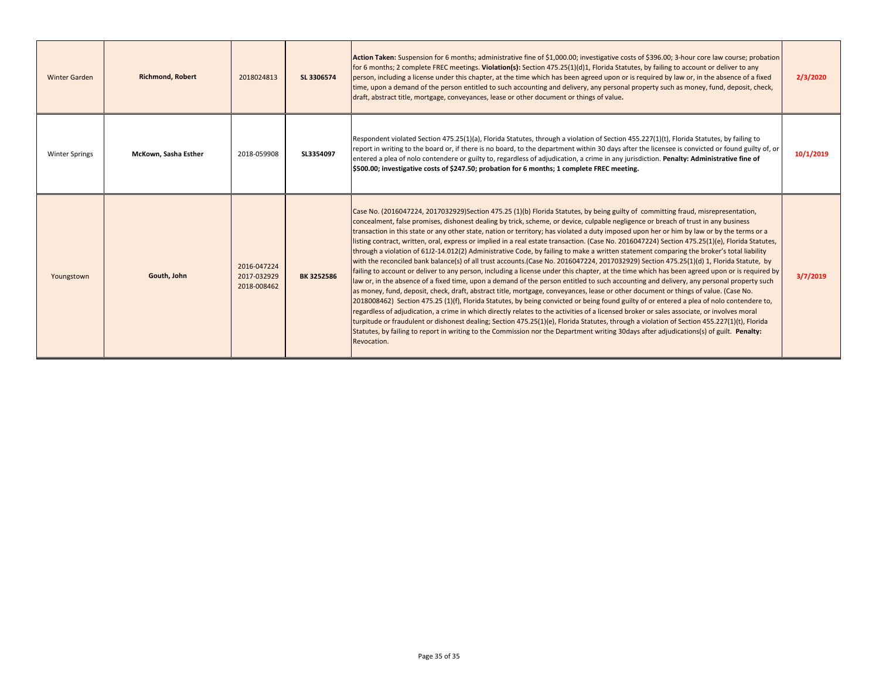| | | | | | |
|---|---|---|---|---|---|
| Winter Garden | **Richmond, Robert** | 2018024813 | **SL 3306574** | **Action Taken:** Suspension for 6 months; administrative fine of $1,000.00; investigative costs of $396.00; 3-hour core law course; probation for 6 months; 2 complete FREC meetings. **Violation(s):** Section 475.25(1)(d)1, Florida Statutes, by failing to account or deliver to any person, including a license under this chapter, at the time which has been agreed upon or is required by law or, in the absence of a fixed time, upon a demand of the person entitled to such accounting and delivery, any personal property such as money, fund, deposit, check, draft, abstract title, mortgage, conveyances, lease or other document or things of value**.** | **2/3/2020** |
| Winter Springs | **McKown, Sasha Esther** | 2018-059908 | **SL3354097** | Respondent violated Section 475.25(1)(a), Florida Statutes, through a violation of Section 455.227(1)(t), Florida Statutes, by failing to report in writing to the board or, if there is no board, to the department within 30 days after the licensee is convicted or found guilty of, or entered a plea of nolo contendere or guilty to, regardless of adjudication, a crime in any jurisdiction. **Penalty: Administrative fine of $500.00; investigative costs of $247.50; probation for 6 months; 1 complete FREC meeting.** | **10/1/2019** |
| Youngstown | **Gouth, John** | 2016-047224 2017-032929 2018-008462 | **BK 3252586** | Case No. (2016047224, 2017032929)Section 475.25 (1)(b) Florida Statutes, by being guilty of committing fraud, misrepresentation, concealment, false promises, dishonest dealing by trick, scheme, or device, culpable negligence or breach of trust in any business transaction in this state or any other state, nation or territory; has violated a duty imposed upon her or him by law or by the terms or a listing contract, written, oral, express or implied in a real estate transaction. (Case No. 2016047224) Section 475.25(1)(e), Florida Statutes, through a violation of 61J2-14.012(2) Administrative Code, by failing to make a written statement comparing the broker's total liability with the reconciled bank balance(s) of all trust accounts.(Case No. 2016047224, 2017032929) Section 475.25(1)(d) 1, Florida Statute, by failing to account or deliver to any person, including a license under this chapter, at the time which has been agreed upon or is required by law or, in the absence of a fixed time, upon a demand of the person entitled to such accounting and delivery, any personal property such as money, fund, deposit, check, draft, abstract title, mortgage, conveyances, lease or other document or things of value. (Case No. 2018008462) Section 475.25 (1)(f), Florida Statutes, by being convicted or being found guilty of or entered a plea of nolo contendere to, regardless of adjudication, a crime in which directly relates to the activities of a licensed broker or sales associate, or involves moral turpitude or fraudulent or dishonest dealing; Section 475.25(1)(e), Florida Statutes, through a violation of Section 455.227(1)(t), Florida Statutes, by failing to report in writing to the Commission nor the Department writing 30days after adjudications(s) of guilt. **Penalty:** Revocation. | **3/7/2019** |